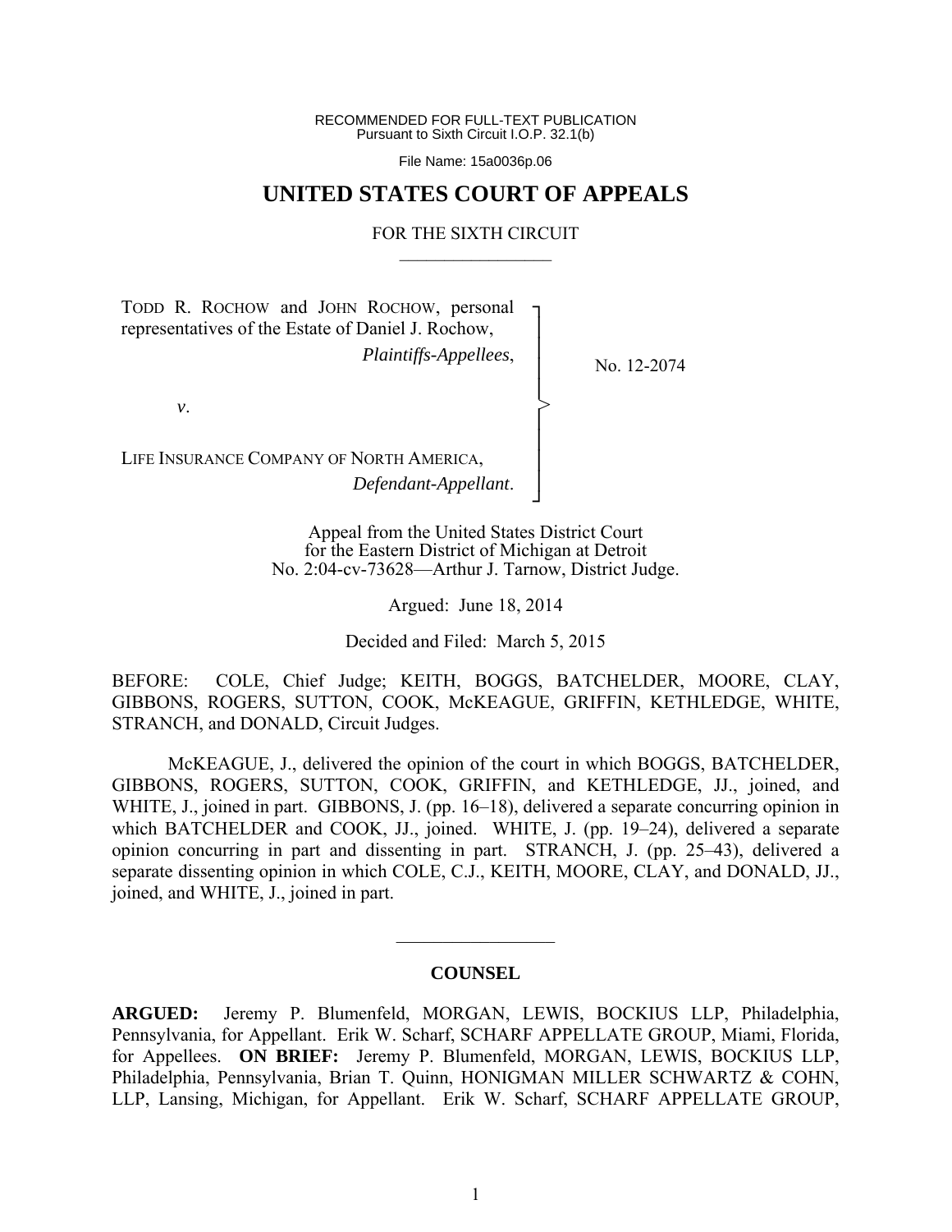RECOMMENDED FOR FULL-TEXT PUBLICATION
Pursuant to Sixth Circuit I.O.P. 32.1(b)

File Name: 15a0036p.06

# UNITED STATES COURT OF APPEALS

FOR THE SIXTH CIRCUIT

---

TODD R. ROCHOW and JOHN ROCHOW, personal representatives of the Estate of Daniel J. Rochow,
*Plaintiffs-Appellees*,

*v*.

LIFE INSURANCE COMPANY OF NORTH AMERICA,
*Defendant-Appellant*.

No. 12-2074

Appeal from the United States District Court
for the Eastern District of Michigan at Detroit
No. 2:04-cv-73628—Arthur J. Tarnow, District Judge.

Argued: June 18, 2014

Decided and Filed: March 5, 2015

BEFORE: COLE, Chief Judge; KEITH, BOGGS, BATCHELDER, MOORE, CLAY, GIBBONS, ROGERS, SUTTON, COOK, McKEAGUE, GRIFFIN, KETHLEDGE, WHITE, STRANCH, and DONALD, Circuit Judges.

McKEAGUE, J., delivered the opinion of the court in which BOGGS, BATCHELDER, GIBBONS, ROGERS, SUTTON, COOK, GRIFFIN, and KETHLEDGE, JJ., joined, and WHITE, J., joined in part. GIBBONS, J. (pp. 16–18), delivered a separate concurring opinion in which BATCHELDER and COOK, JJ., joined. WHITE, J. (pp. 19–24), delivered a separate opinion concurring in part and dissenting in part. STRANCH, J. (pp. 25–43), delivered a separate dissenting opinion in which COLE, C.J., KEITH, MOORE, CLAY, and DONALD, JJ., joined, and WHITE, J., joined in part.

---

## COUNSEL

**ARGUED:** Jeremy P. Blumenfeld, MORGAN, LEWIS, BOCKIUS LLP, Philadelphia, Pennsylvania, for Appellant. Erik W. Scharf, SCHARF APPELLATE GROUP, Miami, Florida, for Appellees. **ON BRIEF:** Jeremy P. Blumenfeld, MORGAN, LEWIS, BOCKIUS LLP, Philadelphia, Pennsylvania, Brian T. Quinn, HONIGMAN MILLER SCHWARTZ & COHN, LLP, Lansing, Michigan, for Appellant. Erik W. Scharf, SCHARF APPELLATE GROUP,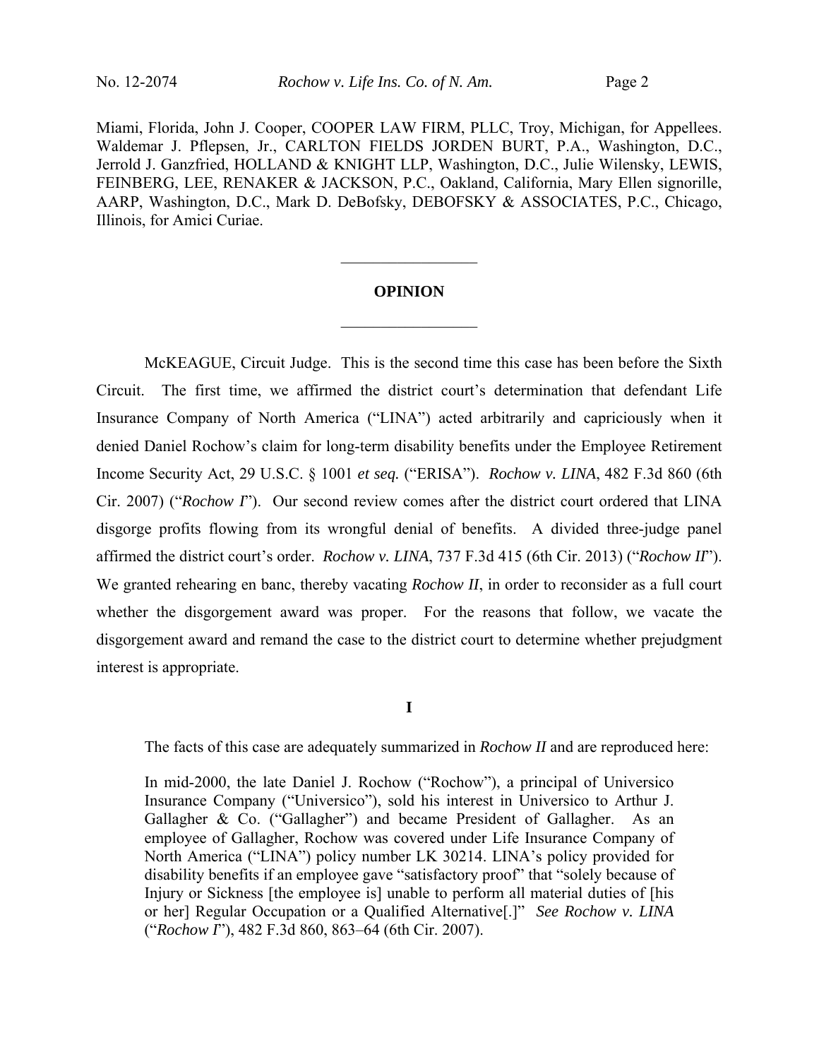Miami, Florida, John J. Cooper, COOPER LAW FIRM, PLLC, Troy, Michigan, for Appellees. Waldemar J. Pflepsen, Jr., CARLTON FIELDS JORDEN BURT, P.A., Washington, D.C., Jerrold J. Ganzfried, HOLLAND & KNIGHT LLP, Washington, D.C., Julie Wilensky, LEWIS, FEINBERG, LEE, RENAKER & JACKSON, P.C., Oakland, California, Mary Ellen signorille, AARP, Washington, D.C., Mark D. DeBofsky, DEBOFSKY & ASSOCIATES, P.C., Chicago, Illinois, for Amici Curiae.

---

**OPINION**

---

McKEAGUE, Circuit Judge. This is the second time this case has been before the Sixth Circuit. The first time, we affirmed the district court's determination that defendant Life Insurance Company of North America ("LINA") acted arbitrarily and capriciously when it denied Daniel Rochow's claim for long-term disability benefits under the Employee Retirement Income Security Act, 29 U.S.C. § 1001 *et seq.* ("ERISA"). *Rochow v. LINA*, 482 F.3d 860 (6th Cir. 2007) ("*Rochow I*"). Our second review comes after the district court ordered that LINA disgorge profits flowing from its wrongful denial of benefits. A divided three-judge panel affirmed the district court's order. *Rochow v. LINA*, 737 F.3d 415 (6th Cir. 2013) ("*Rochow II*"). We granted rehearing en banc, thereby vacating *Rochow II*, in order to reconsider as a full court whether the disgorgement award was proper. For the reasons that follow, we vacate the disgorgement award and remand the case to the district court to determine whether prejudgment interest is appropriate.

**I**

The facts of this case are adequately summarized in *Rochow II* and are reproduced here:

> In mid-2000, the late Daniel J. Rochow ("Rochow"), a principal of Universico Insurance Company ("Universico"), sold his interest in Universico to Arthur J. Gallagher & Co. ("Gallagher") and became President of Gallagher. As an employee of Gallagher, Rochow was covered under Life Insurance Company of North America ("LINA") policy number LK 30214. LINA's policy provided for disability benefits if an employee gave "satisfactory proof" that "solely because of Injury or Sickness [the employee is] unable to perform all material duties of [his or her] Regular Occupation or a Qualified Alternative[.]" *See Rochow v. LINA* ("*Rochow I*"), 482 F.3d 860, 863–64 (6th Cir. 2007).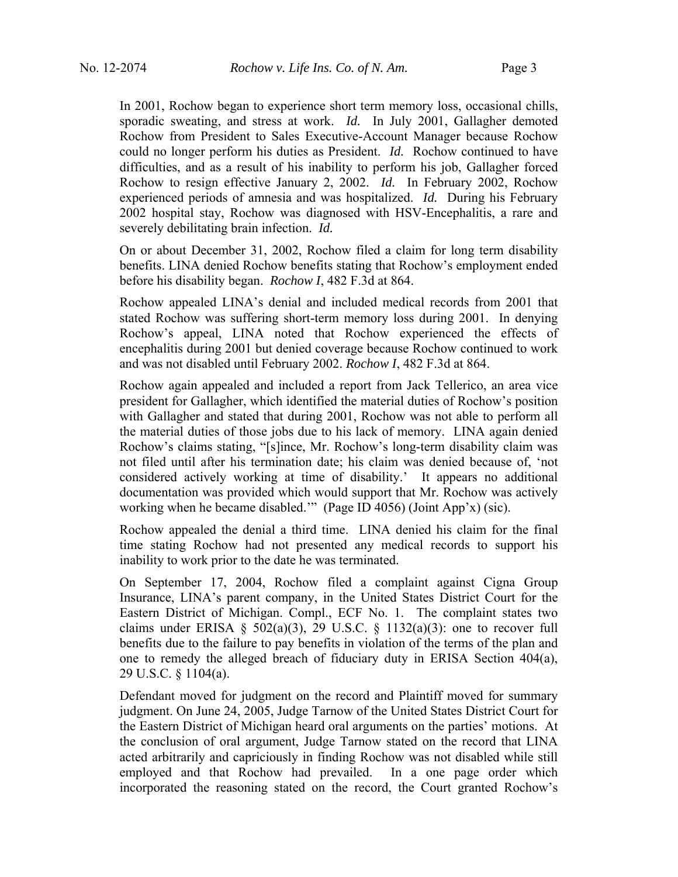In 2001, Rochow began to experience short term memory loss, occasional chills, sporadic sweating, and stress at work. *Id.* In July 2001, Gallagher demoted Rochow from President to Sales Executive-Account Manager because Rochow could no longer perform his duties as President. *Id.* Rochow continued to have difficulties, and as a result of his inability to perform his job, Gallagher forced Rochow to resign effective January 2, 2002. *Id.* In February 2002, Rochow experienced periods of amnesia and was hospitalized. *Id.* During his February 2002 hospital stay, Rochow was diagnosed with HSV-Encephalitis, a rare and severely debilitating brain infection. *Id.*

On or about December 31, 2002, Rochow filed a claim for long term disability benefits. LINA denied Rochow benefits stating that Rochow's employment ended before his disability began. *Rochow I*, 482 F.3d at 864.

Rochow appealed LINA's denial and included medical records from 2001 that stated Rochow was suffering short-term memory loss during 2001. In denying Rochow's appeal, LINA noted that Rochow experienced the effects of encephalitis during 2001 but denied coverage because Rochow continued to work and was not disabled until February 2002. *Rochow I*, 482 F.3d at 864.

Rochow again appealed and included a report from Jack Tellerico, an area vice president for Gallagher, which identified the material duties of Rochow's position with Gallagher and stated that during 2001, Rochow was not able to perform all the material duties of those jobs due to his lack of memory. LINA again denied Rochow's claims stating, "[s]ince, Mr. Rochow's long-term disability claim was not filed until after his termination date; his claim was denied because of, 'not considered actively working at time of disability.' It appears no additional documentation was provided which would support that Mr. Rochow was actively working when he became disabled.'" (Page ID 4056) (Joint App'x) (sic).

Rochow appealed the denial a third time. LINA denied his claim for the final time stating Rochow had not presented any medical records to support his inability to work prior to the date he was terminated.

On September 17, 2004, Rochow filed a complaint against Cigna Group Insurance, LINA's parent company, in the United States District Court for the Eastern District of Michigan. Compl., ECF No. 1. The complaint states two claims under ERISA § 502(a)(3), 29 U.S.C. § 1132(a)(3): one to recover full benefits due to the failure to pay benefits in violation of the terms of the plan and one to remedy the alleged breach of fiduciary duty in ERISA Section 404(a), 29 U.S.C. § 1104(a).

Defendant moved for judgment on the record and Plaintiff moved for summary judgment. On June 24, 2005, Judge Tarnow of the United States District Court for the Eastern District of Michigan heard oral arguments on the parties' motions. At the conclusion of oral argument, Judge Tarnow stated on the record that LINA acted arbitrarily and capriciously in finding Rochow was not disabled while still employed and that Rochow had prevailed. In a one page order which incorporated the reasoning stated on the record, the Court granted Rochow's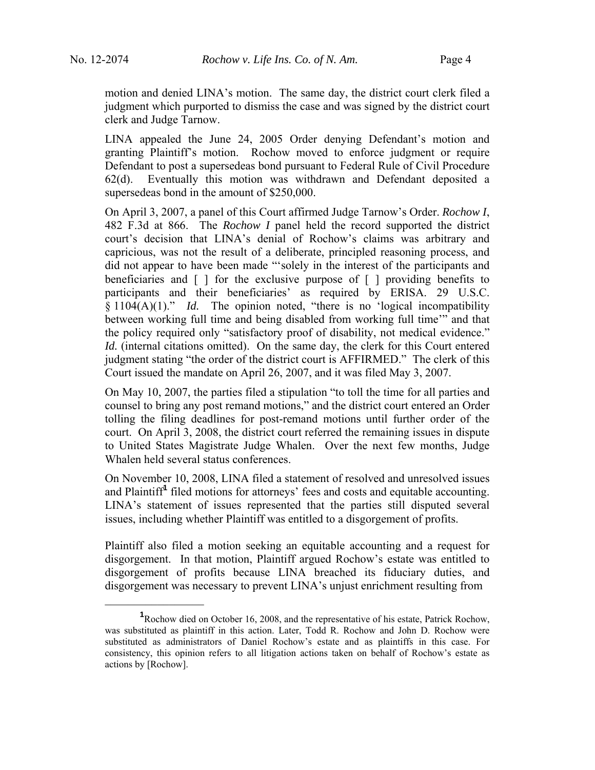motion and denied LINA's motion. The same day, the district court clerk filed a judgment which purported to dismiss the case and was signed by the district court clerk and Judge Tarnow.

LINA appealed the June 24, 2005 Order denying Defendant's motion and granting Plaintiff's motion. Rochow moved to enforce judgment or require Defendant to post a supersedeas bond pursuant to Federal Rule of Civil Procedure 62(d). Eventually this motion was withdrawn and Defendant deposited a supersedeas bond in the amount of $250,000.

On April 3, 2007, a panel of this Court affirmed Judge Tarnow's Order. *Rochow I*, 482 F.3d at 866. The *Rochow I* panel held the record supported the district court's decision that LINA's denial of Rochow's claims was arbitrary and capricious, was not the result of a deliberate, principled reasoning process, and did not appear to have been made "'solely in the interest of the participants and beneficiaries and [ ] for the exclusive purpose of [ ] providing benefits to participants and their beneficiaries' as required by ERISA. 29 U.S.C. § 1104(A)(1)." *Id.* The opinion noted, "there is no 'logical incompatibility between working full time and being disabled from working full time'" and that the policy required only "satisfactory proof of disability, not medical evidence." *Id.* (internal citations omitted). On the same day, the clerk for this Court entered judgment stating "the order of the district court is AFFIRMED." The clerk of this Court issued the mandate on April 26, 2007, and it was filed May 3, 2007.

On May 10, 2007, the parties filed a stipulation "to toll the time for all parties and counsel to bring any post remand motions," and the district court entered an Order tolling the filing deadlines for post-remand motions until further order of the court. On April 3, 2008, the district court referred the remaining issues in dispute to United States Magistrate Judge Whalen. Over the next few months, Judge Whalen held several status conferences.

On November 10, 2008, LINA filed a statement of resolved and unresolved issues and Plaintiff[1] filed motions for attorneys' fees and costs and equitable accounting. LINA's statement of issues represented that the parties still disputed several issues, including whether Plaintiff was entitled to a disgorgement of profits.

Plaintiff also filed a motion seeking an equitable accounting and a request for disgorgement. In that motion, Plaintiff argued Rochow's estate was entitled to disgorgement of profits because LINA breached its fiduciary duties, and disgorgement was necessary to prevent LINA's unjust enrichment resulting from

---

[1] Rochow died on October 16, 2008, and the representative of his estate, Patrick Rochow, was substituted as plaintiff in this action. Later, Todd R. Rochow and John D. Rochow were substituted as administrators of Daniel Rochow's estate and as plaintiffs in this case. For consistency, this opinion refers to all litigation actions taken on behalf of Rochow's estate as actions by [Rochow].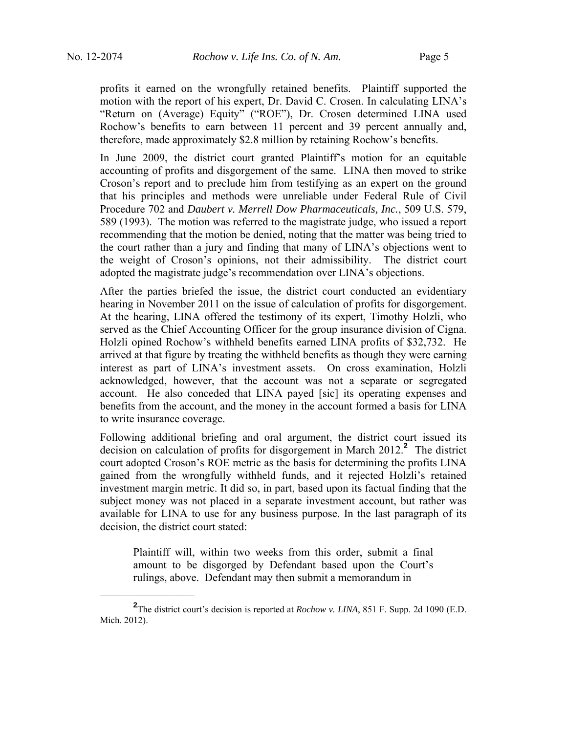profits it earned on the wrongfully retained benefits. Plaintiff supported the motion with the report of his expert, Dr. David C. Crosen. In calculating LINA's "Return on (Average) Equity" ("ROE"), Dr. Crosen determined LINA used Rochow's benefits to earn between 11 percent and 39 percent annually and, therefore, made approximately $2.8 million by retaining Rochow's benefits.

In June 2009, the district court granted Plaintiff's motion for an equitable accounting of profits and disgorgement of the same. LINA then moved to strike Croson's report and to preclude him from testifying as an expert on the ground that his principles and methods were unreliable under Federal Rule of Civil Procedure 702 and *Daubert v. Merrell Dow Pharmaceuticals, Inc.*, 509 U.S. 579, 589 (1993). The motion was referred to the magistrate judge, who issued a report recommending that the motion be denied, noting that the matter was being tried to the court rather than a jury and finding that many of LINA's objections went to the weight of Croson's opinions, not their admissibility. The district court adopted the magistrate judge's recommendation over LINA's objections.

After the parties briefed the issue, the district court conducted an evidentiary hearing in November 2011 on the issue of calculation of profits for disgorgement. At the hearing, LINA offered the testimony of its expert, Timothy Holzli, who served as the Chief Accounting Officer for the group insurance division of Cigna. Holzli opined Rochow's withheld benefits earned LINA profits of $32,732. He arrived at that figure by treating the withheld benefits as though they were earning interest as part of LINA's investment assets. On cross examination, Holzli acknowledged, however, that the account was not a separate or segregated account. He also conceded that LINA payed [sic] its operating expenses and benefits from the account, and the money in the account formed a basis for LINA to write insurance coverage.

Following additional briefing and oral argument, the district court issued its decision on calculation of profits for disgorgement in March 2012.[2] The district court adopted Croson's ROE metric as the basis for determining the profits LINA gained from the wrongfully withheld funds, and it rejected Holzli's retained investment margin metric. It did so, in part, based upon its factual finding that the subject money was not placed in a separate investment account, but rather was available for LINA to use for any business purpose. In the last paragraph of its decision, the district court stated:

> Plaintiff will, within two weeks from this order, submit a final amount to be disgorged by Defendant based upon the Court's rulings, above. Defendant may then submit a memorandum in

[2] The district court's decision is reported at *Rochow v. LINA*, 851 F. Supp. 2d 1090 (E.D. Mich. 2012).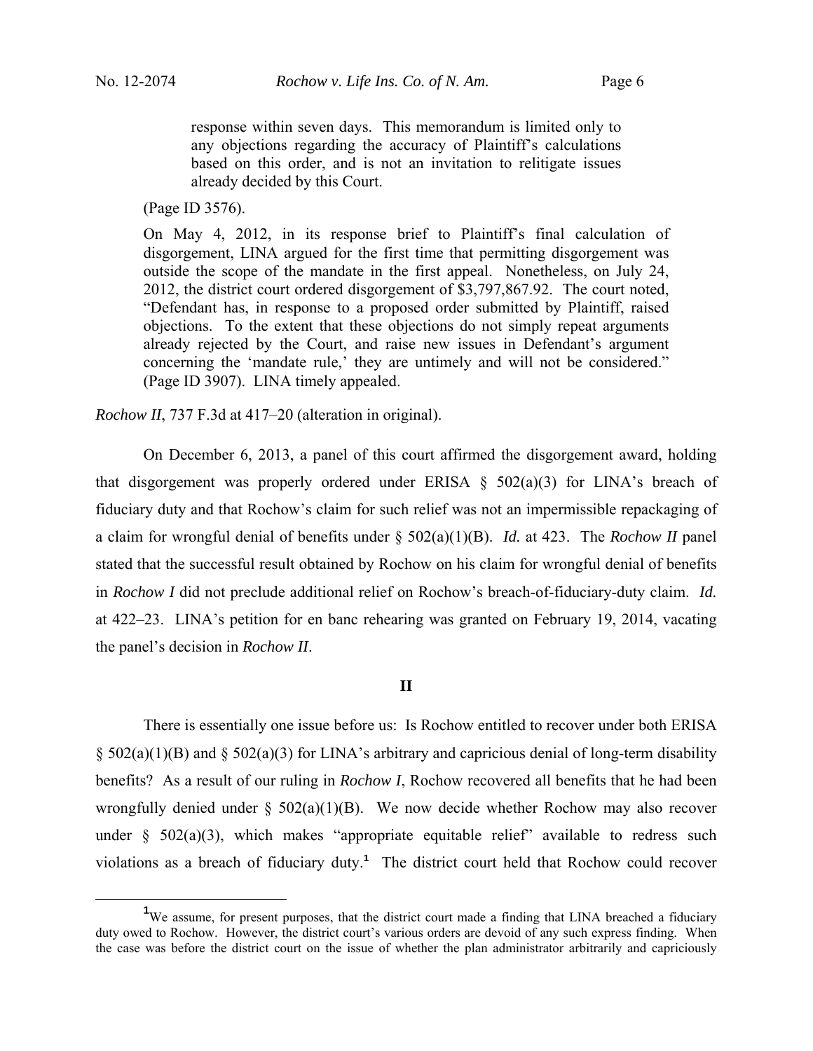> response within seven days. This memorandum is limited only to any objections regarding the accuracy of Plaintiff's calculations based on this order, and is not an invitation to relitigate issues already decided by this Court.

> (Page ID 3576).

> On May 4, 2012, in its response brief to Plaintiff's final calculation of disgorgement, LINA argued for the first time that permitting disgorgement was outside the scope of the mandate in the first appeal. Nonetheless, on July 24, 2012, the district court ordered disgorgement of $3,797,867.92. The court noted, "Defendant has, in response to a proposed order submitted by Plaintiff, raised objections. To the extent that these objections do not simply repeat arguments already rejected by the Court, and raise new issues in Defendant's argument concerning the 'mandate rule,' they are untimely and will not be considered." (Page ID 3907). LINA timely appealed.

*Rochow II*, 737 F.3d at 417–20 (alteration in original).

On December 6, 2013, a panel of this court affirmed the disgorgement award, holding that disgorgement was properly ordered under ERISA § 502(a)(3) for LINA's breach of fiduciary duty and that Rochow's claim for such relief was not an impermissible repackaging of a claim for wrongful denial of benefits under § 502(a)(1)(B). *Id.* at 423. The *Rochow II* panel stated that the successful result obtained by Rochow on his claim for wrongful denial of benefits in *Rochow I* did not preclude additional relief on Rochow's breach-of-fiduciary-duty claim. *Id.* at 422–23. LINA's petition for en banc rehearing was granted on February 19, 2014, vacating the panel's decision in *Rochow II*.

## II

There is essentially one issue before us: Is Rochow entitled to recover under both ERISA § 502(a)(1)(B) and § 502(a)(3) for LINA's arbitrary and capricious denial of long-term disability benefits? As a result of our ruling in *Rochow I*, Rochow recovered all benefits that he had been wrongfully denied under § 502(a)(1)(B). We now decide whether Rochow may also recover under § 502(a)(3), which makes "appropriate equitable relief" available to redress such violations as a breach of fiduciary duty.[1] The district court held that Rochow could recover

---

[1] We assume, for present purposes, that the district court made a finding that LINA breached a fiduciary duty owed to Rochow. However, the district court's various orders are devoid of any such express finding. When the case was before the district court on the issue of whether the plan administrator arbitrarily and capriciously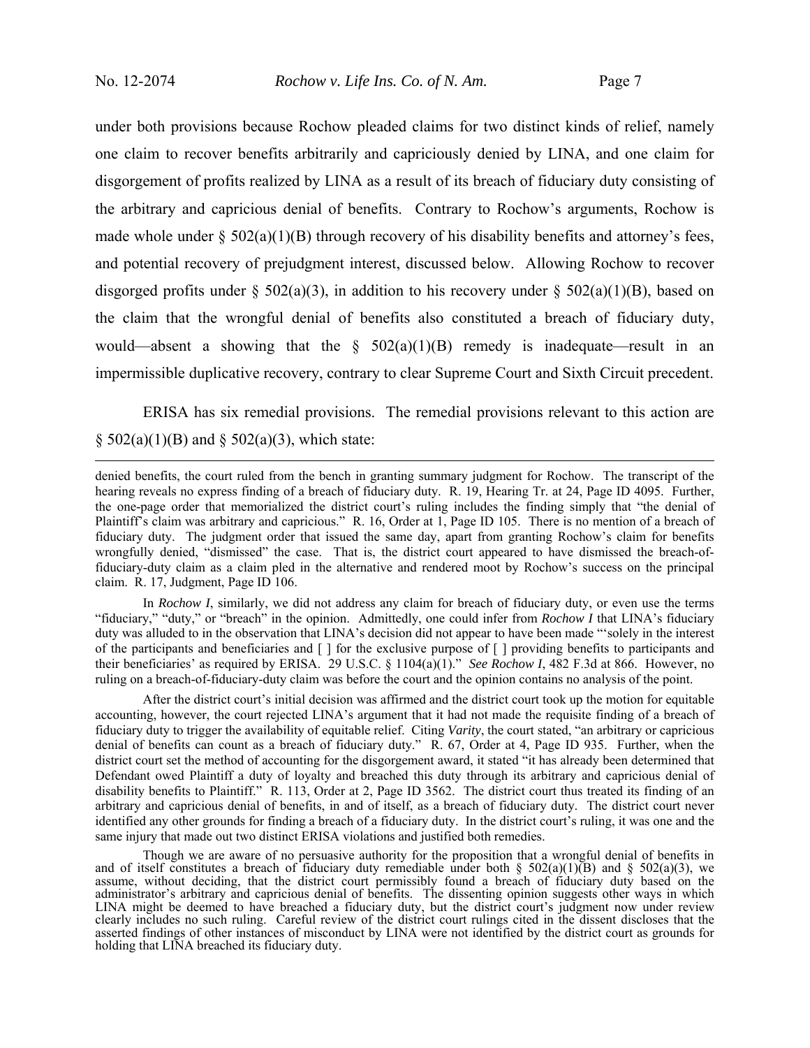under both provisions because Rochow pleaded claims for two distinct kinds of relief, namely one claim to recover benefits arbitrarily and capriciously denied by LINA, and one claim for disgorgement of profits realized by LINA as a result of its breach of fiduciary duty consisting of the arbitrary and capricious denial of benefits. Contrary to Rochow's arguments, Rochow is made whole under § 502(a)(1)(B) through recovery of his disability benefits and attorney's fees, and potential recovery of prejudgment interest, discussed below. Allowing Rochow to recover disgorged profits under § 502(a)(3), in addition to his recovery under § 502(a)(1)(B), based on the claim that the wrongful denial of benefits also constituted a breach of fiduciary duty, would—absent a showing that the § 502(a)(1)(B) remedy is inadequate—result in an impermissible duplicative recovery, contrary to clear Supreme Court and Sixth Circuit precedent.

ERISA has six remedial provisions. The remedial provisions relevant to this action are § 502(a)(1)(B) and § 502(a)(3), which state:

---

denied benefits, the court ruled from the bench in granting summary judgment for Rochow. The transcript of the hearing reveals no express finding of a breach of fiduciary duty. R. 19, Hearing Tr. at 24, Page ID 4095. Further, the one-page order that memorialized the district court's ruling includes the finding simply that "the denial of Plaintiff's claim was arbitrary and capricious." R. 16, Order at 1, Page ID 105. There is no mention of a breach of fiduciary duty. The judgment order that issued the same day, apart from granting Rochow's claim for benefits wrongfully denied, "dismissed" the case. That is, the district court appeared to have dismissed the breach-of-fiduciary-duty claim as a claim pled in the alternative and rendered moot by Rochow's success on the principal claim. R. 17, Judgment, Page ID 106.

In *Rochow I*, similarly, we did not address any claim for breach of fiduciary duty, or even use the terms "fiduciary," "duty," or "breach" in the opinion. Admittedly, one could infer from *Rochow I* that LINA's fiduciary duty was alluded to in the observation that LINA's decision did not appear to have been made "'solely in the interest of the participants and beneficiaries and [ ] for the exclusive purpose of [ ] providing benefits to participants and their beneficiaries' as required by ERISA. 29 U.S.C. § 1104(a)(1)." *See Rochow I*, 482 F.3d at 866. However, no ruling on a breach-of-fiduciary-duty claim was before the court and the opinion contains no analysis of the point.

After the district court's initial decision was affirmed and the district court took up the motion for equitable accounting, however, the court rejected LINA's argument that it had not made the requisite finding of a breach of fiduciary duty to trigger the availability of equitable relief. Citing *Varity*, the court stated, "an arbitrary or capricious denial of benefits can count as a breach of fiduciary duty." R. 67, Order at 4, Page ID 935. Further, when the district court set the method of accounting for the disgorgement award, it stated "it has already been determined that Defendant owed Plaintiff a duty of loyalty and breached this duty through its arbitrary and capricious denial of disability benefits to Plaintiff." R. 113, Order at 2, Page ID 3562. The district court thus treated its finding of an arbitrary and capricious denial of benefits, in and of itself, as a breach of fiduciary duty. The district court never identified any other grounds for finding a breach of a fiduciary duty. In the district court's ruling, it was one and the same injury that made out two distinct ERISA violations and justified both remedies.

Though we are aware of no persuasive authority for the proposition that a wrongful denial of benefits in and of itself constitutes a breach of fiduciary duty remediable under both § 502(a)(1)(B) and § 502(a)(3), we assume, without deciding, that the district court permissibly found a breach of fiduciary duty based on the administrator's arbitrary and capricious denial of benefits. The dissenting opinion suggests other ways in which LINA might be deemed to have breached a fiduciary duty, but the district court's judgment now under review clearly includes no such ruling. Careful review of the district court rulings cited in the dissent discloses that the asserted findings of other instances of misconduct by LINA were not identified by the district court as grounds for holding that LINA breached its fiduciary duty.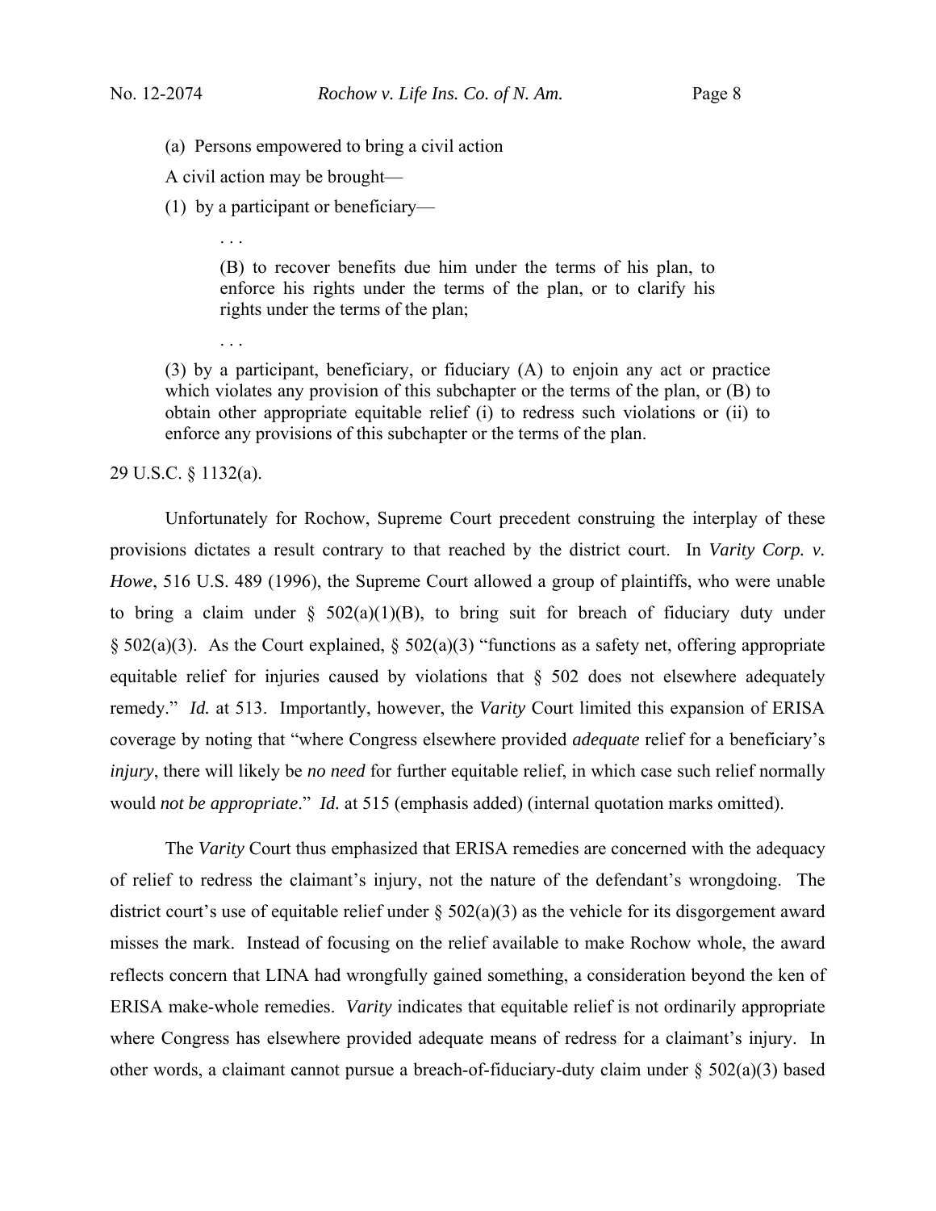> (a) Persons empowered to bring a civil action
>
> A civil action may be brought—
>
> (1) by a participant or beneficiary—
>
> > . . .
> >
> > (B) to recover benefits due him under the terms of his plan, to enforce his rights under the terms of the plan, or to clarify his rights under the terms of the plan;
> >
> > . . .
>
> (3) by a participant, beneficiary, or fiduciary (A) to enjoin any act or practice which violates any provision of this subchapter or the terms of the plan, or (B) to obtain other appropriate equitable relief (i) to redress such violations or (ii) to enforce any provisions of this subchapter or the terms of the plan.

29 U.S.C. § 1132(a).

Unfortunately for Rochow, Supreme Court precedent construing the interplay of these provisions dictates a result contrary to that reached by the district court. In *Varity Corp. v. Howe*, 516 U.S. 489 (1996), the Supreme Court allowed a group of plaintiffs, who were unable to bring a claim under § 502(a)(1)(B), to bring suit for breach of fiduciary duty under § 502(a)(3). As the Court explained, § 502(a)(3) "functions as a safety net, offering appropriate equitable relief for injuries caused by violations that § 502 does not elsewhere adequately remedy." *Id.* at 513. Importantly, however, the *Varity* Court limited this expansion of ERISA coverage by noting that "where Congress elsewhere provided *adequate* relief for a beneficiary's *injury*, there will likely be *no need* for further equitable relief, in which case such relief normally would *not be appropriate*." *Id.* at 515 (emphasis added) (internal quotation marks omitted).

The *Varity* Court thus emphasized that ERISA remedies are concerned with the adequacy of relief to redress the claimant's injury, not the nature of the defendant's wrongdoing. The district court's use of equitable relief under § 502(a)(3) as the vehicle for its disgorgement award misses the mark. Instead of focusing on the relief available to make Rochow whole, the award reflects concern that LINA had wrongfully gained something, a consideration beyond the ken of ERISA make-whole remedies. *Varity* indicates that equitable relief is not ordinarily appropriate where Congress has elsewhere provided adequate means of redress for a claimant's injury. In other words, a claimant cannot pursue a breach-of-fiduciary-duty claim under § 502(a)(3) based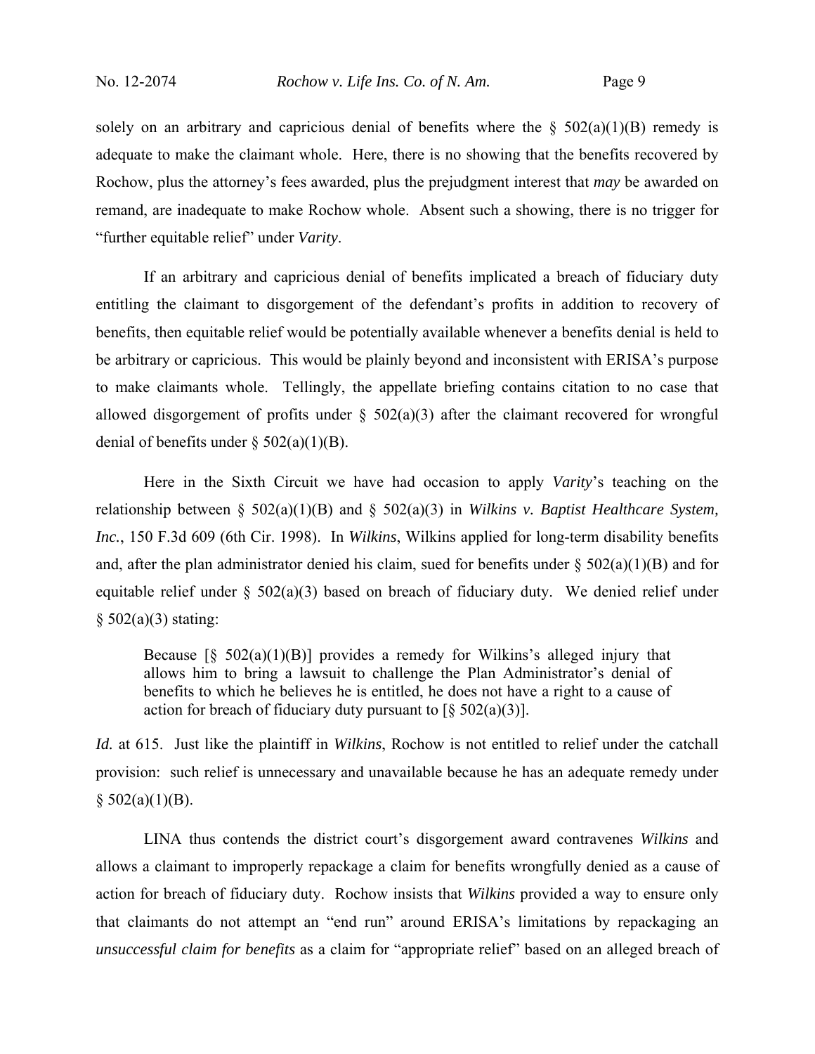solely on an arbitrary and capricious denial of benefits where the § 502(a)(1)(B) remedy is adequate to make the claimant whole. Here, there is no showing that the benefits recovered by Rochow, plus the attorney's fees awarded, plus the prejudgment interest that *may* be awarded on remand, are inadequate to make Rochow whole. Absent such a showing, there is no trigger for "further equitable relief" under *Varity*.

If an arbitrary and capricious denial of benefits implicated a breach of fiduciary duty entitling the claimant to disgorgement of the defendant's profits in addition to recovery of benefits, then equitable relief would be potentially available whenever a benefits denial is held to be arbitrary or capricious. This would be plainly beyond and inconsistent with ERISA's purpose to make claimants whole. Tellingly, the appellate briefing contains citation to no case that allowed disgorgement of profits under § 502(a)(3) after the claimant recovered for wrongful denial of benefits under § 502(a)(1)(B).

Here in the Sixth Circuit we have had occasion to apply *Varity*'s teaching on the relationship between § 502(a)(1)(B) and § 502(a)(3) in *Wilkins v. Baptist Healthcare System, Inc.*, 150 F.3d 609 (6th Cir. 1998). In *Wilkins*, Wilkins applied for long-term disability benefits and, after the plan administrator denied his claim, sued for benefits under § 502(a)(1)(B) and for equitable relief under § 502(a)(3) based on breach of fiduciary duty. We denied relief under § 502(a)(3) stating:

> Because [§ 502(a)(1)(B)] provides a remedy for Wilkins's alleged injury that allows him to bring a lawsuit to challenge the Plan Administrator's denial of benefits to which he believes he is entitled, he does not have a right to a cause of action for breach of fiduciary duty pursuant to [§ 502(a)(3)].

*Id.* at 615. Just like the plaintiff in *Wilkins*, Rochow is not entitled to relief under the catchall provision: such relief is unnecessary and unavailable because he has an adequate remedy under § 502(a)(1)(B).

LINA thus contends the district court's disgorgement award contravenes *Wilkins* and allows a claimant to improperly repackage a claim for benefits wrongfully denied as a cause of action for breach of fiduciary duty. Rochow insists that *Wilkins* provided a way to ensure only that claimants do not attempt an "end run" around ERISA's limitations by repackaging an *unsuccessful claim for benefits* as a claim for "appropriate relief" based on an alleged breach of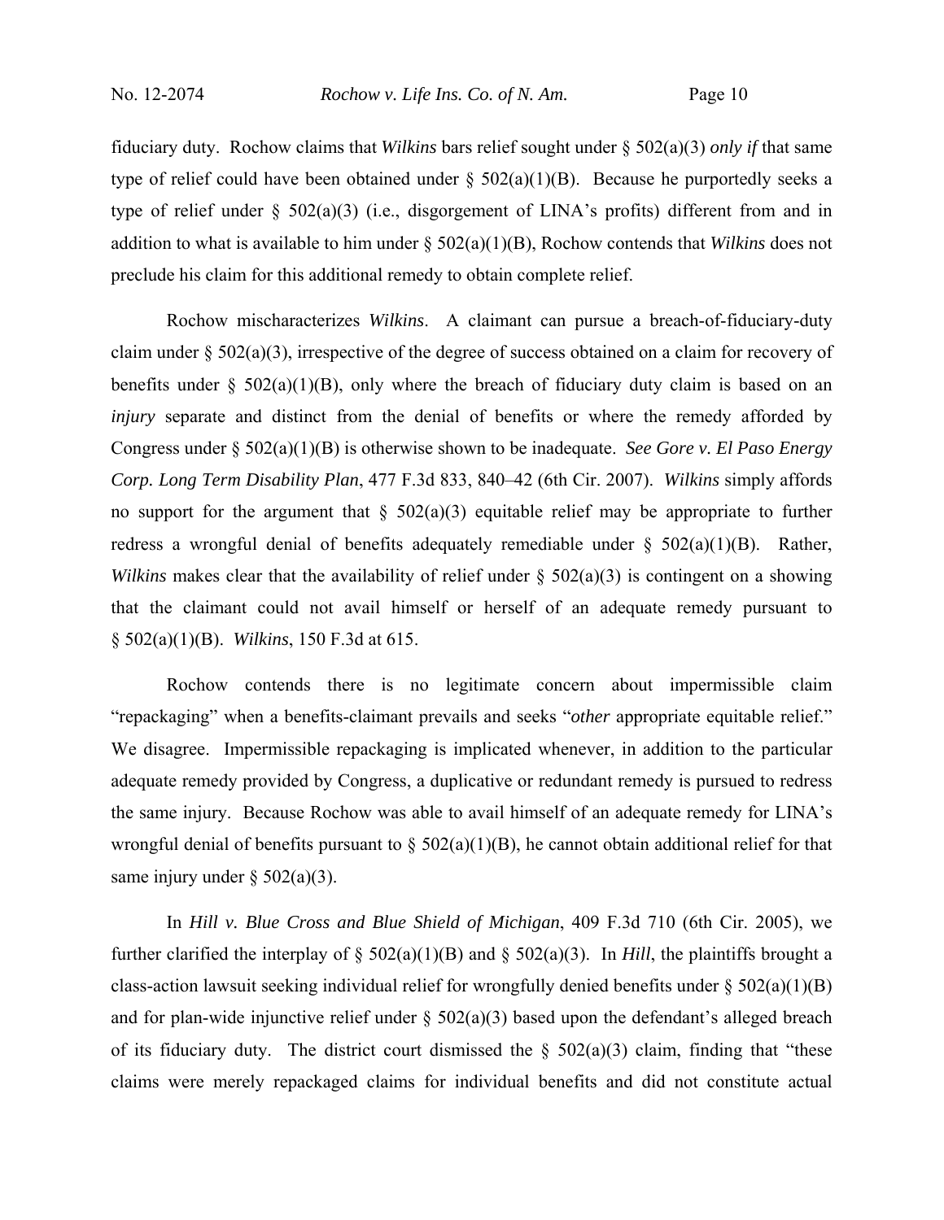fiduciary duty. Rochow claims that *Wilkins* bars relief sought under § 502(a)(3) *only if* that same type of relief could have been obtained under § 502(a)(1)(B). Because he purportedly seeks a type of relief under § 502(a)(3) (i.e., disgorgement of LINA's profits) different from and in addition to what is available to him under § 502(a)(1)(B), Rochow contends that *Wilkins* does not preclude his claim for this additional remedy to obtain complete relief.

Rochow mischaracterizes *Wilkins*. A claimant can pursue a breach-of-fiduciary-duty claim under § 502(a)(3), irrespective of the degree of success obtained on a claim for recovery of benefits under § 502(a)(1)(B), only where the breach of fiduciary duty claim is based on an *injury* separate and distinct from the denial of benefits or where the remedy afforded by Congress under § 502(a)(1)(B) is otherwise shown to be inadequate. *See Gore v. El Paso Energy Corp. Long Term Disability Plan*, 477 F.3d 833, 840–42 (6th Cir. 2007). *Wilkins* simply affords no support for the argument that § 502(a)(3) equitable relief may be appropriate to further redress a wrongful denial of benefits adequately remediable under § 502(a)(1)(B). Rather, *Wilkins* makes clear that the availability of relief under § 502(a)(3) is contingent on a showing that the claimant could not avail himself or herself of an adequate remedy pursuant to § 502(a)(1)(B). *Wilkins*, 150 F.3d at 615.

Rochow contends there is no legitimate concern about impermissible claim "repackaging" when a benefits-claimant prevails and seeks "*other* appropriate equitable relief." We disagree. Impermissible repackaging is implicated whenever, in addition to the particular adequate remedy provided by Congress, a duplicative or redundant remedy is pursued to redress the same injury. Because Rochow was able to avail himself of an adequate remedy for LINA's wrongful denial of benefits pursuant to § 502(a)(1)(B), he cannot obtain additional relief for that same injury under § 502(a)(3).

In *Hill v. Blue Cross and Blue Shield of Michigan*, 409 F.3d 710 (6th Cir. 2005), we further clarified the interplay of § 502(a)(1)(B) and § 502(a)(3). In *Hill*, the plaintiffs brought a class-action lawsuit seeking individual relief for wrongfully denied benefits under § 502(a)(1)(B) and for plan-wide injunctive relief under § 502(a)(3) based upon the defendant's alleged breach of its fiduciary duty. The district court dismissed the § 502(a)(3) claim, finding that "these claims were merely repackaged claims for individual benefits and did not constitute actual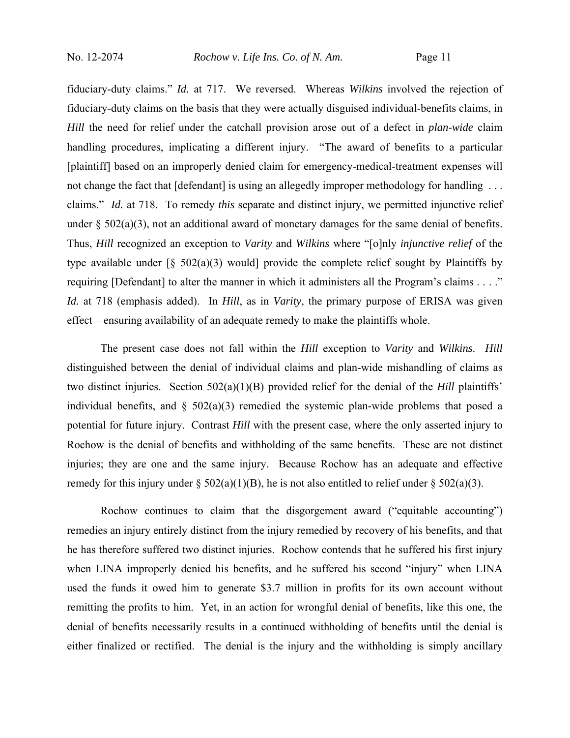fiduciary-duty claims." *Id.* at 717. We reversed. Whereas *Wilkins* involved the rejection of fiduciary-duty claims on the basis that they were actually disguised individual-benefits claims, in *Hill* the need for relief under the catchall provision arose out of a defect in *plan-wide* claim handling procedures, implicating a different injury. "The award of benefits to a particular [plaintiff] based on an improperly denied claim for emergency-medical-treatment expenses will not change the fact that [defendant] is using an allegedly improper methodology for handling . . . claims." *Id.* at 718. To remedy *this* separate and distinct injury, we permitted injunctive relief under § 502(a)(3), not an additional award of monetary damages for the same denial of benefits. Thus, *Hill* recognized an exception to *Varity* and *Wilkins* where "[o]nly *injunctive relief* of the type available under [§ 502(a)(3) would] provide the complete relief sought by Plaintiffs by requiring [Defendant] to alter the manner in which it administers all the Program's claims . . . ." *Id.* at 718 (emphasis added). In *Hill*, as in *Varity*, the primary purpose of ERISA was given effect—ensuring availability of an adequate remedy to make the plaintiffs whole.

The present case does not fall within the *Hill* exception to *Varity* and *Wilkins*. *Hill* distinguished between the denial of individual claims and plan-wide mishandling of claims as two distinct injuries. Section 502(a)(1)(B) provided relief for the denial of the *Hill* plaintiffs' individual benefits, and § 502(a)(3) remedied the systemic plan-wide problems that posed a potential for future injury. Contrast *Hill* with the present case, where the only asserted injury to Rochow is the denial of benefits and withholding of the same benefits. These are not distinct injuries; they are one and the same injury. Because Rochow has an adequate and effective remedy for this injury under § 502(a)(1)(B), he is not also entitled to relief under § 502(a)(3).

Rochow continues to claim that the disgorgement award ("equitable accounting") remedies an injury entirely distinct from the injury remedied by recovery of his benefits, and that he has therefore suffered two distinct injuries. Rochow contends that he suffered his first injury when LINA improperly denied his benefits, and he suffered his second "injury" when LINA used the funds it owed him to generate $3.7 million in profits for its own account without remitting the profits to him. Yet, in an action for wrongful denial of benefits, like this one, the denial of benefits necessarily results in a continued withholding of benefits until the denial is either finalized or rectified. The denial is the injury and the withholding is simply ancillary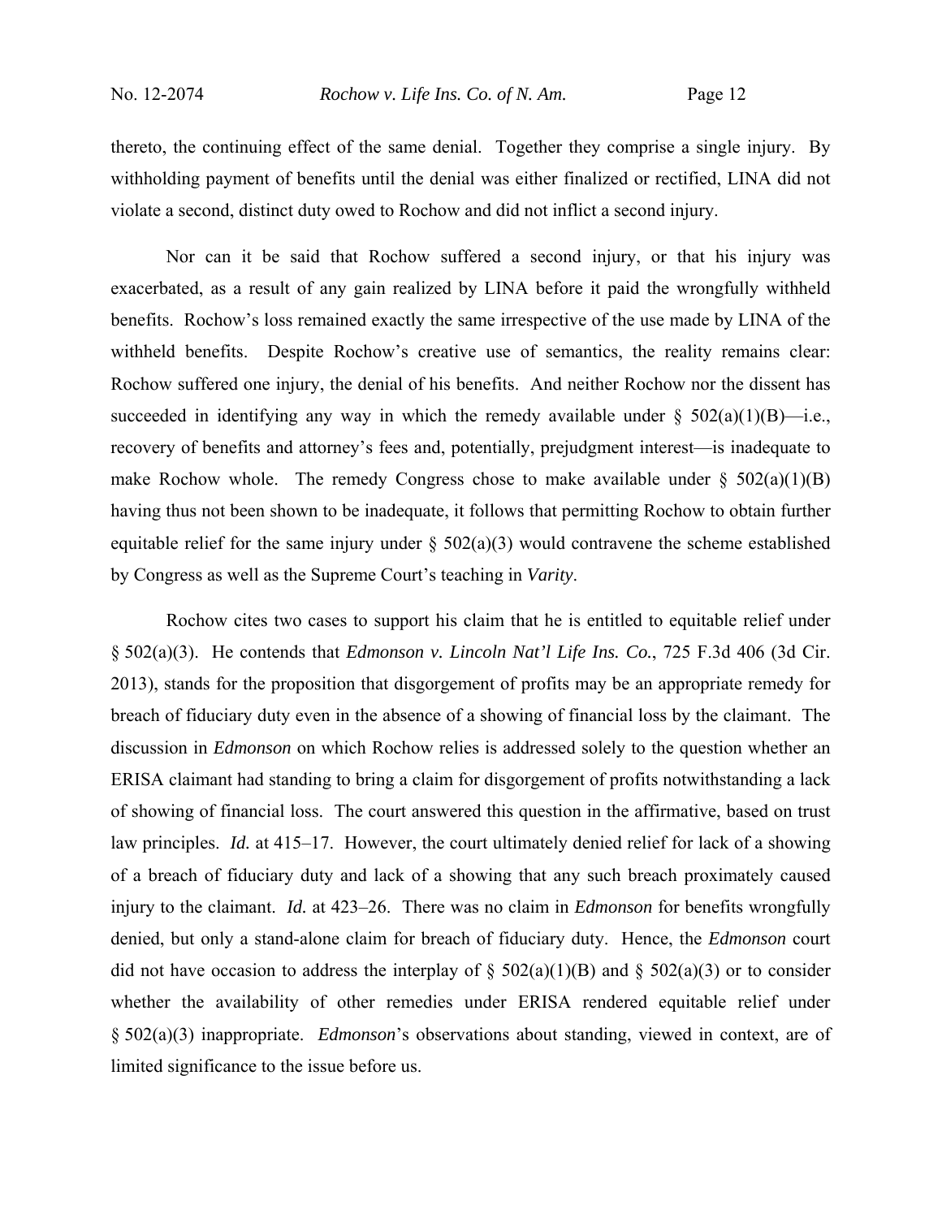thereto, the continuing effect of the same denial. Together they comprise a single injury. By withholding payment of benefits until the denial was either finalized or rectified, LINA did not violate a second, distinct duty owed to Rochow and did not inflict a second injury.

Nor can it be said that Rochow suffered a second injury, or that his injury was exacerbated, as a result of any gain realized by LINA before it paid the wrongfully withheld benefits. Rochow's loss remained exactly the same irrespective of the use made by LINA of the withheld benefits. Despite Rochow's creative use of semantics, the reality remains clear: Rochow suffered one injury, the denial of his benefits. And neither Rochow nor the dissent has succeeded in identifying any way in which the remedy available under § 502(a)(1)(B)—i.e., recovery of benefits and attorney's fees and, potentially, prejudgment interest—is inadequate to make Rochow whole. The remedy Congress chose to make available under § 502(a)(1)(B) having thus not been shown to be inadequate, it follows that permitting Rochow to obtain further equitable relief for the same injury under § 502(a)(3) would contravene the scheme established by Congress as well as the Supreme Court's teaching in *Varity*.

Rochow cites two cases to support his claim that he is entitled to equitable relief under § 502(a)(3). He contends that *Edmonson v. Lincoln Nat'l Life Ins. Co.*, 725 F.3d 406 (3d Cir. 2013), stands for the proposition that disgorgement of profits may be an appropriate remedy for breach of fiduciary duty even in the absence of a showing of financial loss by the claimant. The discussion in *Edmonson* on which Rochow relies is addressed solely to the question whether an ERISA claimant had standing to bring a claim for disgorgement of profits notwithstanding a lack of showing of financial loss. The court answered this question in the affirmative, based on trust law principles. *Id.* at 415–17. However, the court ultimately denied relief for lack of a showing of a breach of fiduciary duty and lack of a showing that any such breach proximately caused injury to the claimant. *Id.* at 423–26. There was no claim in *Edmonson* for benefits wrongfully denied, but only a stand-alone claim for breach of fiduciary duty. Hence, the *Edmonson* court did not have occasion to address the interplay of § 502(a)(1)(B) and § 502(a)(3) or to consider whether the availability of other remedies under ERISA rendered equitable relief under § 502(a)(3) inappropriate. *Edmonson*'s observations about standing, viewed in context, are of limited significance to the issue before us.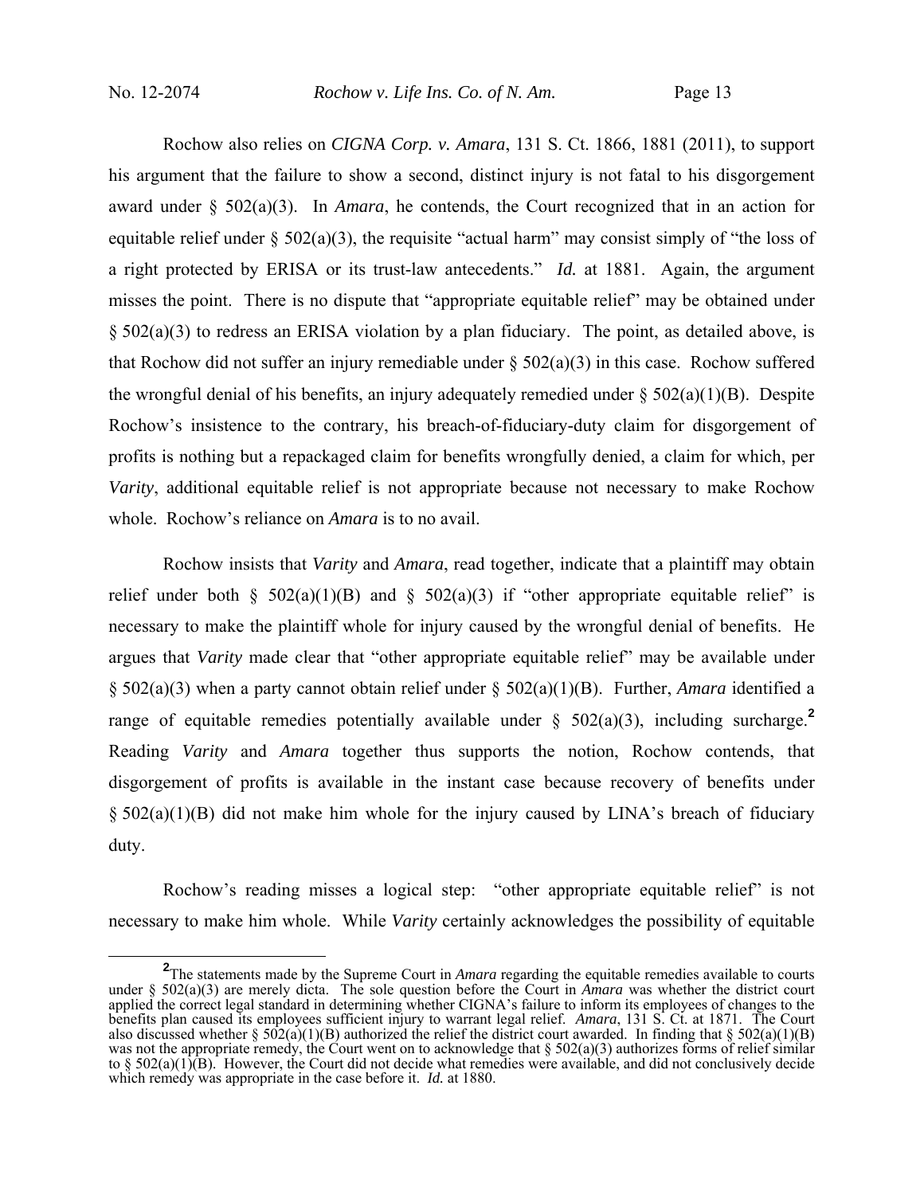Rochow also relies on *CIGNA Corp. v. Amara*, 131 S. Ct. 1866, 1881 (2011), to support his argument that the failure to show a second, distinct injury is not fatal to his disgorgement award under § 502(a)(3). In *Amara*, he contends, the Court recognized that in an action for equitable relief under § 502(a)(3), the requisite "actual harm" may consist simply of "the loss of a right protected by ERISA or its trust-law antecedents." *Id.* at 1881. Again, the argument misses the point. There is no dispute that "appropriate equitable relief" may be obtained under § 502(a)(3) to redress an ERISA violation by a plan fiduciary. The point, as detailed above, is that Rochow did not suffer an injury remediable under § 502(a)(3) in this case. Rochow suffered the wrongful denial of his benefits, an injury adequately remedied under § 502(a)(1)(B). Despite Rochow's insistence to the contrary, his breach-of-fiduciary-duty claim for disgorgement of profits is nothing but a repackaged claim for benefits wrongfully denied, a claim for which, per *Varity*, additional equitable relief is not appropriate because not necessary to make Rochow whole. Rochow's reliance on *Amara* is to no avail.

Rochow insists that *Varity* and *Amara*, read together, indicate that a plaintiff may obtain relief under both § 502(a)(1)(B) and § 502(a)(3) if "other appropriate equitable relief" is necessary to make the plaintiff whole for injury caused by the wrongful denial of benefits. He argues that *Varity* made clear that "other appropriate equitable relief" may be available under § 502(a)(3) when a party cannot obtain relief under § 502(a)(1)(B). Further, *Amara* identified a range of equitable remedies potentially available under § 502(a)(3), including surcharge.[2] Reading *Varity* and *Amara* together thus supports the notion, Rochow contends, that disgorgement of profits is available in the instant case because recovery of benefits under § 502(a)(1)(B) did not make him whole for the injury caused by LINA's breach of fiduciary duty.

Rochow's reading misses a logical step: "other appropriate equitable relief" is not necessary to make him whole. While *Varity* certainly acknowledges the possibility of equitable

[2] The statements made by the Supreme Court in *Amara* regarding the equitable remedies available to courts under § 502(a)(3) are merely dicta. The sole question before the Court in *Amara* was whether the district court applied the correct legal standard in determining whether CIGNA's failure to inform its employees of changes to the benefits plan caused its employees sufficient injury to warrant legal relief. *Amara*, 131 S. Ct. at 1871. The Court also discussed whether § 502(a)(1)(B) authorized the relief the district court awarded. In finding that § 502(a)(1)(B) was not the appropriate remedy, the Court went on to acknowledge that § 502(a)(3) authorizes forms of relief similar to § 502(a)(1)(B). However, the Court did not decide what remedies were available, and did not conclusively decide which remedy was appropriate in the case before it. *Id.* at 1880.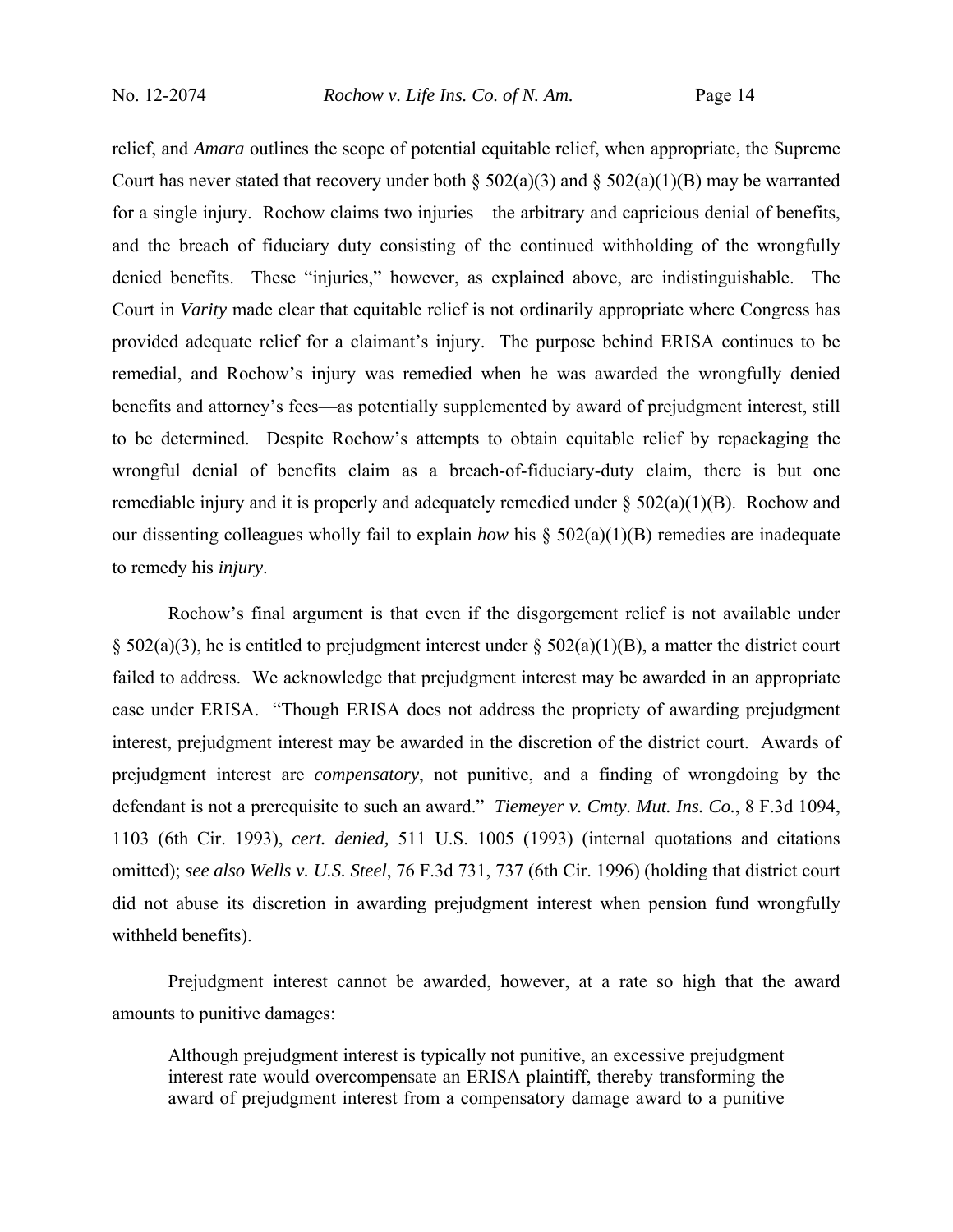relief, and *Amara* outlines the scope of potential equitable relief, when appropriate, the Supreme Court has never stated that recovery under both § 502(a)(3) and § 502(a)(1)(B) may be warranted for a single injury. Rochow claims two injuries—the arbitrary and capricious denial of benefits, and the breach of fiduciary duty consisting of the continued withholding of the wrongfully denied benefits. These "injuries," however, as explained above, are indistinguishable. The Court in *Varity* made clear that equitable relief is not ordinarily appropriate where Congress has provided adequate relief for a claimant's injury. The purpose behind ERISA continues to be remedial, and Rochow's injury was remedied when he was awarded the wrongfully denied benefits and attorney's fees—as potentially supplemented by award of prejudgment interest, still to be determined. Despite Rochow's attempts to obtain equitable relief by repackaging the wrongful denial of benefits claim as a breach-of-fiduciary-duty claim, there is but one remediable injury and it is properly and adequately remedied under § 502(a)(1)(B). Rochow and our dissenting colleagues wholly fail to explain *how* his § 502(a)(1)(B) remedies are inadequate to remedy his *injury*.

Rochow's final argument is that even if the disgorgement relief is not available under § 502(a)(3), he is entitled to prejudgment interest under § 502(a)(1)(B), a matter the district court failed to address. We acknowledge that prejudgment interest may be awarded in an appropriate case under ERISA. "Though ERISA does not address the propriety of awarding prejudgment interest, prejudgment interest may be awarded in the discretion of the district court. Awards of prejudgment interest are *compensatory*, not punitive, and a finding of wrongdoing by the defendant is not a prerequisite to such an award." *Tiemeyer v. Cmty. Mut. Ins. Co.*, 8 F.3d 1094, 1103 (6th Cir. 1993), *cert. denied,* 511 U.S. 1005 (1993) (internal quotations and citations omitted); *see also Wells v. U.S. Steel*, 76 F.3d 731, 737 (6th Cir. 1996) (holding that district court did not abuse its discretion in awarding prejudgment interest when pension fund wrongfully withheld benefits).

Prejudgment interest cannot be awarded, however, at a rate so high that the award amounts to punitive damages:

> Although prejudgment interest is typically not punitive, an excessive prejudgment interest rate would overcompensate an ERISA plaintiff, thereby transforming the award of prejudgment interest from a compensatory damage award to a punitive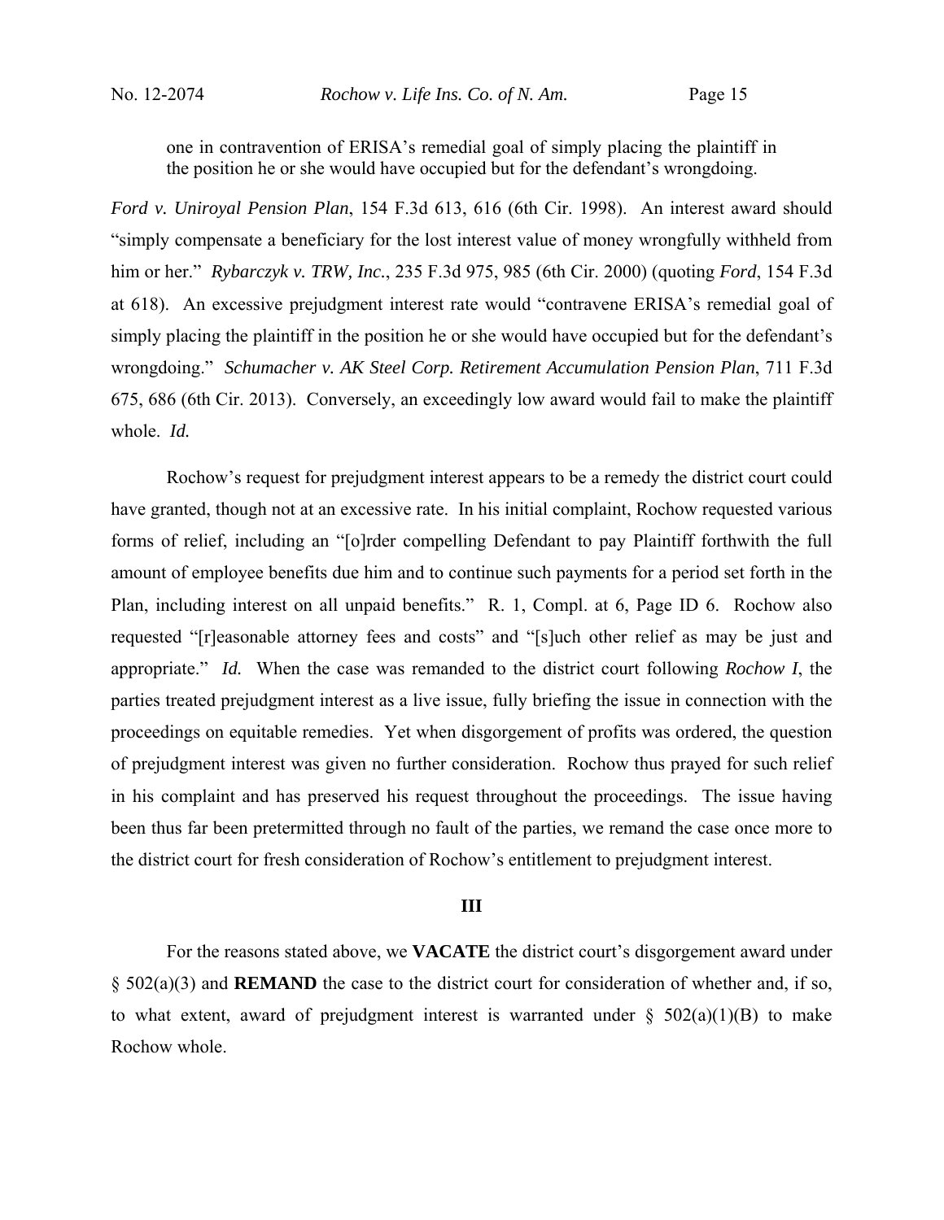> one in contravention of ERISA's remedial goal of simply placing the plaintiff in the position he or she would have occupied but for the defendant's wrongdoing.

*Ford v. Uniroyal Pension Plan*, 154 F.3d 613, 616 (6th Cir. 1998). An interest award should "simply compensate a beneficiary for the lost interest value of money wrongfully withheld from him or her." *Rybarczyk v. TRW, Inc.*, 235 F.3d 975, 985 (6th Cir. 2000) (quoting *Ford*, 154 F.3d at 618). An excessive prejudgment interest rate would "contravene ERISA's remedial goal of simply placing the plaintiff in the position he or she would have occupied but for the defendant's wrongdoing." *Schumacher v. AK Steel Corp. Retirement Accumulation Pension Plan*, 711 F.3d 675, 686 (6th Cir. 2013). Conversely, an exceedingly low award would fail to make the plaintiff whole. *Id.*

Rochow's request for prejudgment interest appears to be a remedy the district court could have granted, though not at an excessive rate. In his initial complaint, Rochow requested various forms of relief, including an "[o]rder compelling Defendant to pay Plaintiff forthwith the full amount of employee benefits due him and to continue such payments for a period set forth in the Plan, including interest on all unpaid benefits." R. 1, Compl. at 6, Page ID 6. Rochow also requested "[r]easonable attorney fees and costs" and "[s]uch other relief as may be just and appropriate." *Id.* When the case was remanded to the district court following *Rochow I*, the parties treated prejudgment interest as a live issue, fully briefing the issue in connection with the proceedings on equitable remedies. Yet when disgorgement of profits was ordered, the question of prejudgment interest was given no further consideration. Rochow thus prayed for such relief in his complaint and has preserved his request throughout the proceedings. The issue having been thus far been pretermitted through no fault of the parties, we remand the case once more to the district court for fresh consideration of Rochow's entitlement to prejudgment interest.

## III

For the reasons stated above, we **VACATE** the district court's disgorgement award under § 502(a)(3) and **REMAND** the case to the district court for consideration of whether and, if so, to what extent, award of prejudgment interest is warranted under § 502(a)(1)(B) to make Rochow whole.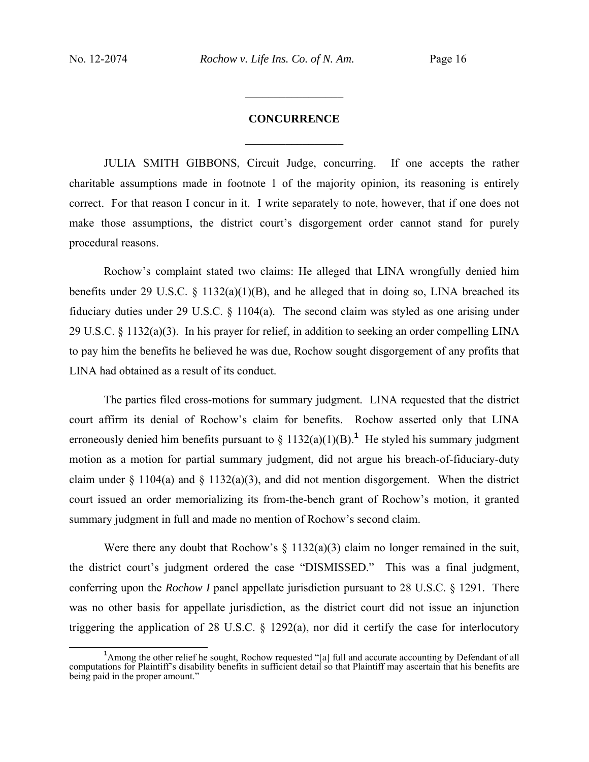## CONCURRENCE

JULIA SMITH GIBBONS, Circuit Judge, concurring. If one accepts the rather charitable assumptions made in footnote 1 of the majority opinion, its reasoning is entirely correct. For that reason I concur in it. I write separately to note, however, that if one does not make those assumptions, the district court's disgorgement order cannot stand for purely procedural reasons.

Rochow's complaint stated two claims: He alleged that LINA wrongfully denied him benefits under 29 U.S.C. § 1132(a)(1)(B), and he alleged that in doing so, LINA breached its fiduciary duties under 29 U.S.C. § 1104(a). The second claim was styled as one arising under 29 U.S.C. § 1132(a)(3). In his prayer for relief, in addition to seeking an order compelling LINA to pay him the benefits he believed he was due, Rochow sought disgorgement of any profits that LINA had obtained as a result of its conduct.

The parties filed cross-motions for summary judgment. LINA requested that the district court affirm its denial of Rochow's claim for benefits. Rochow asserted only that LINA erroneously denied him benefits pursuant to § 1132(a)(1)(B).[1] He styled his summary judgment motion as a motion for partial summary judgment, did not argue his breach-of-fiduciary-duty claim under § 1104(a) and § 1132(a)(3), and did not mention disgorgement. When the district court issued an order memorializing its from-the-bench grant of Rochow's motion, it granted summary judgment in full and made no mention of Rochow's second claim.

Were there any doubt that Rochow's § 1132(a)(3) claim no longer remained in the suit, the district court's judgment ordered the case "DISMISSED." This was a final judgment, conferring upon the *Rochow I* panel appellate jurisdiction pursuant to 28 U.S.C. § 1291. There was no other basis for appellate jurisdiction, as the district court did not issue an injunction triggering the application of 28 U.S.C. § 1292(a), nor did it certify the case for interlocutory

[1] Among the other relief he sought, Rochow requested "[a] full and accurate accounting by Defendant of all computations for Plaintiff's disability benefits in sufficient detail so that Plaintiff may ascertain that his benefits are being paid in the proper amount."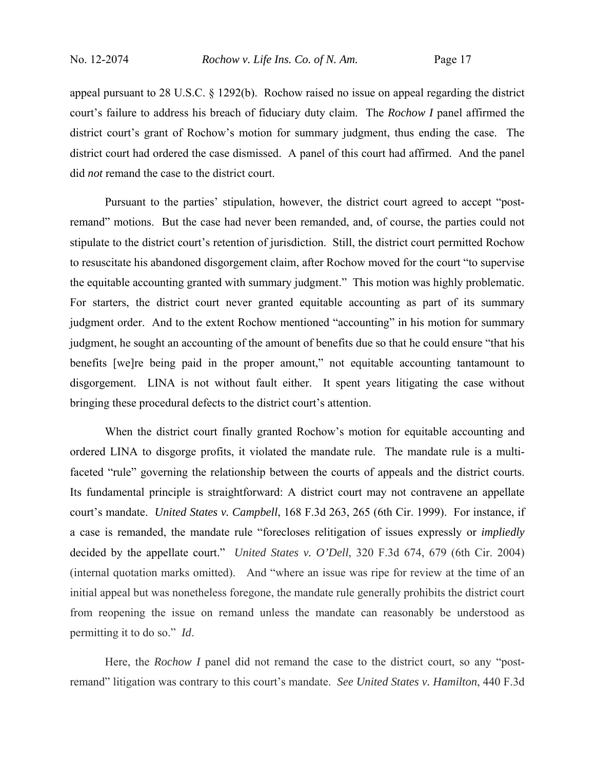appeal pursuant to 28 U.S.C. § 1292(b). Rochow raised no issue on appeal regarding the district court's failure to address his breach of fiduciary duty claim. The *Rochow I* panel affirmed the district court's grant of Rochow's motion for summary judgment, thus ending the case. The district court had ordered the case dismissed. A panel of this court had affirmed. And the panel did *not* remand the case to the district court.

Pursuant to the parties' stipulation, however, the district court agreed to accept "post-remand" motions. But the case had never been remanded, and, of course, the parties could not stipulate to the district court's retention of jurisdiction. Still, the district court permitted Rochow to resuscitate his abandoned disgorgement claim, after Rochow moved for the court "to supervise the equitable accounting granted with summary judgment." This motion was highly problematic. For starters, the district court never granted equitable accounting as part of its summary judgment order. And to the extent Rochow mentioned "accounting" in his motion for summary judgment, he sought an accounting of the amount of benefits due so that he could ensure "that his benefits [we]re being paid in the proper amount," not equitable accounting tantamount to disgorgement. LINA is not without fault either. It spent years litigating the case without bringing these procedural defects to the district court's attention.

When the district court finally granted Rochow's motion for equitable accounting and ordered LINA to disgorge profits, it violated the mandate rule. The mandate rule is a multi-faceted "rule" governing the relationship between the courts of appeals and the district courts. Its fundamental principle is straightforward: A district court may not contravene an appellate court's mandate. *United States v. Campbell*, 168 F.3d 263, 265 (6th Cir. 1999). For instance, if a case is remanded, the mandate rule "forecloses relitigation of issues expressly or *impliedly* decided by the appellate court." *United States v. O'Dell*, 320 F.3d 674, 679 (6th Cir. 2004) (internal quotation marks omitted). And "where an issue was ripe for review at the time of an initial appeal but was nonetheless foregone, the mandate rule generally prohibits the district court from reopening the issue on remand unless the mandate can reasonably be understood as permitting it to do so." *Id*.

Here, the *Rochow I* panel did not remand the case to the district court, so any "post-remand" litigation was contrary to this court's mandate. *See United States v. Hamilton*, 440 F.3d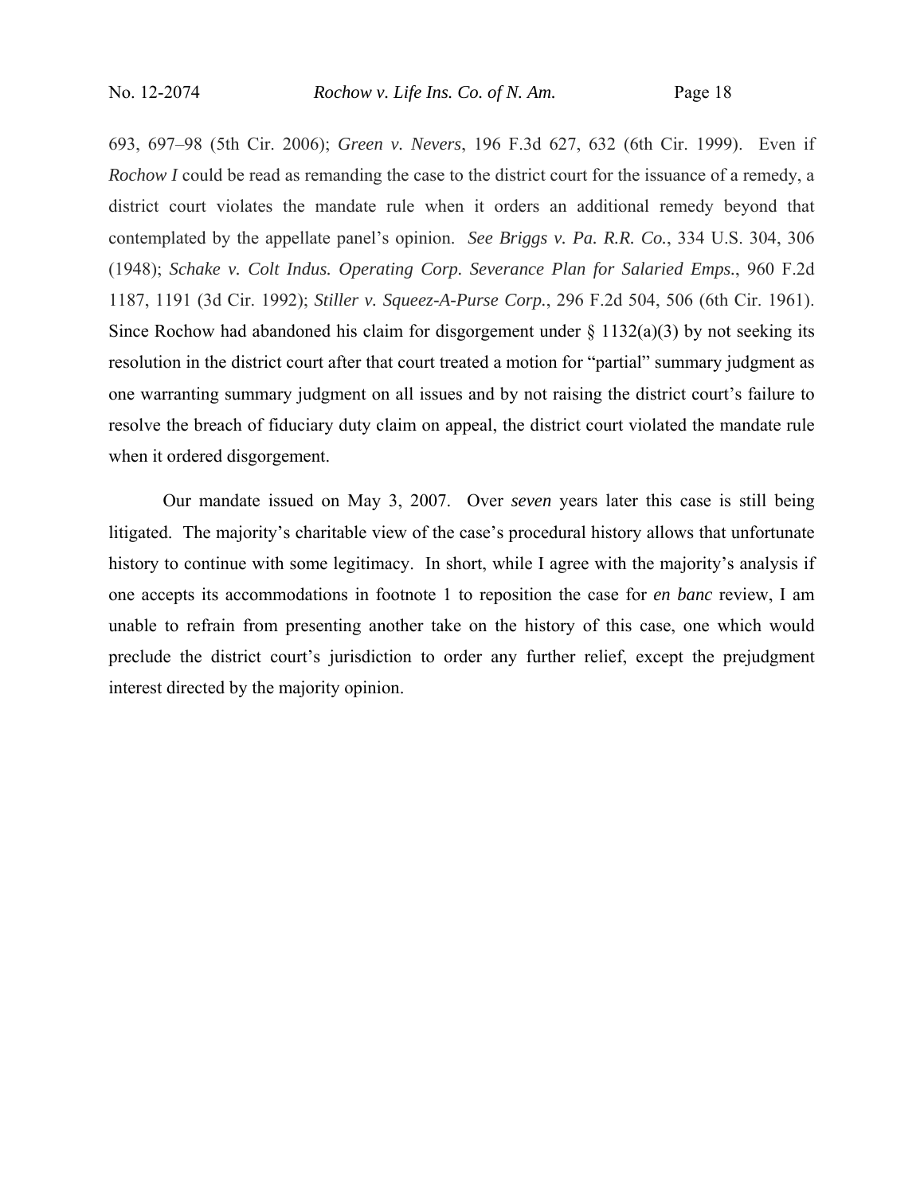693, 697–98 (5th Cir. 2006); *Green v. Nevers*, 196 F.3d 627, 632 (6th Cir. 1999). Even if *Rochow I* could be read as remanding the case to the district court for the issuance of a remedy, a district court violates the mandate rule when it orders an additional remedy beyond that contemplated by the appellate panel's opinion. *See Briggs v. Pa. R.R. Co.*, 334 U.S. 304, 306 (1948); *Schake v. Colt Indus. Operating Corp. Severance Plan for Salaried Emps.*, 960 F.2d 1187, 1191 (3d Cir. 1992); *Stiller v. Squeez-A-Purse Corp.*, 296 F.2d 504, 506 (6th Cir. 1961). Since Rochow had abandoned his claim for disgorgement under § 1132(a)(3) by not seeking its resolution in the district court after that court treated a motion for "partial" summary judgment as one warranting summary judgment on all issues and by not raising the district court's failure to resolve the breach of fiduciary duty claim on appeal, the district court violated the mandate rule when it ordered disgorgement.

Our mandate issued on May 3, 2007. Over *seven* years later this case is still being litigated. The majority's charitable view of the case's procedural history allows that unfortunate history to continue with some legitimacy. In short, while I agree with the majority's analysis if one accepts its accommodations in footnote 1 to reposition the case for *en banc* review, I am unable to refrain from presenting another take on the history of this case, one which would preclude the district court's jurisdiction to order any further relief, except the prejudgment interest directed by the majority opinion.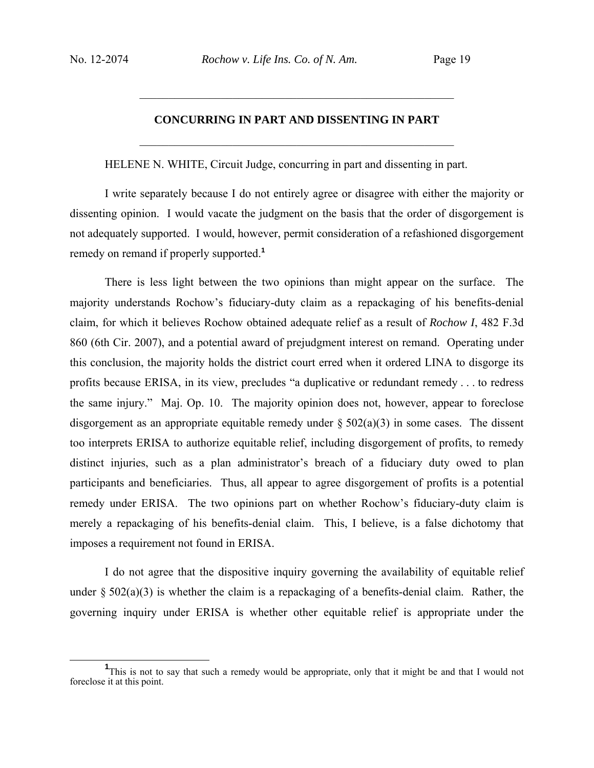## CONCURRING IN PART AND DISSENTING IN PART

HELENE N. WHITE, Circuit Judge, concurring in part and dissenting in part.

I write separately because I do not entirely agree or disagree with either the majority or dissenting opinion. I would vacate the judgment on the basis that the order of disgorgement is not adequately supported. I would, however, permit consideration of a refashioned disgorgement remedy on remand if properly supported.[1]

There is less light between the two opinions than might appear on the surface. The majority understands Rochow's fiduciary-duty claim as a repackaging of his benefits-denial claim, for which it believes Rochow obtained adequate relief as a result of *Rochow I*, 482 F.3d 860 (6th Cir. 2007), and a potential award of prejudgment interest on remand. Operating under this conclusion, the majority holds the district court erred when it ordered LINA to disgorge its profits because ERISA, in its view, precludes "a duplicative or redundant remedy . . . to redress the same injury." Maj. Op. 10. The majority opinion does not, however, appear to foreclose disgorgement as an appropriate equitable remedy under § 502(a)(3) in some cases. The dissent too interprets ERISA to authorize equitable relief, including disgorgement of profits, to remedy distinct injuries, such as a plan administrator's breach of a fiduciary duty owed to plan participants and beneficiaries. Thus, all appear to agree disgorgement of profits is a potential remedy under ERISA. The two opinions part on whether Rochow's fiduciary-duty claim is merely a repackaging of his benefits-denial claim. This, I believe, is a false dichotomy that imposes a requirement not found in ERISA.

I do not agree that the dispositive inquiry governing the availability of equitable relief under § 502(a)(3) is whether the claim is a repackaging of a benefits-denial claim. Rather, the governing inquiry under ERISA is whether other equitable relief is appropriate under the

[1] This is not to say that such a remedy would be appropriate, only that it might be and that I would not foreclose it at this point.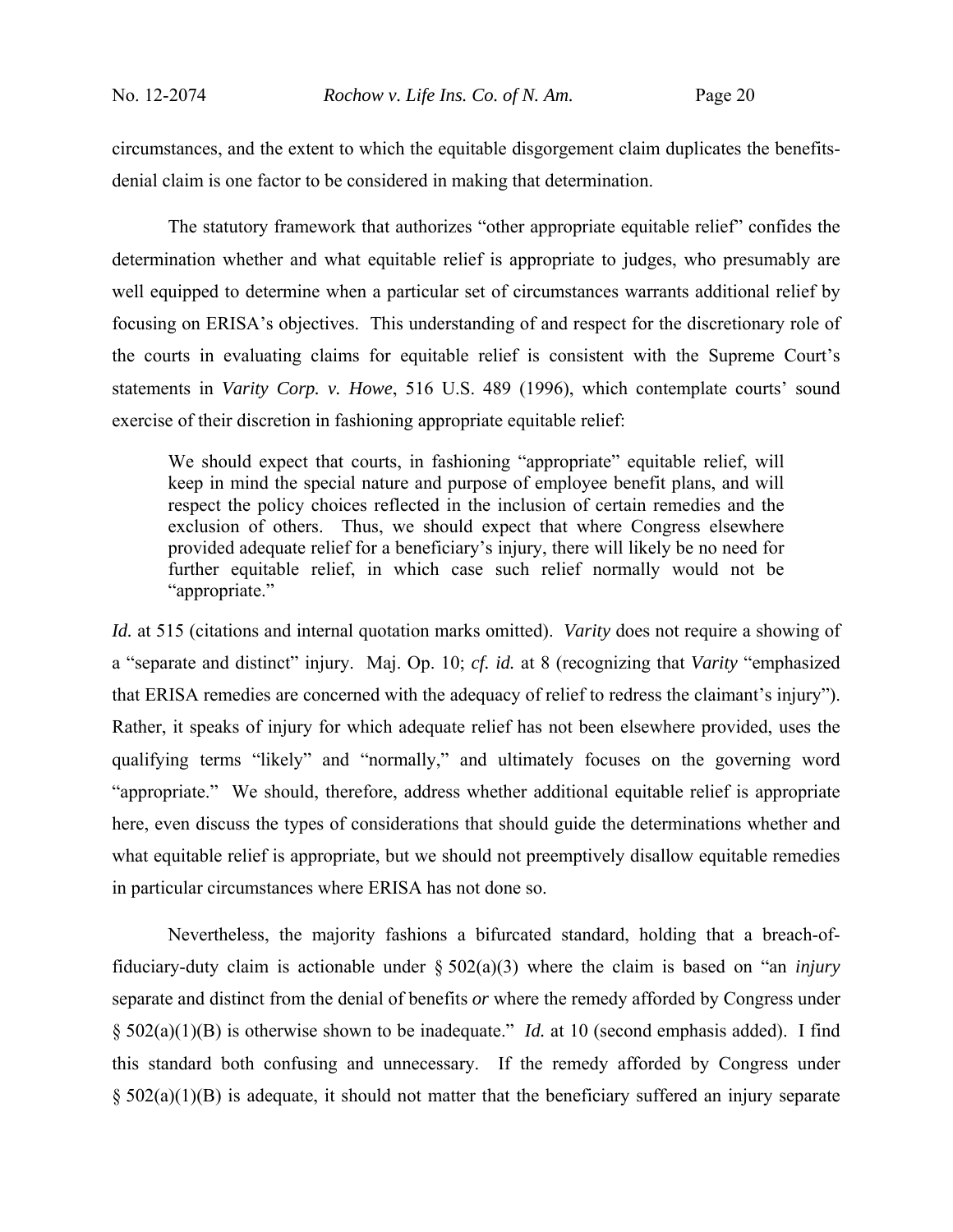circumstances, and the extent to which the equitable disgorgement claim duplicates the benefits-denial claim is one factor to be considered in making that determination.

The statutory framework that authorizes "other appropriate equitable relief" confides the determination whether and what equitable relief is appropriate to judges, who presumably are well equipped to determine when a particular set of circumstances warrants additional relief by focusing on ERISA's objectives. This understanding of and respect for the discretionary role of the courts in evaluating claims for equitable relief is consistent with the Supreme Court's statements in *Varity Corp. v. Howe*, 516 U.S. 489 (1996), which contemplate courts' sound exercise of their discretion in fashioning appropriate equitable relief:

> We should expect that courts, in fashioning "appropriate" equitable relief, will keep in mind the special nature and purpose of employee benefit plans, and will respect the policy choices reflected in the inclusion of certain remedies and the exclusion of others. Thus, we should expect that where Congress elsewhere provided adequate relief for a beneficiary's injury, there will likely be no need for further equitable relief, in which case such relief normally would not be "appropriate."

*Id.* at 515 (citations and internal quotation marks omitted). *Varity* does not require a showing of a "separate and distinct" injury. Maj. Op. 10; *cf. id.* at 8 (recognizing that *Varity* "emphasized that ERISA remedies are concerned with the adequacy of relief to redress the claimant's injury"). Rather, it speaks of injury for which adequate relief has not been elsewhere provided, uses the qualifying terms "likely" and "normally," and ultimately focuses on the governing word "appropriate." We should, therefore, address whether additional equitable relief is appropriate here, even discuss the types of considerations that should guide the determinations whether and what equitable relief is appropriate, but we should not preemptively disallow equitable remedies in particular circumstances where ERISA has not done so.

Nevertheless, the majority fashions a bifurcated standard, holding that a breach-of-fiduciary-duty claim is actionable under § 502(a)(3) where the claim is based on "an *injury* separate and distinct from the denial of benefits *or* where the remedy afforded by Congress under § 502(a)(1)(B) is otherwise shown to be inadequate." *Id.* at 10 (second emphasis added). I find this standard both confusing and unnecessary. If the remedy afforded by Congress under § 502(a)(1)(B) is adequate, it should not matter that the beneficiary suffered an injury separate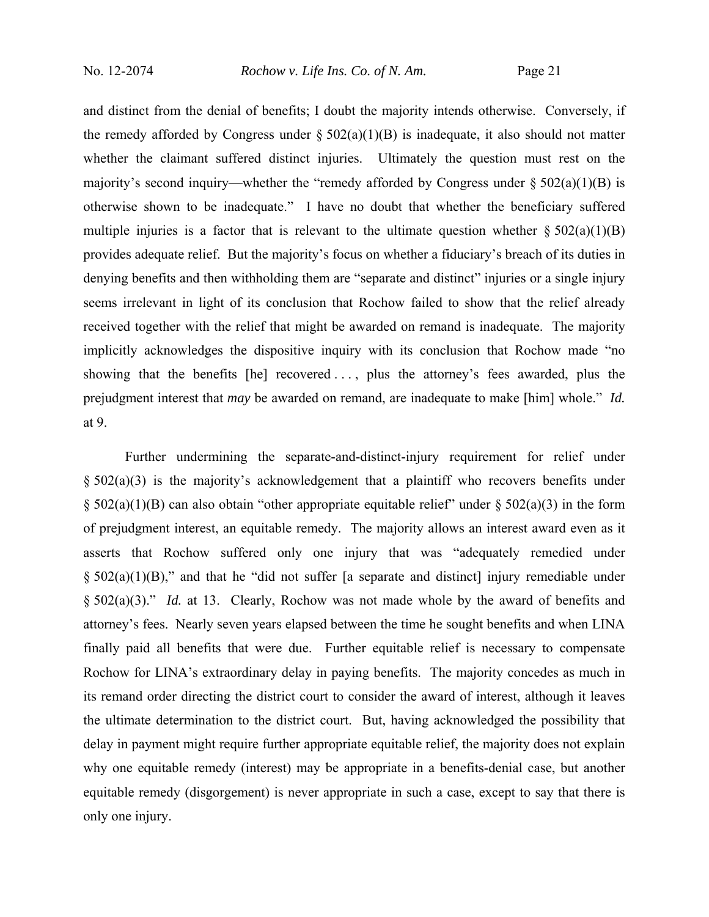and distinct from the denial of benefits; I doubt the majority intends otherwise. Conversely, if the remedy afforded by Congress under § 502(a)(1)(B) is inadequate, it also should not matter whether the claimant suffered distinct injuries. Ultimately the question must rest on the majority's second inquiry—whether the "remedy afforded by Congress under § 502(a)(1)(B) is otherwise shown to be inadequate." I have no doubt that whether the beneficiary suffered multiple injuries is a factor that is relevant to the ultimate question whether § 502(a)(1)(B) provides adequate relief. But the majority's focus on whether a fiduciary's breach of its duties in denying benefits and then withholding them are "separate and distinct" injuries or a single injury seems irrelevant in light of its conclusion that Rochow failed to show that the relief already received together with the relief that might be awarded on remand is inadequate. The majority implicitly acknowledges the dispositive inquiry with its conclusion that Rochow made "no showing that the benefits [he] recovered . . . , plus the attorney's fees awarded, plus the prejudgment interest that *may* be awarded on remand, are inadequate to make [him] whole." *Id.* at 9.

Further undermining the separate-and-distinct-injury requirement for relief under § 502(a)(3) is the majority's acknowledgement that a plaintiff who recovers benefits under § 502(a)(1)(B) can also obtain "other appropriate equitable relief" under § 502(a)(3) in the form of prejudgment interest, an equitable remedy. The majority allows an interest award even as it asserts that Rochow suffered only one injury that was "adequately remedied under § 502(a)(1)(B)," and that he "did not suffer [a separate and distinct] injury remediable under § 502(a)(3)." *Id.* at 13. Clearly, Rochow was not made whole by the award of benefits and attorney's fees. Nearly seven years elapsed between the time he sought benefits and when LINA finally paid all benefits that were due. Further equitable relief is necessary to compensate Rochow for LINA's extraordinary delay in paying benefits. The majority concedes as much in its remand order directing the district court to consider the award of interest, although it leaves the ultimate determination to the district court. But, having acknowledged the possibility that delay in payment might require further appropriate equitable relief, the majority does not explain why one equitable remedy (interest) may be appropriate in a benefits-denial case, but another equitable remedy (disgorgement) is never appropriate in such a case, except to say that there is only one injury.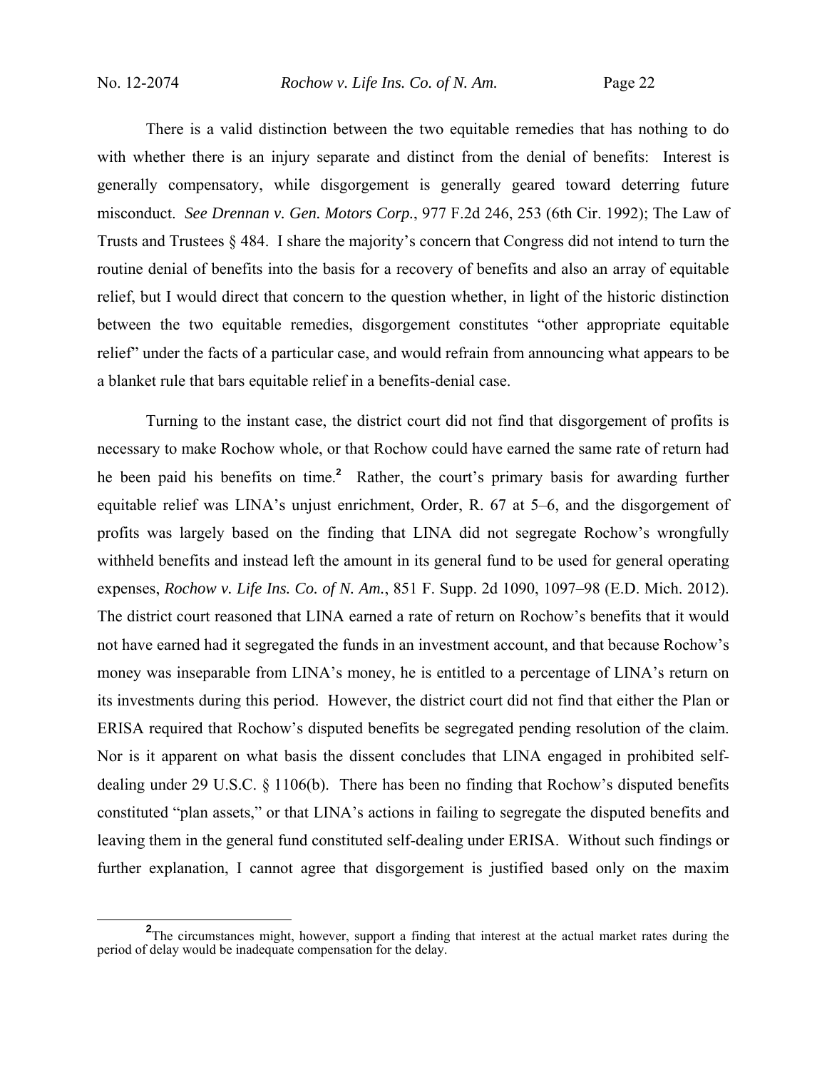There is a valid distinction between the two equitable remedies that has nothing to do with whether there is an injury separate and distinct from the denial of benefits: Interest is generally compensatory, while disgorgement is generally geared toward deterring future misconduct. *See Drennan v. Gen. Motors Corp.*, 977 F.2d 246, 253 (6th Cir. 1992); The Law of Trusts and Trustees § 484. I share the majority's concern that Congress did not intend to turn the routine denial of benefits into the basis for a recovery of benefits and also an array of equitable relief, but I would direct that concern to the question whether, in light of the historic distinction between the two equitable remedies, disgorgement constitutes "other appropriate equitable relief" under the facts of a particular case, and would refrain from announcing what appears to be a blanket rule that bars equitable relief in a benefits-denial case.

Turning to the instant case, the district court did not find that disgorgement of profits is necessary to make Rochow whole, or that Rochow could have earned the same rate of return had he been paid his benefits on time.[2] Rather, the court's primary basis for awarding further equitable relief was LINA's unjust enrichment, Order, R. 67 at 5–6, and the disgorgement of profits was largely based on the finding that LINA did not segregate Rochow's wrongfully withheld benefits and instead left the amount in its general fund to be used for general operating expenses, *Rochow v. Life Ins. Co. of N. Am.*, 851 F. Supp. 2d 1090, 1097–98 (E.D. Mich. 2012). The district court reasoned that LINA earned a rate of return on Rochow's benefits that it would not have earned had it segregated the funds in an investment account, and that because Rochow's money was inseparable from LINA's money, he is entitled to a percentage of LINA's return on its investments during this period. However, the district court did not find that either the Plan or ERISA required that Rochow's disputed benefits be segregated pending resolution of the claim. Nor is it apparent on what basis the dissent concludes that LINA engaged in prohibited self-dealing under 29 U.S.C. § 1106(b). There has been no finding that Rochow's disputed benefits constituted "plan assets," or that LINA's actions in failing to segregate the disputed benefits and leaving them in the general fund constituted self-dealing under ERISA. Without such findings or further explanation, I cannot agree that disgorgement is justified based only on the maxim

[2] The circumstances might, however, support a finding that interest at the actual market rates during the period of delay would be inadequate compensation for the delay.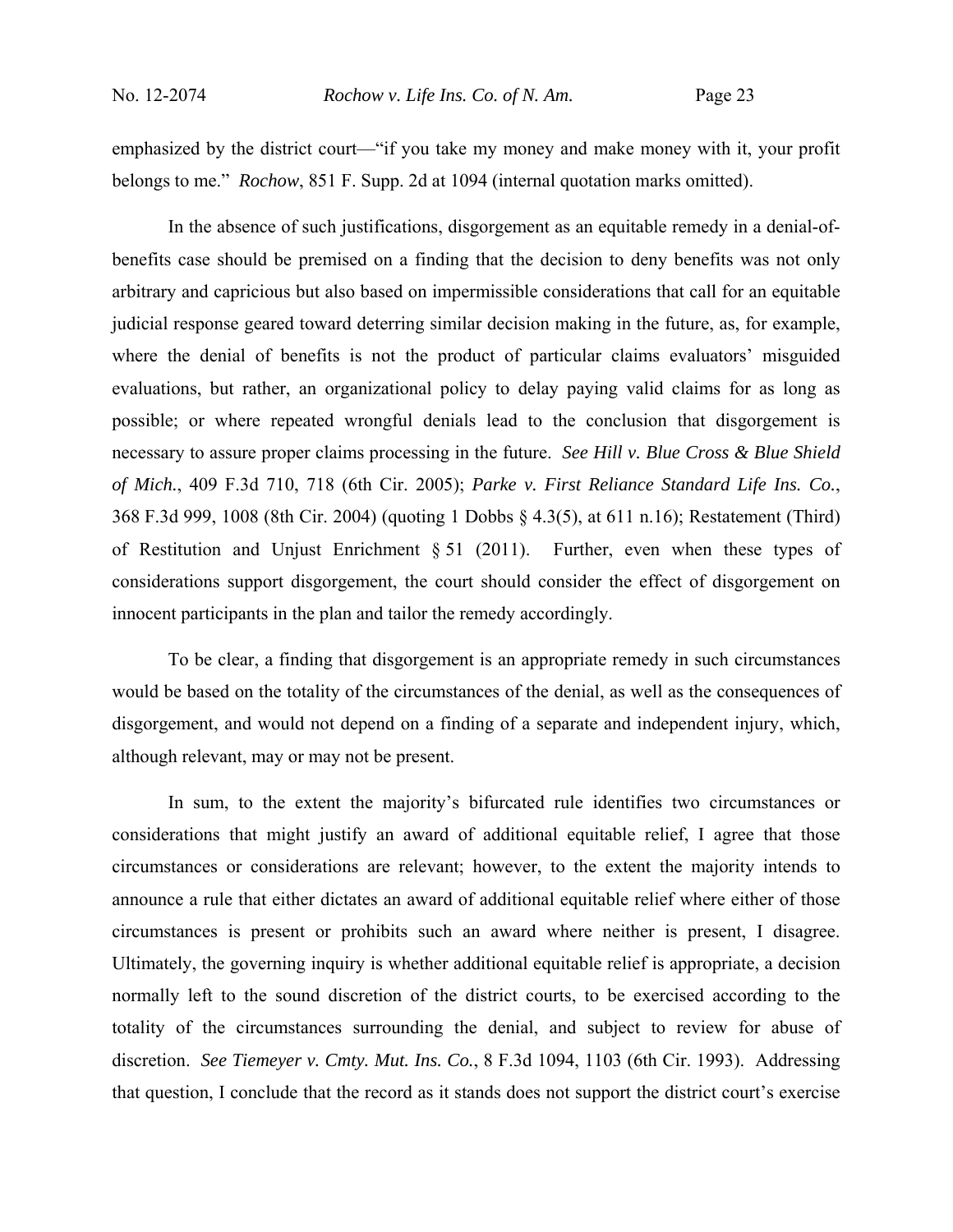emphasized by the district court—"if you take my money and make money with it, your profit belongs to me." *Rochow*, 851 F. Supp. 2d at 1094 (internal quotation marks omitted).

In the absence of such justifications, disgorgement as an equitable remedy in a denial-of-benefits case should be premised on a finding that the decision to deny benefits was not only arbitrary and capricious but also based on impermissible considerations that call for an equitable judicial response geared toward deterring similar decision making in the future, as, for example, where the denial of benefits is not the product of particular claims evaluators' misguided evaluations, but rather, an organizational policy to delay paying valid claims for as long as possible; or where repeated wrongful denials lead to the conclusion that disgorgement is necessary to assure proper claims processing in the future. *See Hill v. Blue Cross & Blue Shield of Mich.*, 409 F.3d 710, 718 (6th Cir. 2005); *Parke v. First Reliance Standard Life Ins. Co.*, 368 F.3d 999, 1008 (8th Cir. 2004) (quoting 1 Dobbs § 4.3(5), at 611 n.16); Restatement (Third) of Restitution and Unjust Enrichment § 51 (2011). Further, even when these types of considerations support disgorgement, the court should consider the effect of disgorgement on innocent participants in the plan and tailor the remedy accordingly.

To be clear, a finding that disgorgement is an appropriate remedy in such circumstances would be based on the totality of the circumstances of the denial, as well as the consequences of disgorgement, and would not depend on a finding of a separate and independent injury, which, although relevant, may or may not be present.

In sum, to the extent the majority's bifurcated rule identifies two circumstances or considerations that might justify an award of additional equitable relief, I agree that those circumstances or considerations are relevant; however, to the extent the majority intends to announce a rule that either dictates an award of additional equitable relief where either of those circumstances is present or prohibits such an award where neither is present, I disagree. Ultimately, the governing inquiry is whether additional equitable relief is appropriate, a decision normally left to the sound discretion of the district courts, to be exercised according to the totality of the circumstances surrounding the denial, and subject to review for abuse of discretion. *See Tiemeyer v. Cmty. Mut. Ins. Co.*, 8 F.3d 1094, 1103 (6th Cir. 1993). Addressing that question, I conclude that the record as it stands does not support the district court's exercise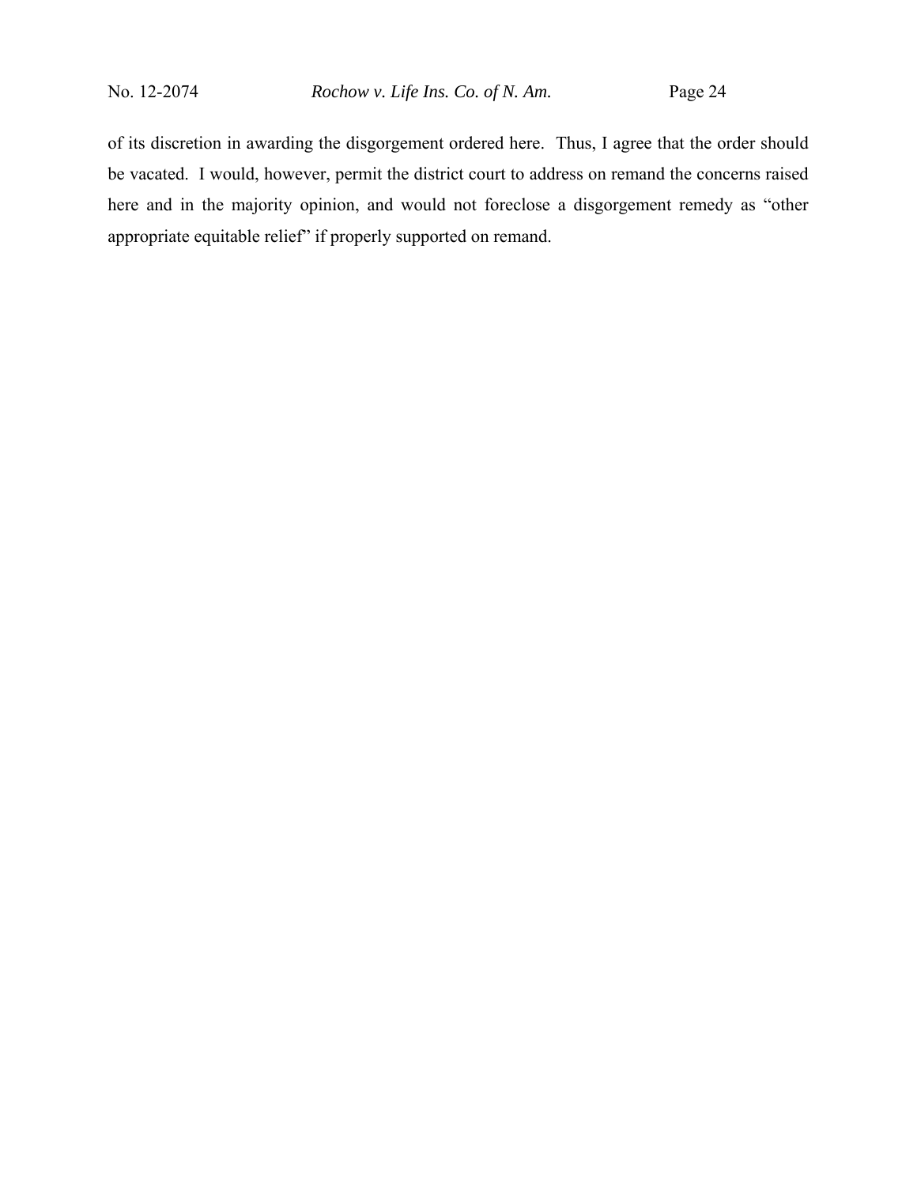of its discretion in awarding the disgorgement ordered here. Thus, I agree that the order should be vacated. I would, however, permit the district court to address on remand the concerns raised here and in the majority opinion, and would not foreclose a disgorgement remedy as "other appropriate equitable relief" if properly supported on remand.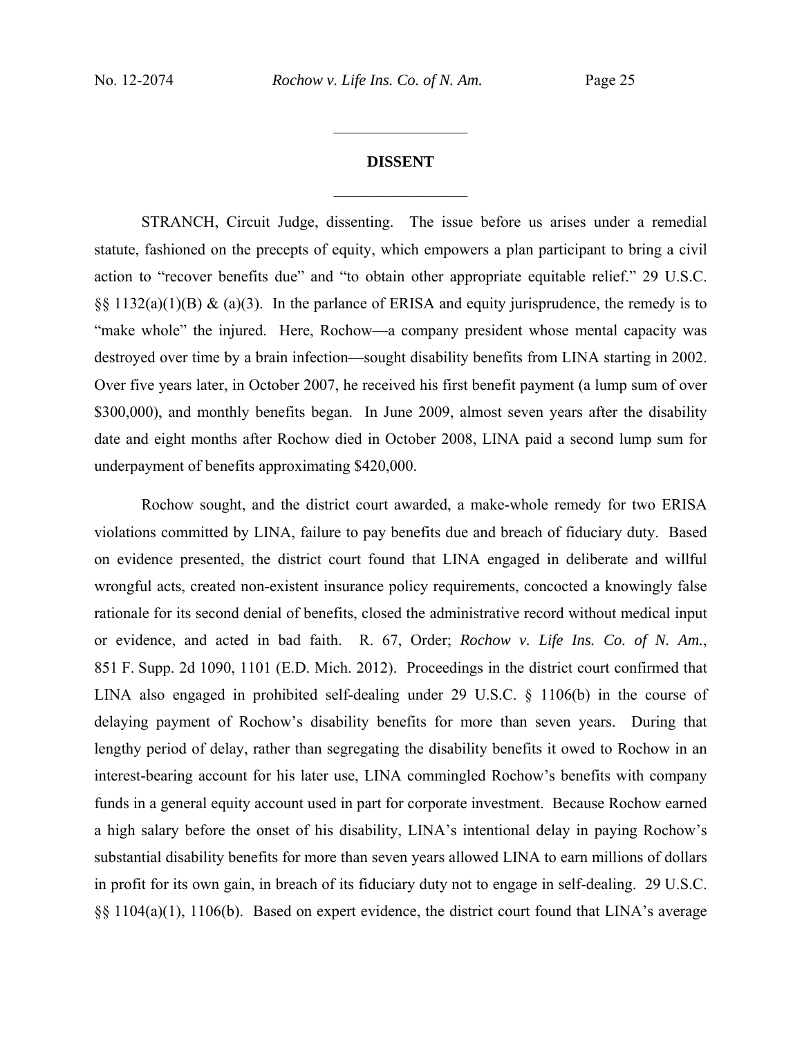## DISSENT

STRANCH, Circuit Judge, dissenting. The issue before us arises under a remedial statute, fashioned on the precepts of equity, which empowers a plan participant to bring a civil action to "recover benefits due" and "to obtain other appropriate equitable relief." 29 U.S.C. §§ 1132(a)(1)(B) & (a)(3). In the parlance of ERISA and equity jurisprudence, the remedy is to "make whole" the injured. Here, Rochow—a company president whose mental capacity was destroyed over time by a brain infection—sought disability benefits from LINA starting in 2002. Over five years later, in October 2007, he received his first benefit payment (a lump sum of over $300,000), and monthly benefits began. In June 2009, almost seven years after the disability date and eight months after Rochow died in October 2008, LINA paid a second lump sum for underpayment of benefits approximating $420,000.

Rochow sought, and the district court awarded, a make-whole remedy for two ERISA violations committed by LINA, failure to pay benefits due and breach of fiduciary duty. Based on evidence presented, the district court found that LINA engaged in deliberate and willful wrongful acts, created non-existent insurance policy requirements, concocted a knowingly false rationale for its second denial of benefits, closed the administrative record without medical input or evidence, and acted in bad faith. R. 67, Order; *Rochow v. Life Ins. Co. of N. Am.*, 851 F. Supp. 2d 1090, 1101 (E.D. Mich. 2012). Proceedings in the district court confirmed that LINA also engaged in prohibited self-dealing under 29 U.S.C. § 1106(b) in the course of delaying payment of Rochow's disability benefits for more than seven years. During that lengthy period of delay, rather than segregating the disability benefits it owed to Rochow in an interest-bearing account for his later use, LINA commingled Rochow's benefits with company funds in a general equity account used in part for corporate investment. Because Rochow earned a high salary before the onset of his disability, LINA's intentional delay in paying Rochow's substantial disability benefits for more than seven years allowed LINA to earn millions of dollars in profit for its own gain, in breach of its fiduciary duty not to engage in self-dealing. 29 U.S.C. §§ 1104(a)(1), 1106(b). Based on expert evidence, the district court found that LINA's average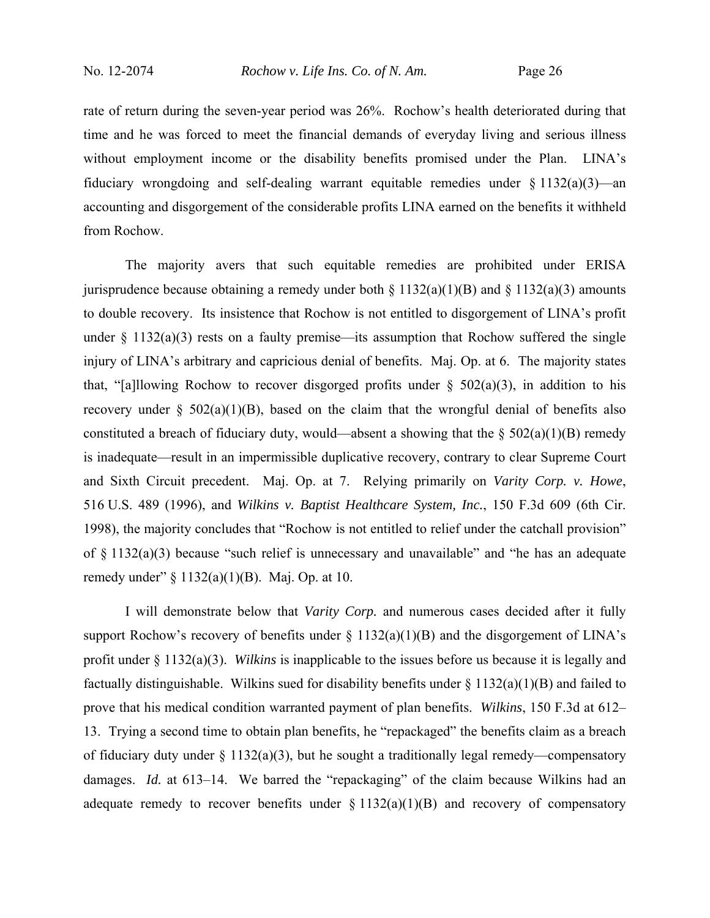rate of return during the seven-year period was 26%. Rochow's health deteriorated during that time and he was forced to meet the financial demands of everyday living and serious illness without employment income or the disability benefits promised under the Plan. LINA's fiduciary wrongdoing and self-dealing warrant equitable remedies under § 1132(a)(3)—an accounting and disgorgement of the considerable profits LINA earned on the benefits it withheld from Rochow.

The majority avers that such equitable remedies are prohibited under ERISA jurisprudence because obtaining a remedy under both § 1132(a)(1)(B) and § 1132(a)(3) amounts to double recovery. Its insistence that Rochow is not entitled to disgorgement of LINA's profit under § 1132(a)(3) rests on a faulty premise—its assumption that Rochow suffered the single injury of LINA's arbitrary and capricious denial of benefits. Maj. Op. at 6. The majority states that, "[a]llowing Rochow to recover disgorged profits under § 502(a)(3), in addition to his recovery under § 502(a)(1)(B), based on the claim that the wrongful denial of benefits also constituted a breach of fiduciary duty, would—absent a showing that the § 502(a)(1)(B) remedy is inadequate—result in an impermissible duplicative recovery, contrary to clear Supreme Court and Sixth Circuit precedent. Maj. Op. at 7. Relying primarily on *Varity Corp. v. Howe*, 516 U.S. 489 (1996), and *Wilkins v. Baptist Healthcare System, Inc.*, 150 F.3d 609 (6th Cir. 1998), the majority concludes that "Rochow is not entitled to relief under the catchall provision" of § 1132(a)(3) because "such relief is unnecessary and unavailable" and "he has an adequate remedy under" § 1132(a)(1)(B). Maj. Op. at 10.

I will demonstrate below that *Varity Corp.* and numerous cases decided after it fully support Rochow's recovery of benefits under § 1132(a)(1)(B) and the disgorgement of LINA's profit under § 1132(a)(3). *Wilkins* is inapplicable to the issues before us because it is legally and factually distinguishable. Wilkins sued for disability benefits under § 1132(a)(1)(B) and failed to prove that his medical condition warranted payment of plan benefits. *Wilkins*, 150 F.3d at 612–13. Trying a second time to obtain plan benefits, he "repackaged" the benefits claim as a breach of fiduciary duty under § 1132(a)(3), but he sought a traditionally legal remedy—compensatory damages. *Id.* at 613–14. We barred the "repackaging" of the claim because Wilkins had an adequate remedy to recover benefits under § 1132(a)(1)(B) and recovery of compensatory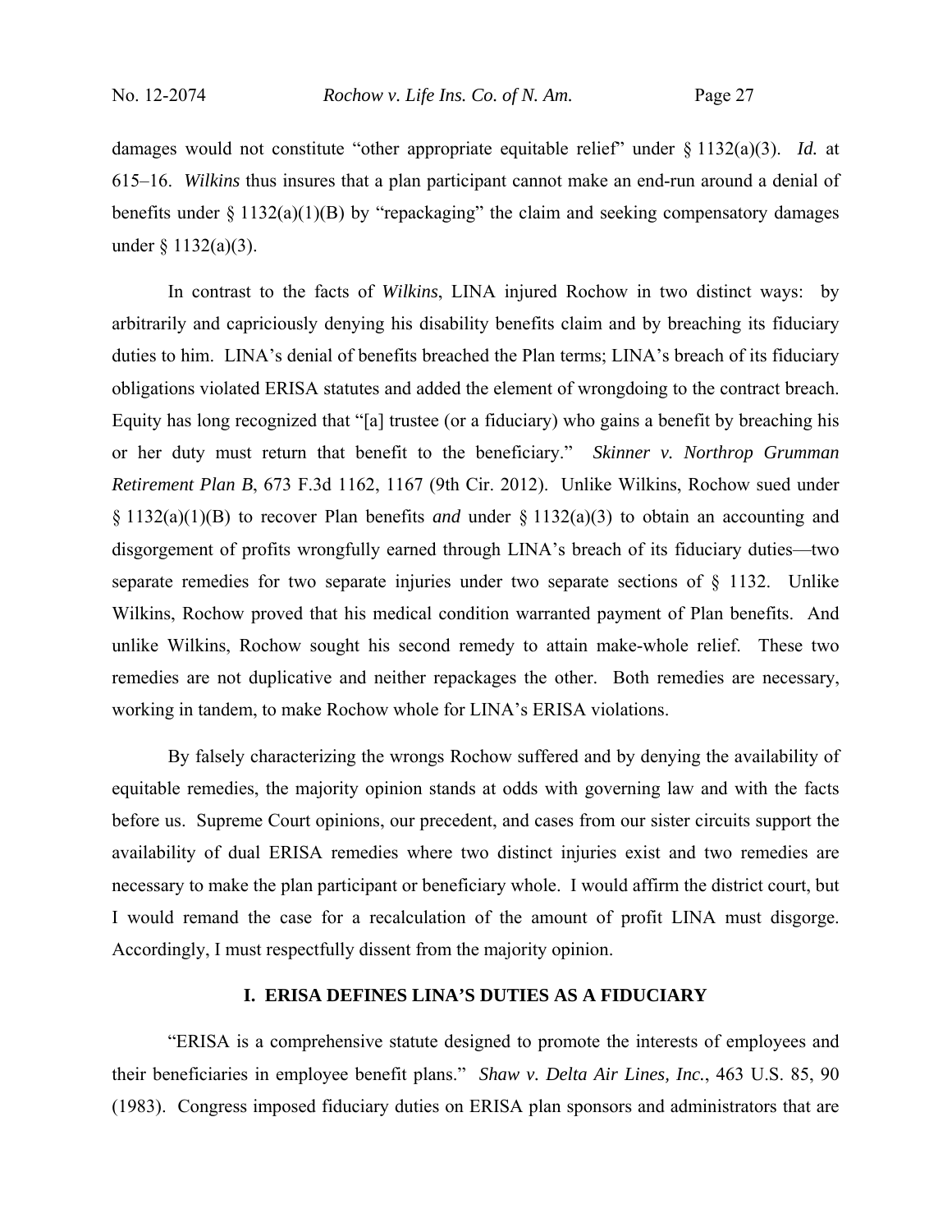damages would not constitute "other appropriate equitable relief" under § 1132(a)(3). *Id.* at 615–16. *Wilkins* thus insures that a plan participant cannot make an end-run around a denial of benefits under § 1132(a)(1)(B) by "repackaging" the claim and seeking compensatory damages under § 1132(a)(3).

In contrast to the facts of *Wilkins*, LINA injured Rochow in two distinct ways: by arbitrarily and capriciously denying his disability benefits claim and by breaching its fiduciary duties to him. LINA's denial of benefits breached the Plan terms; LINA's breach of its fiduciary obligations violated ERISA statutes and added the element of wrongdoing to the contract breach. Equity has long recognized that "[a] trustee (or a fiduciary) who gains a benefit by breaching his or her duty must return that benefit to the beneficiary." *Skinner v. Northrop Grumman Retirement Plan B*, 673 F.3d 1162, 1167 (9th Cir. 2012). Unlike Wilkins, Rochow sued under § 1132(a)(1)(B) to recover Plan benefits *and* under § 1132(a)(3) to obtain an accounting and disgorgement of profits wrongfully earned through LINA's breach of its fiduciary duties—two separate remedies for two separate injuries under two separate sections of § 1132. Unlike Wilkins, Rochow proved that his medical condition warranted payment of Plan benefits. And unlike Wilkins, Rochow sought his second remedy to attain make-whole relief. These two remedies are not duplicative and neither repackages the other. Both remedies are necessary, working in tandem, to make Rochow whole for LINA's ERISA violations.

By falsely characterizing the wrongs Rochow suffered and by denying the availability of equitable remedies, the majority opinion stands at odds with governing law and with the facts before us. Supreme Court opinions, our precedent, and cases from our sister circuits support the availability of dual ERISA remedies where two distinct injuries exist and two remedies are necessary to make the plan participant or beneficiary whole. I would affirm the district court, but I would remand the case for a recalculation of the amount of profit LINA must disgorge. Accordingly, I must respectfully dissent from the majority opinion.

## I. ERISA DEFINES LINA'S DUTIES AS A FIDUCIARY

"ERISA is a comprehensive statute designed to promote the interests of employees and their beneficiaries in employee benefit plans." *Shaw v. Delta Air Lines, Inc.*, 463 U.S. 85, 90 (1983). Congress imposed fiduciary duties on ERISA plan sponsors and administrators that are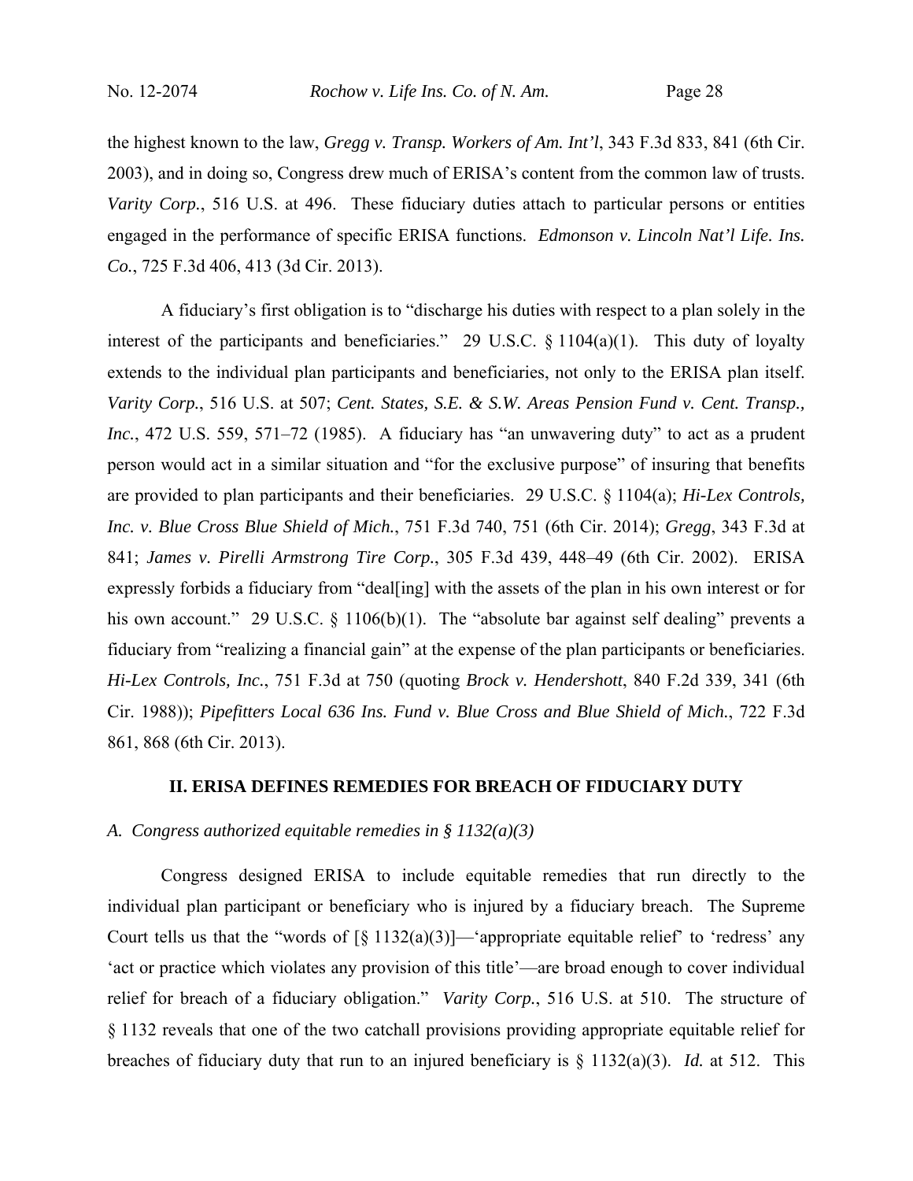the highest known to the law, *Gregg v. Transp. Workers of Am. Int'l*, 343 F.3d 833, 841 (6th Cir. 2003), and in doing so, Congress drew much of ERISA's content from the common law of trusts. *Varity Corp.*, 516 U.S. at 496. These fiduciary duties attach to particular persons or entities engaged in the performance of specific ERISA functions. *Edmonson v. Lincoln Nat'l Life. Ins. Co.*, 725 F.3d 406, 413 (3d Cir. 2013).

A fiduciary's first obligation is to "discharge his duties with respect to a plan solely in the interest of the participants and beneficiaries." 29 U.S.C. § 1104(a)(1). This duty of loyalty extends to the individual plan participants and beneficiaries, not only to the ERISA plan itself. *Varity Corp.*, 516 U.S. at 507; *Cent. States, S.E. & S.W. Areas Pension Fund v. Cent. Transp., Inc.*, 472 U.S. 559, 571–72 (1985). A fiduciary has "an unwavering duty" to act as a prudent person would act in a similar situation and "for the exclusive purpose" of insuring that benefits are provided to plan participants and their beneficiaries. 29 U.S.C. § 1104(a); *Hi-Lex Controls, Inc. v. Blue Cross Blue Shield of Mich.*, 751 F.3d 740, 751 (6th Cir. 2014); *Gregg*, 343 F.3d at 841; *James v. Pirelli Armstrong Tire Corp.*, 305 F.3d 439, 448–49 (6th Cir. 2002). ERISA expressly forbids a fiduciary from "deal[ing] with the assets of the plan in his own interest or for his own account." 29 U.S.C. § 1106(b)(1). The "absolute bar against self dealing" prevents a fiduciary from "realizing a financial gain" at the expense of the plan participants or beneficiaries. *Hi-Lex Controls, Inc.*, 751 F.3d at 750 (quoting *Brock v. Hendershott*, 840 F.2d 339, 341 (6th Cir. 1988)); *Pipefitters Local 636 Ins. Fund v. Blue Cross and Blue Shield of Mich.*, 722 F.3d 861, 868 (6th Cir. 2013).

## II. ERISA DEFINES REMEDIES FOR BREACH OF FIDUCIARY DUTY

### *A. Congress authorized equitable remedies in § 1132(a)(3)*

Congress designed ERISA to include equitable remedies that run directly to the individual plan participant or beneficiary who is injured by a fiduciary breach. The Supreme Court tells us that the "words of [§ 1132(a)(3)]—'appropriate equitable relief' to 'redress' any 'act or practice which violates any provision of this title'—are broad enough to cover individual relief for breach of a fiduciary obligation." *Varity Corp.*, 516 U.S. at 510. The structure of § 1132 reveals that one of the two catchall provisions providing appropriate equitable relief for breaches of fiduciary duty that run to an injured beneficiary is § 1132(a)(3). *Id.* at 512. This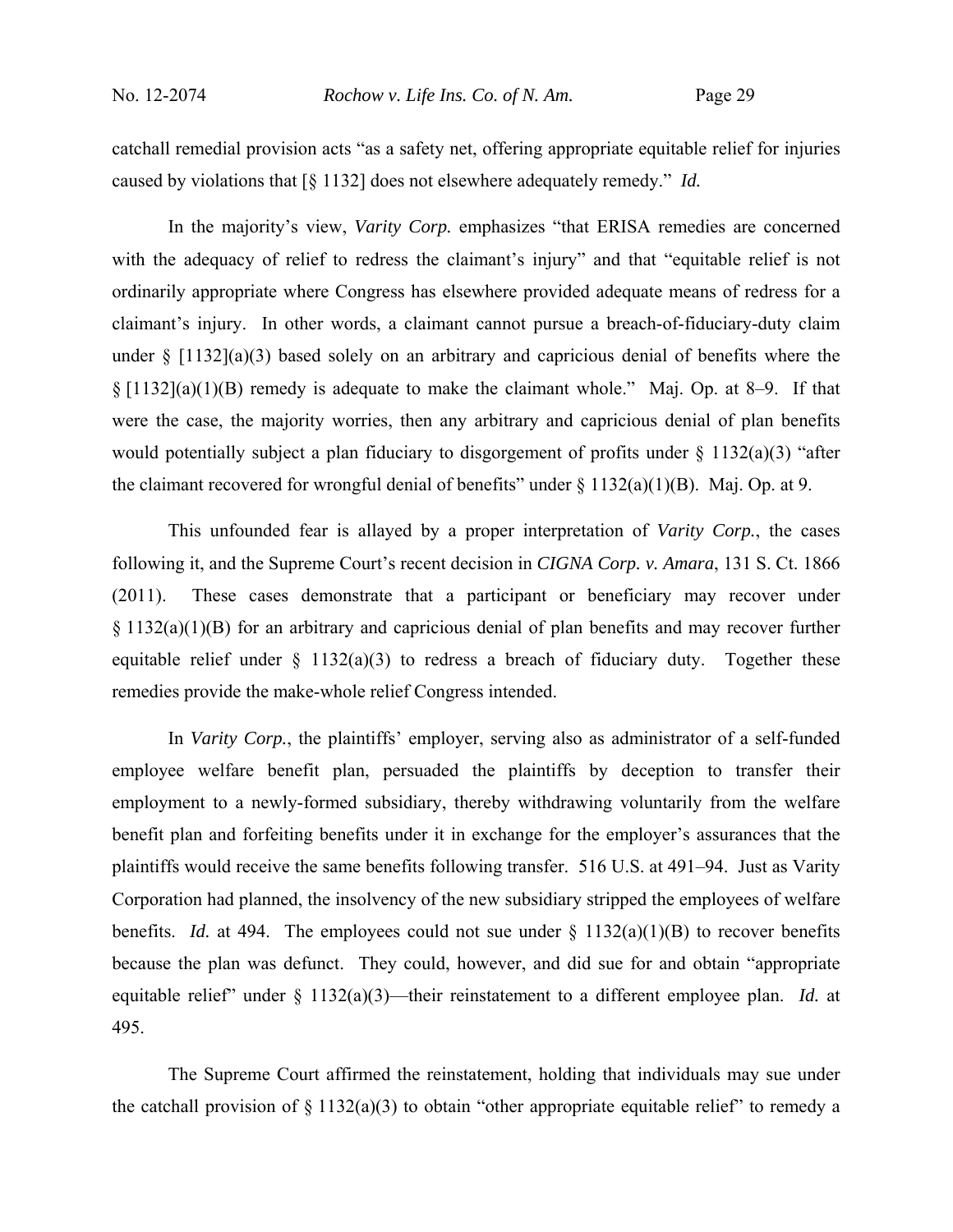catchall remedial provision acts "as a safety net, offering appropriate equitable relief for injuries caused by violations that [§ 1132] does not elsewhere adequately remedy." *Id.*

In the majority's view, *Varity Corp.* emphasizes "that ERISA remedies are concerned with the adequacy of relief to redress the claimant's injury" and that "equitable relief is not ordinarily appropriate where Congress has elsewhere provided adequate means of redress for a claimant's injury. In other words, a claimant cannot pursue a breach-of-fiduciary-duty claim under § [1132](a)(3) based solely on an arbitrary and capricious denial of benefits where the § [1132](a)(1)(B) remedy is adequate to make the claimant whole." Maj. Op. at 8–9. If that were the case, the majority worries, then any arbitrary and capricious denial of plan benefits would potentially subject a plan fiduciary to disgorgement of profits under § 1132(a)(3) "after the claimant recovered for wrongful denial of benefits" under § 1132(a)(1)(B). Maj. Op. at 9.

This unfounded fear is allayed by a proper interpretation of *Varity Corp.*, the cases following it, and the Supreme Court's recent decision in *CIGNA Corp. v. Amara*, 131 S. Ct. 1866 (2011). These cases demonstrate that a participant or beneficiary may recover under § 1132(a)(1)(B) for an arbitrary and capricious denial of plan benefits and may recover further equitable relief under § 1132(a)(3) to redress a breach of fiduciary duty. Together these remedies provide the make-whole relief Congress intended.

In *Varity Corp.*, the plaintiffs' employer, serving also as administrator of a self-funded employee welfare benefit plan, persuaded the plaintiffs by deception to transfer their employment to a newly-formed subsidiary, thereby withdrawing voluntarily from the welfare benefit plan and forfeiting benefits under it in exchange for the employer's assurances that the plaintiffs would receive the same benefits following transfer. 516 U.S. at 491–94. Just as Varity Corporation had planned, the insolvency of the new subsidiary stripped the employees of welfare benefits. *Id.* at 494. The employees could not sue under § 1132(a)(1)(B) to recover benefits because the plan was defunct. They could, however, and did sue for and obtain "appropriate equitable relief" under § 1132(a)(3)—their reinstatement to a different employee plan. *Id.* at 495.

The Supreme Court affirmed the reinstatement, holding that individuals may sue under the catchall provision of § 1132(a)(3) to obtain "other appropriate equitable relief" to remedy a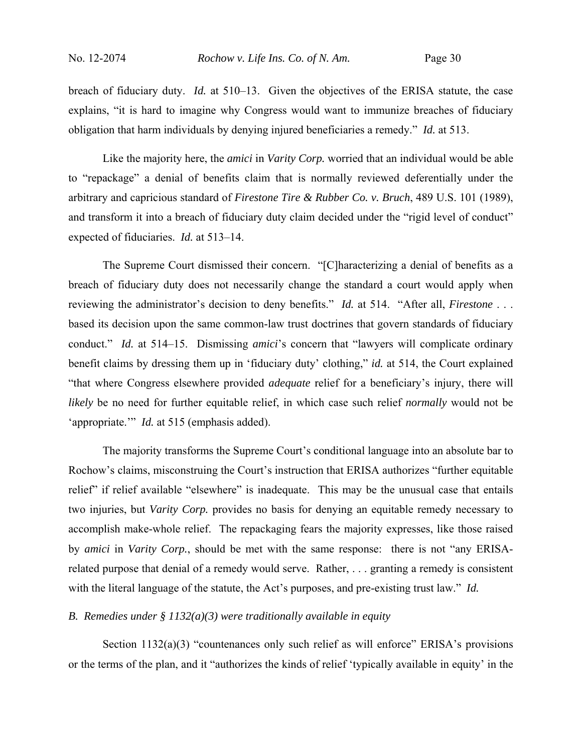breach of fiduciary duty. *Id.* at 510–13. Given the objectives of the ERISA statute, the case explains, "it is hard to imagine why Congress would want to immunize breaches of fiduciary obligation that harm individuals by denying injured beneficiaries a remedy." *Id.* at 513.

Like the majority here, the *amici* in *Varity Corp.* worried that an individual would be able to "repackage" a denial of benefits claim that is normally reviewed deferentially under the arbitrary and capricious standard of *Firestone Tire & Rubber Co. v. Bruch*, 489 U.S. 101 (1989), and transform it into a breach of fiduciary duty claim decided under the "rigid level of conduct" expected of fiduciaries. *Id.* at 513–14.

The Supreme Court dismissed their concern. "[C]haracterizing a denial of benefits as a breach of fiduciary duty does not necessarily change the standard a court would apply when reviewing the administrator's decision to deny benefits." *Id.* at 514. "After all, *Firestone* . . . based its decision upon the same common-law trust doctrines that govern standards of fiduciary conduct." *Id.* at 514–15. Dismissing *amici*'s concern that "lawyers will complicate ordinary benefit claims by dressing them up in 'fiduciary duty' clothing," *id.* at 514, the Court explained "that where Congress elsewhere provided *adequate* relief for a beneficiary's injury, there will *likely* be no need for further equitable relief, in which case such relief *normally* would not be 'appropriate.'" *Id.* at 515 (emphasis added).

The majority transforms the Supreme Court's conditional language into an absolute bar to Rochow's claims, misconstruing the Court's instruction that ERISA authorizes "further equitable relief" if relief available "elsewhere" is inadequate. This may be the unusual case that entails two injuries, but *Varity Corp.* provides no basis for denying an equitable remedy necessary to accomplish make-whole relief. The repackaging fears the majority expresses, like those raised by *amici* in *Varity Corp.*, should be met with the same response: there is not "any ERISA-related purpose that denial of a remedy would serve. Rather, . . . granting a remedy is consistent with the literal language of the statute, the Act's purposes, and pre-existing trust law." *Id.*

*B. Remedies under § 1132(a)(3) were traditionally available in equity*

Section 1132(a)(3) "countenances only such relief as will enforce" ERISA's provisions or the terms of the plan, and it "authorizes the kinds of relief 'typically available in equity' in the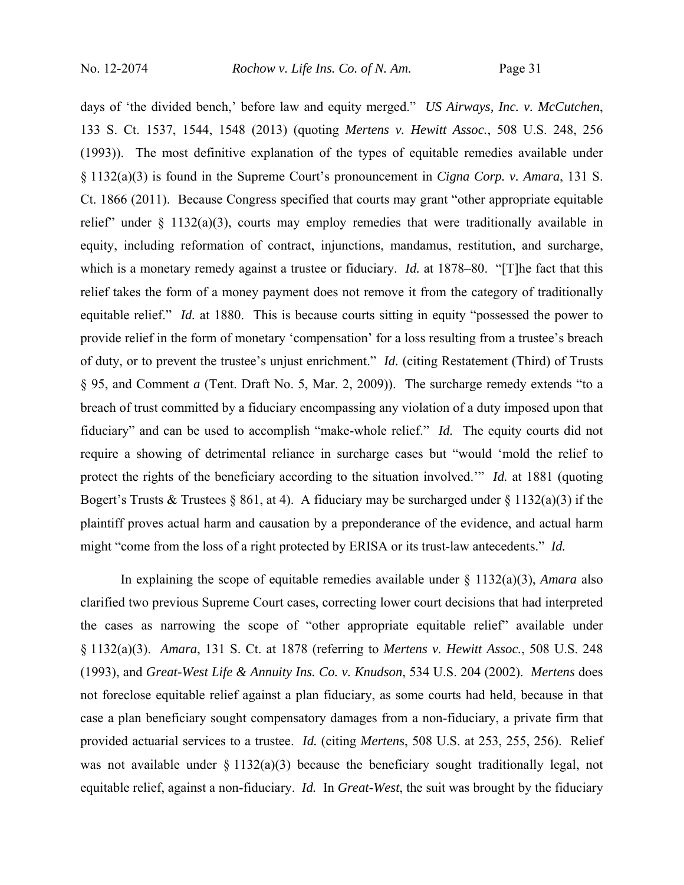days of 'the divided bench,' before law and equity merged." *US Airways, Inc. v. McCutchen*, 133 S. Ct. 1537, 1544, 1548 (2013) (quoting *Mertens v. Hewitt Assoc.*, 508 U.S. 248, 256 (1993)). The most definitive explanation of the types of equitable remedies available under § 1132(a)(3) is found in the Supreme Court's pronouncement in *Cigna Corp. v. Amara*, 131 S. Ct. 1866 (2011). Because Congress specified that courts may grant "other appropriate equitable relief" under § 1132(a)(3), courts may employ remedies that were traditionally available in equity, including reformation of contract, injunctions, mandamus, restitution, and surcharge, which is a monetary remedy against a trustee or fiduciary. *Id.* at 1878–80. "[T]he fact that this relief takes the form of a money payment does not remove it from the category of traditionally equitable relief." *Id.* at 1880. This is because courts sitting in equity "possessed the power to provide relief in the form of monetary 'compensation' for a loss resulting from a trustee's breach of duty, or to prevent the trustee's unjust enrichment." *Id.* (citing Restatement (Third) of Trusts § 95, and Comment *a* (Tent. Draft No. 5, Mar. 2, 2009)). The surcharge remedy extends "to a breach of trust committed by a fiduciary encompassing any violation of a duty imposed upon that fiduciary" and can be used to accomplish "make-whole relief." *Id.* The equity courts did not require a showing of detrimental reliance in surcharge cases but "would 'mold the relief to protect the rights of the beneficiary according to the situation involved.'" *Id.* at 1881 (quoting Bogert's Trusts & Trustees § 861, at 4). A fiduciary may be surcharged under § 1132(a)(3) if the plaintiff proves actual harm and causation by a preponderance of the evidence, and actual harm might "come from the loss of a right protected by ERISA or its trust-law antecedents." *Id.*

In explaining the scope of equitable remedies available under § 1132(a)(3), *Amara* also clarified two previous Supreme Court cases, correcting lower court decisions that had interpreted the cases as narrowing the scope of "other appropriate equitable relief" available under § 1132(a)(3). *Amara*, 131 S. Ct. at 1878 (referring to *Mertens v. Hewitt Assoc.*, 508 U.S. 248 (1993), and *Great-West Life & Annuity Ins. Co. v. Knudson*, 534 U.S. 204 (2002). *Mertens* does not foreclose equitable relief against a plan fiduciary, as some courts had held, because in that case a plan beneficiary sought compensatory damages from a non-fiduciary, a private firm that provided actuarial services to a trustee. *Id.* (citing *Mertens*, 508 U.S. at 253, 255, 256). Relief was not available under § 1132(a)(3) because the beneficiary sought traditionally legal, not equitable relief, against a non-fiduciary. *Id.* In *Great-West*, the suit was brought by the fiduciary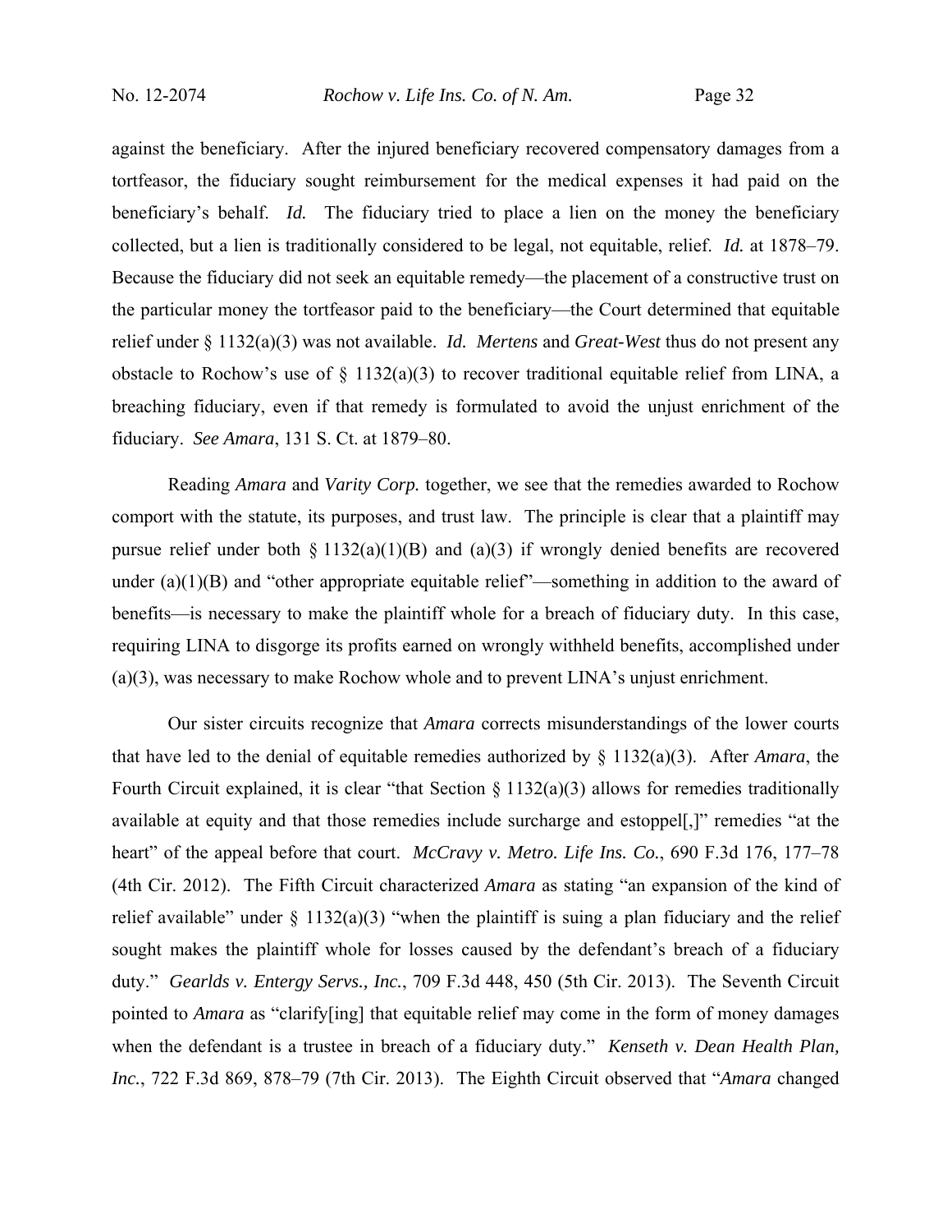against the beneficiary. After the injured beneficiary recovered compensatory damages from a tortfeasor, the fiduciary sought reimbursement for the medical expenses it had paid on the beneficiary's behalf. *Id.* The fiduciary tried to place a lien on the money the beneficiary collected, but a lien is traditionally considered to be legal, not equitable, relief. *Id.* at 1878–79. Because the fiduciary did not seek an equitable remedy—the placement of a constructive trust on the particular money the tortfeasor paid to the beneficiary—the Court determined that equitable relief under § 1132(a)(3) was not available. *Id. Mertens* and *Great-West* thus do not present any obstacle to Rochow's use of § 1132(a)(3) to recover traditional equitable relief from LINA, a breaching fiduciary, even if that remedy is formulated to avoid the unjust enrichment of the fiduciary. *See Amara*, 131 S. Ct. at 1879–80.

Reading *Amara* and *Varity Corp.* together, we see that the remedies awarded to Rochow comport with the statute, its purposes, and trust law. The principle is clear that a plaintiff may pursue relief under both § 1132(a)(1)(B) and (a)(3) if wrongly denied benefits are recovered under (a)(1)(B) and "other appropriate equitable relief"—something in addition to the award of benefits—is necessary to make the plaintiff whole for a breach of fiduciary duty. In this case, requiring LINA to disgorge its profits earned on wrongly withheld benefits, accomplished under (a)(3), was necessary to make Rochow whole and to prevent LINA's unjust enrichment.

Our sister circuits recognize that *Amara* corrects misunderstandings of the lower courts that have led to the denial of equitable remedies authorized by § 1132(a)(3). After *Amara*, the Fourth Circuit explained, it is clear "that Section § 1132(a)(3) allows for remedies traditionally available at equity and that those remedies include surcharge and estoppel[,]" remedies "at the heart" of the appeal before that court. *McCravy v. Metro. Life Ins. Co.*, 690 F.3d 176, 177–78 (4th Cir. 2012). The Fifth Circuit characterized *Amara* as stating "an expansion of the kind of relief available" under § 1132(a)(3) "when the plaintiff is suing a plan fiduciary and the relief sought makes the plaintiff whole for losses caused by the defendant's breach of a fiduciary duty." *Gearlds v. Entergy Servs., Inc.*, 709 F.3d 448, 450 (5th Cir. 2013). The Seventh Circuit pointed to *Amara* as "clarify[ing] that equitable relief may come in the form of money damages when the defendant is a trustee in breach of a fiduciary duty." *Kenseth v. Dean Health Plan, Inc.*, 722 F.3d 869, 878–79 (7th Cir. 2013). The Eighth Circuit observed that "*Amara* changed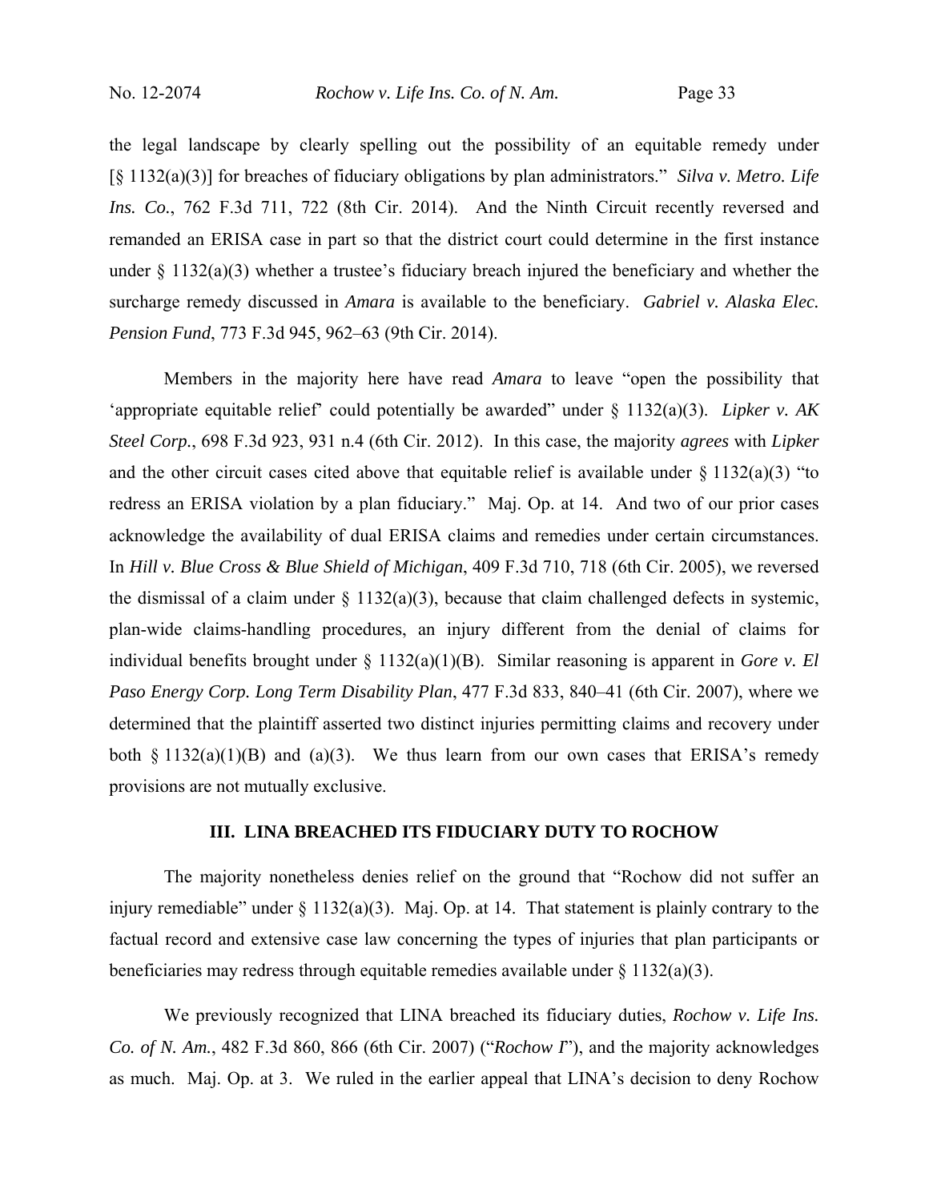the legal landscape by clearly spelling out the possibility of an equitable remedy under [§ 1132(a)(3)] for breaches of fiduciary obligations by plan administrators." *Silva v. Metro. Life Ins. Co.*, 762 F.3d 711, 722 (8th Cir. 2014). And the Ninth Circuit recently reversed and remanded an ERISA case in part so that the district court could determine in the first instance under § 1132(a)(3) whether a trustee's fiduciary breach injured the beneficiary and whether the surcharge remedy discussed in *Amara* is available to the beneficiary. *Gabriel v. Alaska Elec. Pension Fund*, 773 F.3d 945, 962–63 (9th Cir. 2014).

Members in the majority here have read *Amara* to leave "open the possibility that 'appropriate equitable relief' could potentially be awarded" under § 1132(a)(3). *Lipker v. AK Steel Corp.*, 698 F.3d 923, 931 n.4 (6th Cir. 2012). In this case, the majority *agrees* with *Lipker* and the other circuit cases cited above that equitable relief is available under § 1132(a)(3) "to redress an ERISA violation by a plan fiduciary." Maj. Op. at 14. And two of our prior cases acknowledge the availability of dual ERISA claims and remedies under certain circumstances. In *Hill v. Blue Cross & Blue Shield of Michigan*, 409 F.3d 710, 718 (6th Cir. 2005), we reversed the dismissal of a claim under § 1132(a)(3), because that claim challenged defects in systemic, plan-wide claims-handling procedures, an injury different from the denial of claims for individual benefits brought under § 1132(a)(1)(B). Similar reasoning is apparent in *Gore v. El Paso Energy Corp. Long Term Disability Plan*, 477 F.3d 833, 840–41 (6th Cir. 2007), where we determined that the plaintiff asserted two distinct injuries permitting claims and recovery under both § 1132(a)(1)(B) and (a)(3). We thus learn from our own cases that ERISA's remedy provisions are not mutually exclusive.

## III. LINA BREACHED ITS FIDUCIARY DUTY TO ROCHOW

The majority nonetheless denies relief on the ground that "Rochow did not suffer an injury remediable" under § 1132(a)(3). Maj. Op. at 14. That statement is plainly contrary to the factual record and extensive case law concerning the types of injuries that plan participants or beneficiaries may redress through equitable remedies available under § 1132(a)(3).

We previously recognized that LINA breached its fiduciary duties, *Rochow v. Life Ins. Co. of N. Am.*, 482 F.3d 860, 866 (6th Cir. 2007) ("*Rochow I*"), and the majority acknowledges as much. Maj. Op. at 3. We ruled in the earlier appeal that LINA's decision to deny Rochow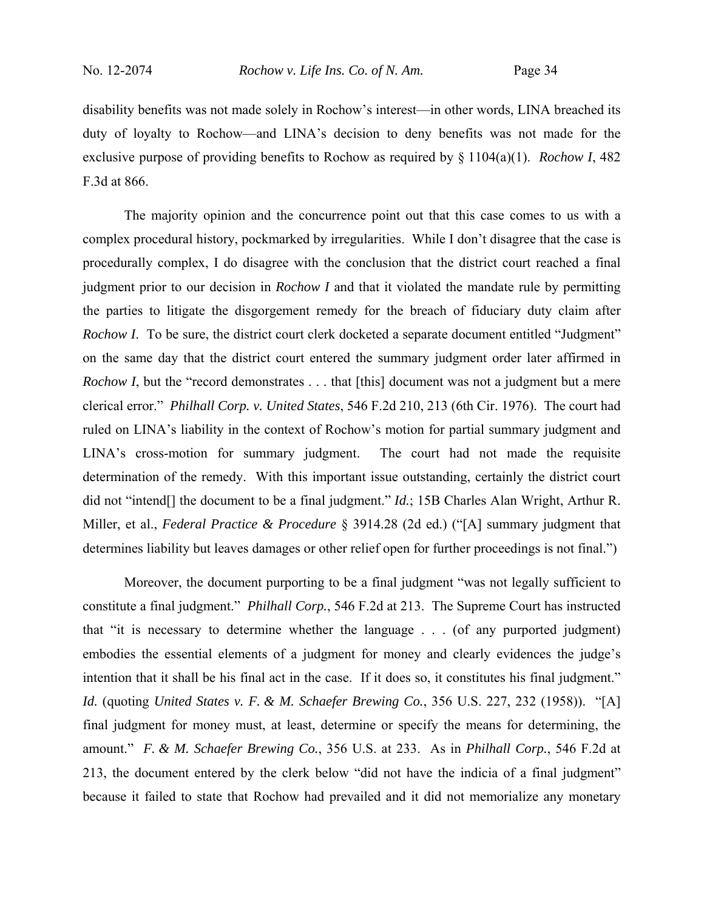disability benefits was not made solely in Rochow's interest—in other words, LINA breached its duty of loyalty to Rochow—and LINA's decision to deny benefits was not made for the exclusive purpose of providing benefits to Rochow as required by § 1104(a)(1). *Rochow I*, 482 F.3d at 866.

The majority opinion and the concurrence point out that this case comes to us with a complex procedural history, pockmarked by irregularities. While I don't disagree that the case is procedurally complex, I do disagree with the conclusion that the district court reached a final judgment prior to our decision in *Rochow I* and that it violated the mandate rule by permitting the parties to litigate the disgorgement remedy for the breach of fiduciary duty claim after *Rochow I*. To be sure, the district court clerk docketed a separate document entitled "Judgment" on the same day that the district court entered the summary judgment order later affirmed in *Rochow I*, but the "record demonstrates . . . that [this] document was not a judgment but a mere clerical error." *Philhall Corp. v. United States*, 546 F.2d 210, 213 (6th Cir. 1976). The court had ruled on LINA's liability in the context of Rochow's motion for partial summary judgment and LINA's cross-motion for summary judgment. The court had not made the requisite determination of the remedy. With this important issue outstanding, certainly the district court did not "intend[] the document to be a final judgment." *Id.*; 15B Charles Alan Wright, Arthur R. Miller, et al., *Federal Practice & Procedure* § 3914.28 (2d ed.) ("[A] summary judgment that determines liability but leaves damages or other relief open for further proceedings is not final.")

Moreover, the document purporting to be a final judgment "was not legally sufficient to constitute a final judgment." *Philhall Corp.*, 546 F.2d at 213. The Supreme Court has instructed that "it is necessary to determine whether the language . . . (of any purported judgment) embodies the essential elements of a judgment for money and clearly evidences the judge's intention that it shall be his final act in the case. If it does so, it constitutes his final judgment." *Id.* (quoting *United States v. F. & M. Schaefer Brewing Co.*, 356 U.S. 227, 232 (1958)). "[A] final judgment for money must, at least, determine or specify the means for determining, the amount." *F. & M. Schaefer Brewing Co.*, 356 U.S. at 233. As in *Philhall Corp.*, 546 F.2d at 213, the document entered by the clerk below "did not have the indicia of a final judgment" because it failed to state that Rochow had prevailed and it did not memorialize any monetary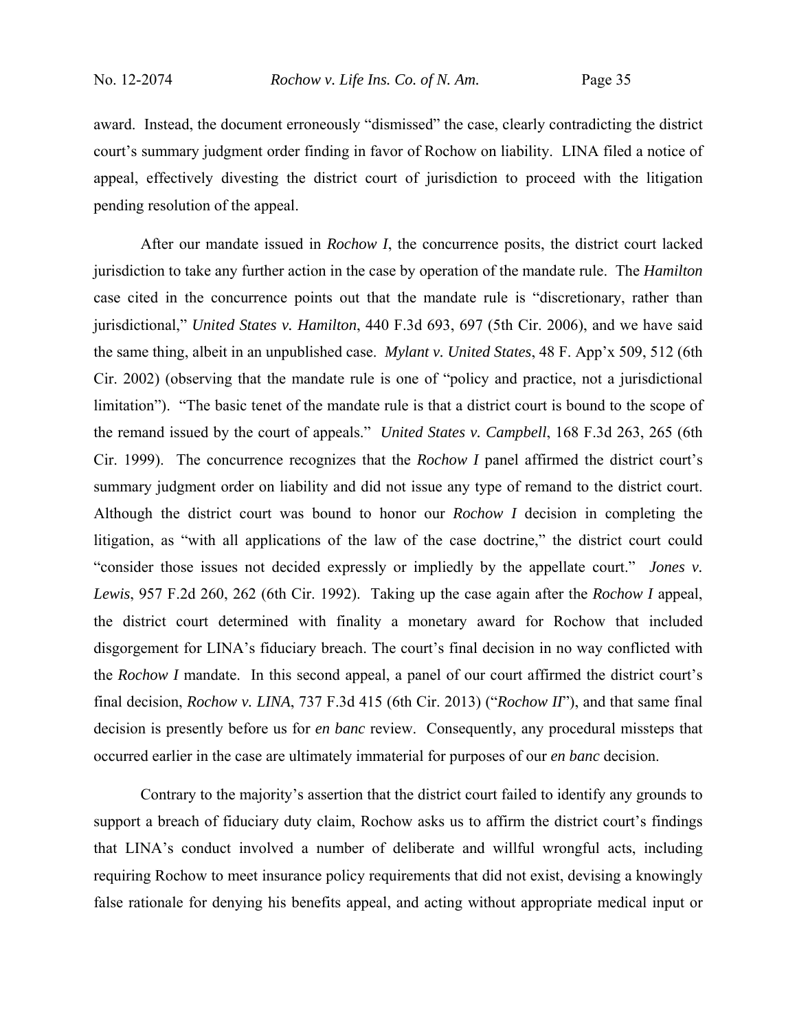award. Instead, the document erroneously "dismissed" the case, clearly contradicting the district court's summary judgment order finding in favor of Rochow on liability. LINA filed a notice of appeal, effectively divesting the district court of jurisdiction to proceed with the litigation pending resolution of the appeal.

After our mandate issued in *Rochow I*, the concurrence posits, the district court lacked jurisdiction to take any further action in the case by operation of the mandate rule. The *Hamilton* case cited in the concurrence points out that the mandate rule is "discretionary, rather than jurisdictional," *United States v. Hamilton*, 440 F.3d 693, 697 (5th Cir. 2006), and we have said the same thing, albeit in an unpublished case. *Mylant v. United States*, 48 F. App'x 509, 512 (6th Cir. 2002) (observing that the mandate rule is one of "policy and practice, not a jurisdictional limitation"). "The basic tenet of the mandate rule is that a district court is bound to the scope of the remand issued by the court of appeals." *United States v. Campbell*, 168 F.3d 263, 265 (6th Cir. 1999). The concurrence recognizes that the *Rochow I* panel affirmed the district court's summary judgment order on liability and did not issue any type of remand to the district court. Although the district court was bound to honor our *Rochow I* decision in completing the litigation, as "with all applications of the law of the case doctrine," the district court could "consider those issues not decided expressly or impliedly by the appellate court." *Jones v. Lewis*, 957 F.2d 260, 262 (6th Cir. 1992). Taking up the case again after the *Rochow I* appeal, the district court determined with finality a monetary award for Rochow that included disgorgement for LINA's fiduciary breach. The court's final decision in no way conflicted with the *Rochow I* mandate. In this second appeal, a panel of our court affirmed the district court's final decision, *Rochow v. LINA*, 737 F.3d 415 (6th Cir. 2013) ("*Rochow II*"), and that same final decision is presently before us for *en banc* review. Consequently, any procedural missteps that occurred earlier in the case are ultimately immaterial for purposes of our *en banc* decision.

Contrary to the majority's assertion that the district court failed to identify any grounds to support a breach of fiduciary duty claim, Rochow asks us to affirm the district court's findings that LINA's conduct involved a number of deliberate and willful wrongful acts, including requiring Rochow to meet insurance policy requirements that did not exist, devising a knowingly false rationale for denying his benefits appeal, and acting without appropriate medical input or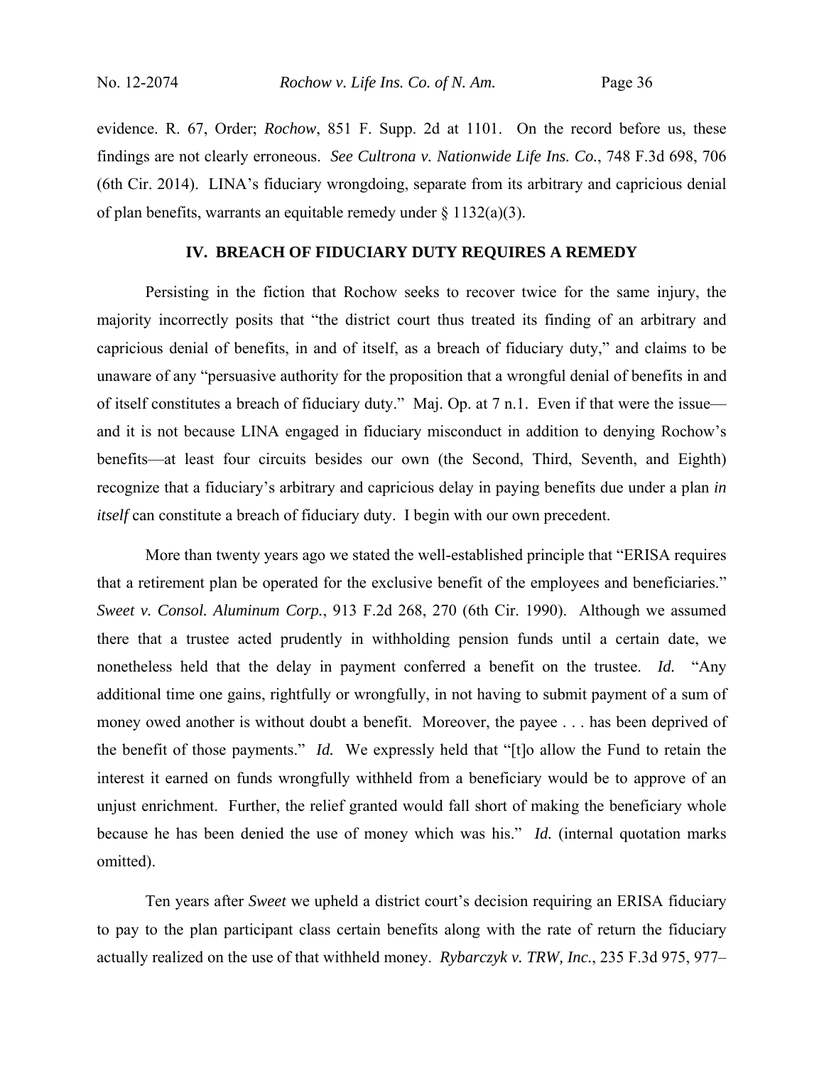evidence. R. 67, Order; *Rochow*, 851 F. Supp. 2d at 1101. On the record before us, these findings are not clearly erroneous. *See Cultrona v. Nationwide Life Ins. Co.*, 748 F.3d 698, 706 (6th Cir. 2014). LINA's fiduciary wrongdoing, separate from its arbitrary and capricious denial of plan benefits, warrants an equitable remedy under § 1132(a)(3).

## IV. BREACH OF FIDUCIARY DUTY REQUIRES A REMEDY

Persisting in the fiction that Rochow seeks to recover twice for the same injury, the majority incorrectly posits that "the district court thus treated its finding of an arbitrary and capricious denial of benefits, in and of itself, as a breach of fiduciary duty," and claims to be unaware of any "persuasive authority for the proposition that a wrongful denial of benefits in and of itself constitutes a breach of fiduciary duty." Maj. Op. at 7 n.1. Even if that were the issue—and it is not because LINA engaged in fiduciary misconduct in addition to denying Rochow's benefits—at least four circuits besides our own (the Second, Third, Seventh, and Eighth) recognize that a fiduciary's arbitrary and capricious delay in paying benefits due under a plan *in itself* can constitute a breach of fiduciary duty. I begin with our own precedent.

More than twenty years ago we stated the well-established principle that "ERISA requires that a retirement plan be operated for the exclusive benefit of the employees and beneficiaries." *Sweet v. Consol. Aluminum Corp.*, 913 F.2d 268, 270 (6th Cir. 1990). Although we assumed there that a trustee acted prudently in withholding pension funds until a certain date, we nonetheless held that the delay in payment conferred a benefit on the trustee. *Id.* "Any additional time one gains, rightfully or wrongfully, in not having to submit payment of a sum of money owed another is without doubt a benefit. Moreover, the payee . . . has been deprived of the benefit of those payments." *Id.* We expressly held that "[t]o allow the Fund to retain the interest it earned on funds wrongfully withheld from a beneficiary would be to approve of an unjust enrichment. Further, the relief granted would fall short of making the beneficiary whole because he has been denied the use of money which was his." *Id.* (internal quotation marks omitted).

Ten years after *Sweet* we upheld a district court's decision requiring an ERISA fiduciary to pay to the plan participant class certain benefits along with the rate of return the fiduciary actually realized on the use of that withheld money. *Rybarczyk v. TRW, Inc.*, 235 F.3d 975, 977–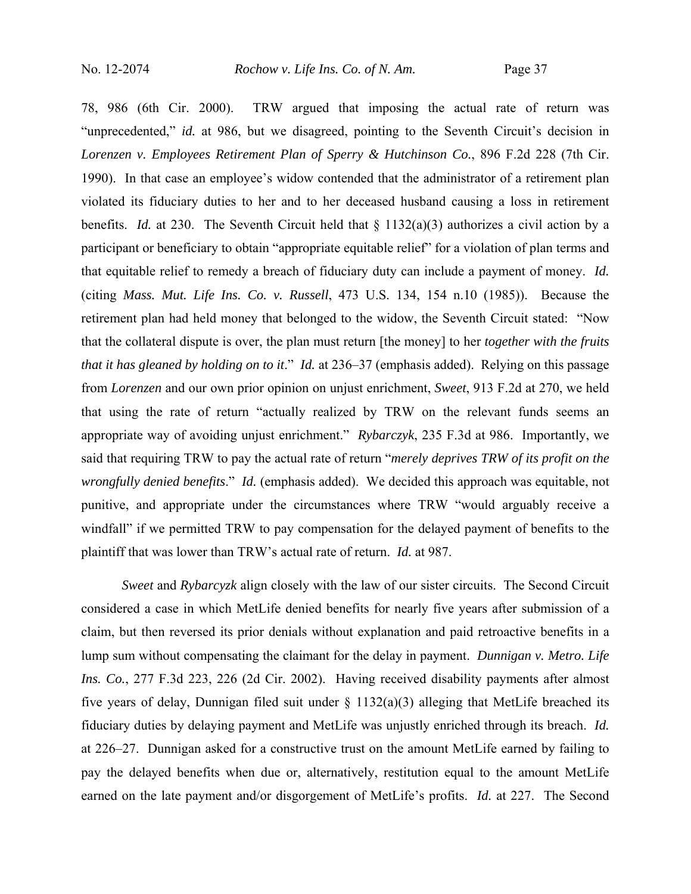78, 986 (6th Cir. 2000). TRW argued that imposing the actual rate of return was "unprecedented," *id.* at 986, but we disagreed, pointing to the Seventh Circuit's decision in *Lorenzen v. Employees Retirement Plan of Sperry & Hutchinson Co.*, 896 F.2d 228 (7th Cir. 1990). In that case an employee's widow contended that the administrator of a retirement plan violated its fiduciary duties to her and to her deceased husband causing a loss in retirement benefits. *Id.* at 230. The Seventh Circuit held that § 1132(a)(3) authorizes a civil action by a participant or beneficiary to obtain "appropriate equitable relief" for a violation of plan terms and that equitable relief to remedy a breach of fiduciary duty can include a payment of money. *Id.* (citing *Mass. Mut. Life Ins. Co. v. Russell*, 473 U.S. 134, 154 n.10 (1985)). Because the retirement plan had held money that belonged to the widow, the Seventh Circuit stated: "Now that the collateral dispute is over, the plan must return [the money] to her *together with the fruits that it has gleaned by holding on to it*." *Id.* at 236–37 (emphasis added). Relying on this passage from *Lorenzen* and our own prior opinion on unjust enrichment, *Sweet*, 913 F.2d at 270, we held that using the rate of return "actually realized by TRW on the relevant funds seems an appropriate way of avoiding unjust enrichment." *Rybarczyk*, 235 F.3d at 986. Importantly, we said that requiring TRW to pay the actual rate of return "*merely deprives TRW of its profit on the wrongfully denied benefits*." *Id.* (emphasis added). We decided this approach was equitable, not punitive, and appropriate under the circumstances where TRW "would arguably receive a windfall" if we permitted TRW to pay compensation for the delayed payment of benefits to the plaintiff that was lower than TRW's actual rate of return. *Id.* at 987.

*Sweet* and *Rybarcyzk* align closely with the law of our sister circuits. The Second Circuit considered a case in which MetLife denied benefits for nearly five years after submission of a claim, but then reversed its prior denials without explanation and paid retroactive benefits in a lump sum without compensating the claimant for the delay in payment. *Dunnigan v. Metro. Life Ins. Co.*, 277 F.3d 223, 226 (2d Cir. 2002). Having received disability payments after almost five years of delay, Dunnigan filed suit under § 1132(a)(3) alleging that MetLife breached its fiduciary duties by delaying payment and MetLife was unjustly enriched through its breach. *Id.* at 226–27. Dunnigan asked for a constructive trust on the amount MetLife earned by failing to pay the delayed benefits when due or, alternatively, restitution equal to the amount MetLife earned on the late payment and/or disgorgement of MetLife's profits. *Id.* at 227. The Second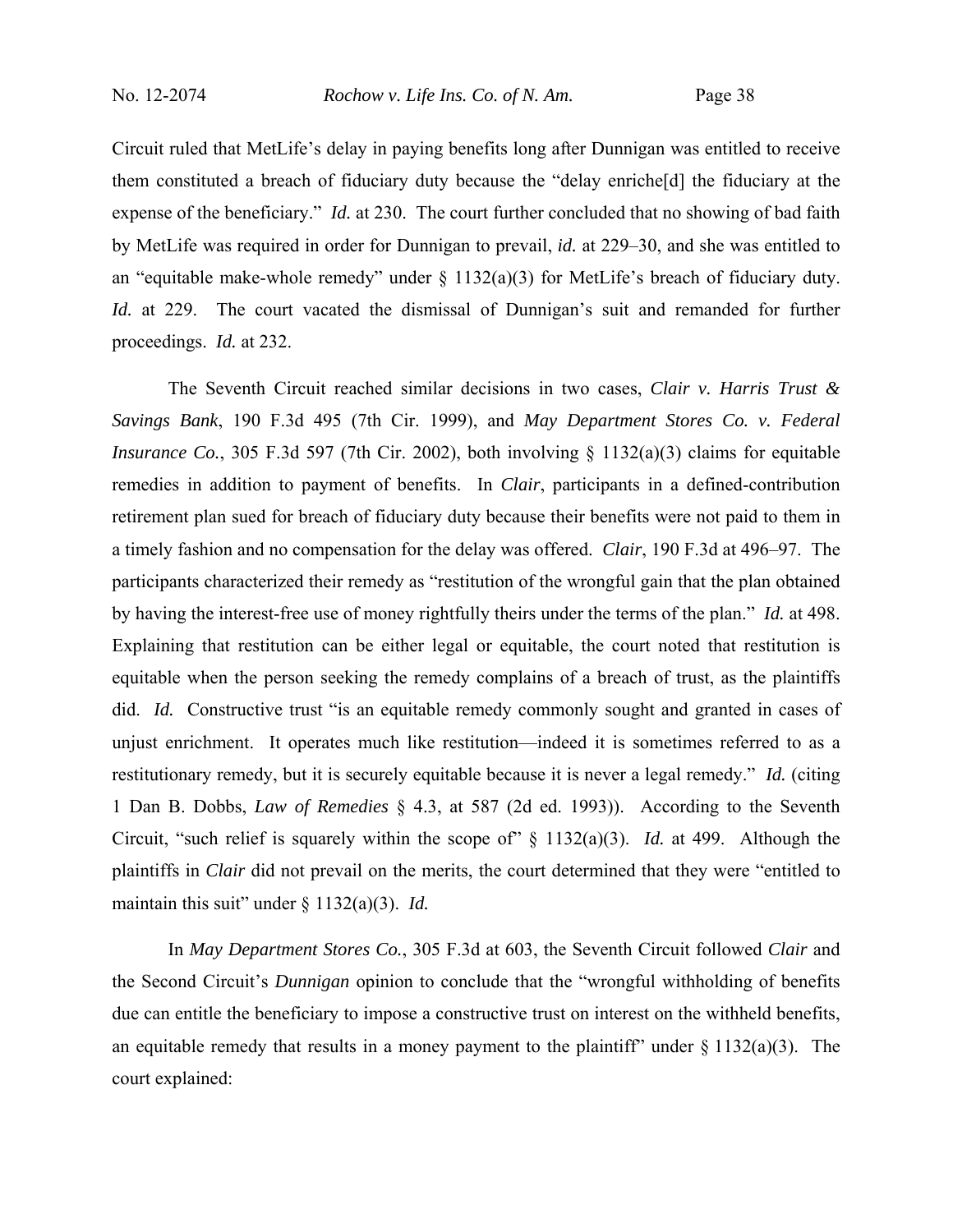Circuit ruled that MetLife's delay in paying benefits long after Dunnigan was entitled to receive them constituted a breach of fiduciary duty because the "delay enriche[d] the fiduciary at the expense of the beneficiary." *Id.* at 230. The court further concluded that no showing of bad faith by MetLife was required in order for Dunnigan to prevail, *id.* at 229–30, and she was entitled to an "equitable make-whole remedy" under § 1132(a)(3) for MetLife's breach of fiduciary duty. *Id.* at 229. The court vacated the dismissal of Dunnigan's suit and remanded for further proceedings. *Id.* at 232.

The Seventh Circuit reached similar decisions in two cases, *Clair v. Harris Trust & Savings Bank*, 190 F.3d 495 (7th Cir. 1999), and *May Department Stores Co. v. Federal Insurance Co.*, 305 F.3d 597 (7th Cir. 2002), both involving § 1132(a)(3) claims for equitable remedies in addition to payment of benefits. In *Clair*, participants in a defined-contribution retirement plan sued for breach of fiduciary duty because their benefits were not paid to them in a timely fashion and no compensation for the delay was offered. *Clair*, 190 F.3d at 496–97. The participants characterized their remedy as "restitution of the wrongful gain that the plan obtained by having the interest-free use of money rightfully theirs under the terms of the plan." *Id.* at 498. Explaining that restitution can be either legal or equitable, the court noted that restitution is equitable when the person seeking the remedy complains of a breach of trust, as the plaintiffs did. *Id.* Constructive trust "is an equitable remedy commonly sought and granted in cases of unjust enrichment. It operates much like restitution—indeed it is sometimes referred to as a restitutionary remedy, but it is securely equitable because it is never a legal remedy." *Id.* (citing 1 Dan B. Dobbs, *Law of Remedies* § 4.3, at 587 (2d ed. 1993)). According to the Seventh Circuit, "such relief is squarely within the scope of" § 1132(a)(3). *Id.* at 499. Although the plaintiffs in *Clair* did not prevail on the merits, the court determined that they were "entitled to maintain this suit" under § 1132(a)(3). *Id.*

In *May Department Stores Co.*, 305 F.3d at 603, the Seventh Circuit followed *Clair* and the Second Circuit's *Dunnigan* opinion to conclude that the "wrongful withholding of benefits due can entitle the beneficiary to impose a constructive trust on interest on the withheld benefits, an equitable remedy that results in a money payment to the plaintiff" under § 1132(a)(3). The court explained: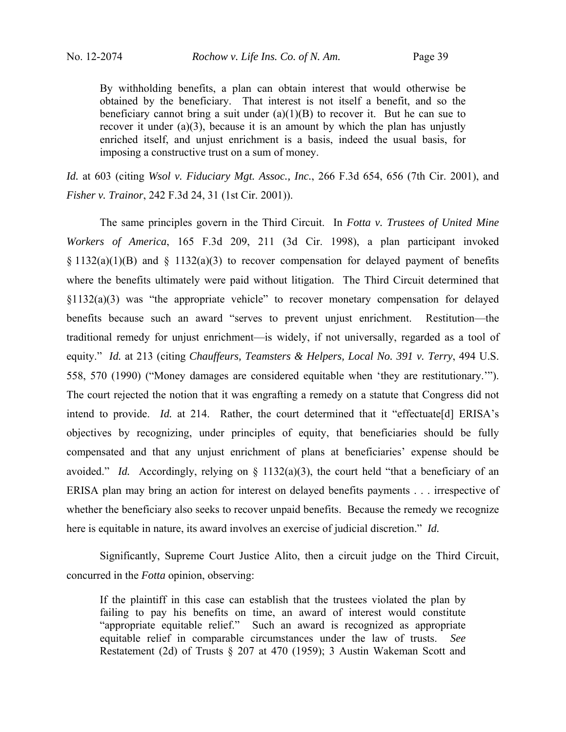> By withholding benefits, a plan can obtain interest that would otherwise be obtained by the beneficiary. That interest is not itself a benefit, and so the beneficiary cannot bring a suit under (a)(1)(B) to recover it. But he can sue to recover it under (a)(3), because it is an amount by which the plan has unjustly enriched itself, and unjust enrichment is a basis, indeed the usual basis, for imposing a constructive trust on a sum of money.

*Id.* at 603 (citing *Wsol v. Fiduciary Mgt. Assoc., Inc.*, 266 F.3d 654, 656 (7th Cir. 2001), and *Fisher v. Trainor*, 242 F.3d 24, 31 (1st Cir. 2001)).

The same principles govern in the Third Circuit. In *Fotta v. Trustees of United Mine Workers of America*, 165 F.3d 209, 211 (3d Cir. 1998), a plan participant invoked § 1132(a)(1)(B) and § 1132(a)(3) to recover compensation for delayed payment of benefits where the benefits ultimately were paid without litigation. The Third Circuit determined that §1132(a)(3) was "the appropriate vehicle" to recover monetary compensation for delayed benefits because such an award "serves to prevent unjust enrichment. Restitution—the traditional remedy for unjust enrichment—is widely, if not universally, regarded as a tool of equity." *Id.* at 213 (citing *Chauffeurs, Teamsters & Helpers, Local No. 391 v. Terry*, 494 U.S. 558, 570 (1990) ("Money damages are considered equitable when 'they are restitutionary.'"). The court rejected the notion that it was engrafting a remedy on a statute that Congress did not intend to provide. *Id.* at 214. Rather, the court determined that it "effectuate[d] ERISA's objectives by recognizing, under principles of equity, that beneficiaries should be fully compensated and that any unjust enrichment of plans at beneficiaries' expense should be avoided." *Id.* Accordingly, relying on § 1132(a)(3), the court held "that a beneficiary of an ERISA plan may bring an action for interest on delayed benefits payments . . . irrespective of whether the beneficiary also seeks to recover unpaid benefits. Because the remedy we recognize here is equitable in nature, its award involves an exercise of judicial discretion." *Id.*

Significantly, Supreme Court Justice Alito, then a circuit judge on the Third Circuit, concurred in the *Fotta* opinion, observing:

> If the plaintiff in this case can establish that the trustees violated the plan by failing to pay his benefits on time, an award of interest would constitute "appropriate equitable relief." Such an award is recognized as appropriate equitable relief in comparable circumstances under the law of trusts. *See* Restatement (2d) of Trusts § 207 at 470 (1959); 3 Austin Wakeman Scott and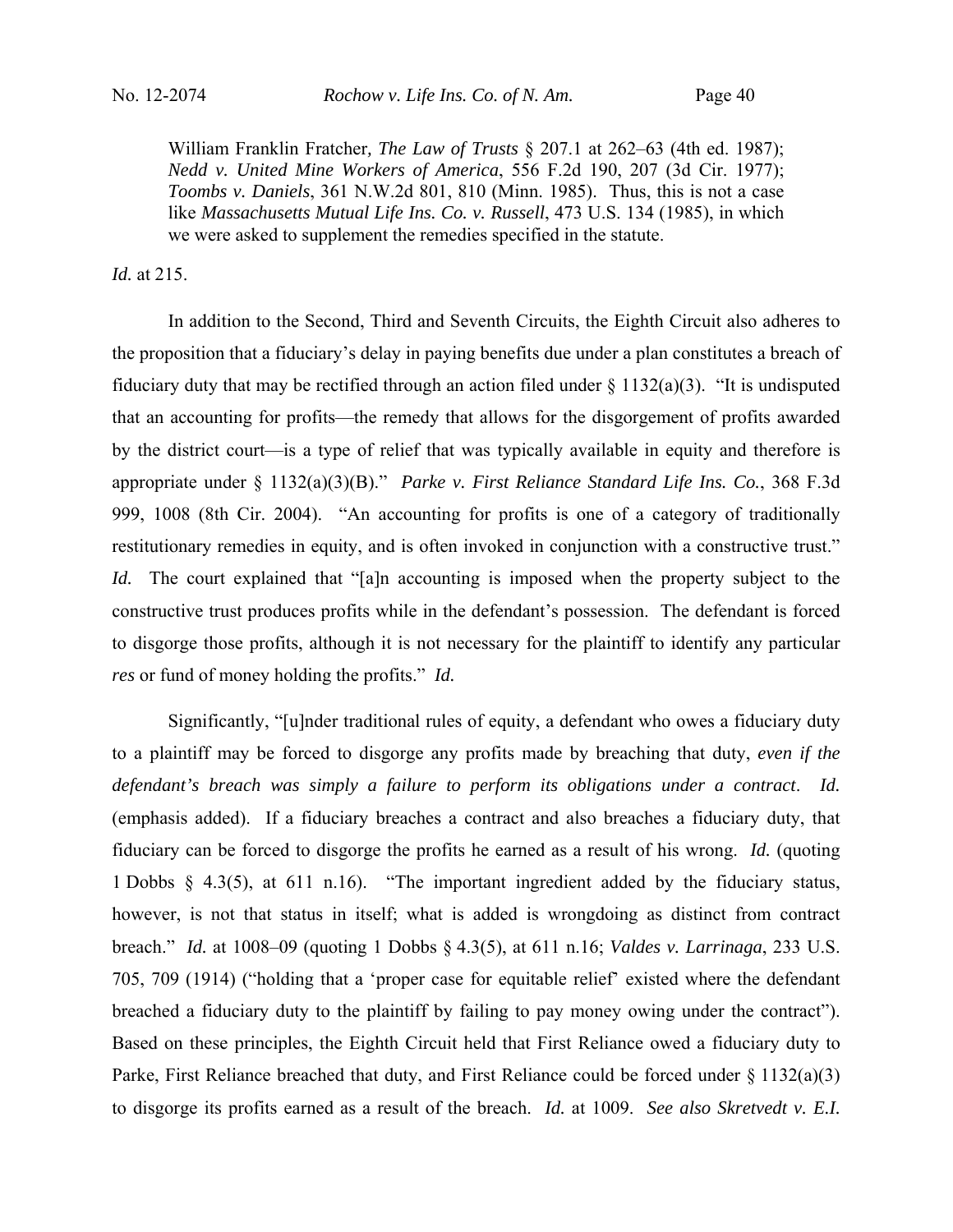> William Franklin Fratcher, *The Law of Trusts* § 207.1 at 262–63 (4th ed. 1987); *Nedd v. United Mine Workers of America*, 556 F.2d 190, 207 (3d Cir. 1977); *Toombs v. Daniels*, 361 N.W.2d 801, 810 (Minn. 1985). Thus, this is not a case like *Massachusetts Mutual Life Ins. Co. v. Russell*, 473 U.S. 134 (1985), in which we were asked to supplement the remedies specified in the statute.

*Id.* at 215.

In addition to the Second, Third and Seventh Circuits, the Eighth Circuit also adheres to the proposition that a fiduciary's delay in paying benefits due under a plan constitutes a breach of fiduciary duty that may be rectified through an action filed under § 1132(a)(3). "It is undisputed that an accounting for profits—the remedy that allows for the disgorgement of profits awarded by the district court—is a type of relief that was typically available in equity and therefore is appropriate under § 1132(a)(3)(B)." *Parke v. First Reliance Standard Life Ins. Co.*, 368 F.3d 999, 1008 (8th Cir. 2004). "An accounting for profits is one of a category of traditionally restitutionary remedies in equity, and is often invoked in conjunction with a constructive trust." *Id.* The court explained that "[a]n accounting is imposed when the property subject to the constructive trust produces profits while in the defendant's possession. The defendant is forced to disgorge those profits, although it is not necessary for the plaintiff to identify any particular *res* or fund of money holding the profits." *Id.*

Significantly, "[u]nder traditional rules of equity, a defendant who owes a fiduciary duty to a plaintiff may be forced to disgorge any profits made by breaching that duty, *even if the defendant's breach was simply a failure to perform its obligations under a contract*. *Id.* (emphasis added). If a fiduciary breaches a contract and also breaches a fiduciary duty, that fiduciary can be forced to disgorge the profits he earned as a result of his wrong. *Id.* (quoting 1 Dobbs § 4.3(5), at 611 n.16). "The important ingredient added by the fiduciary status, however, is not that status in itself; what is added is wrongdoing as distinct from contract breach." *Id.* at 1008–09 (quoting 1 Dobbs § 4.3(5), at 611 n.16; *Valdes v. Larrinaga*, 233 U.S. 705, 709 (1914) ("holding that a 'proper case for equitable relief' existed where the defendant breached a fiduciary duty to the plaintiff by failing to pay money owing under the contract"). Based on these principles, the Eighth Circuit held that First Reliance owed a fiduciary duty to Parke, First Reliance breached that duty, and First Reliance could be forced under § 1132(a)(3) to disgorge its profits earned as a result of the breach. *Id.* at 1009. *See also Skretvedt v. E.I.*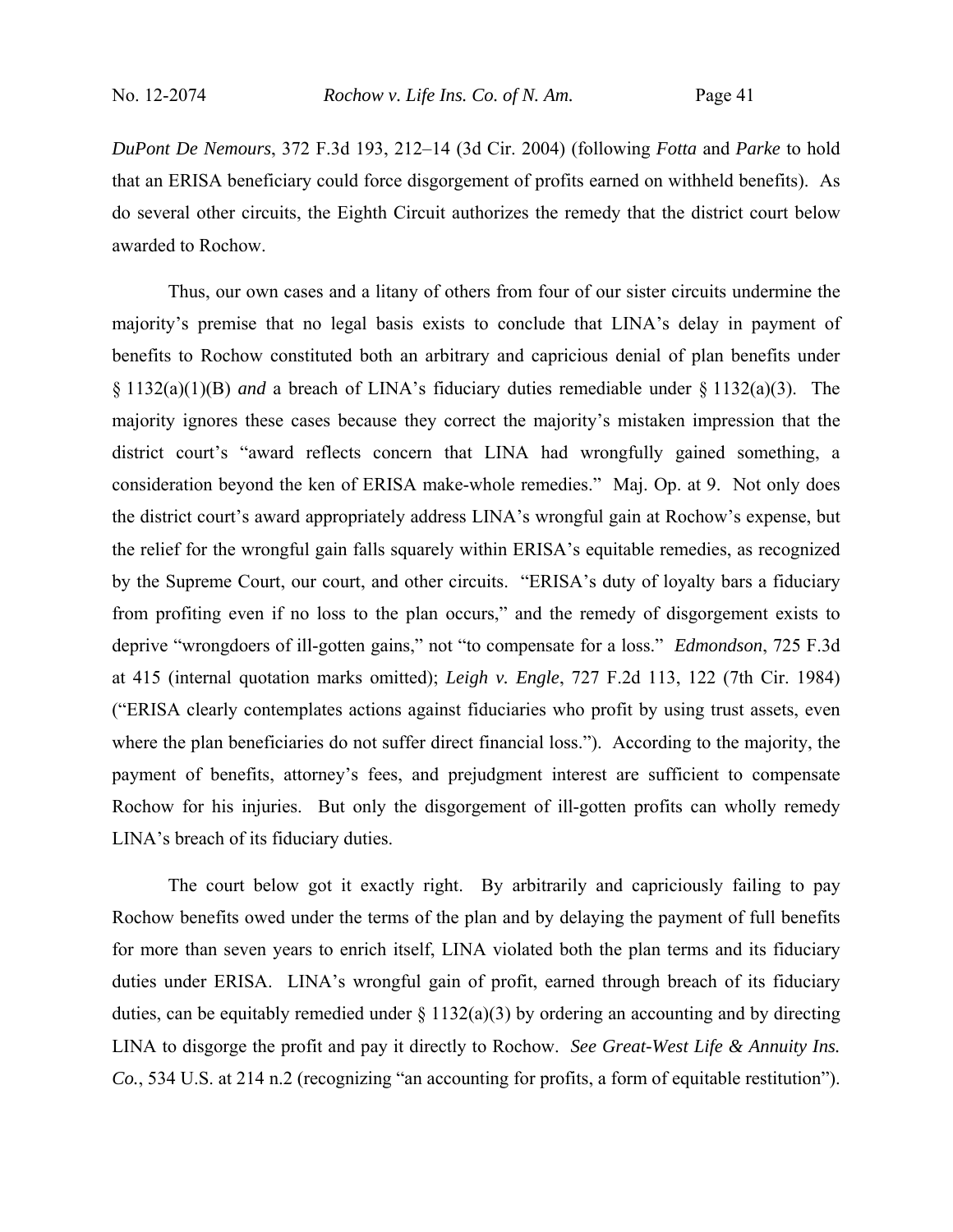*DuPont De Nemours*, 372 F.3d 193, 212–14 (3d Cir. 2004) (following *Fotta* and *Parke* to hold that an ERISA beneficiary could force disgorgement of profits earned on withheld benefits). As do several other circuits, the Eighth Circuit authorizes the remedy that the district court below awarded to Rochow.

Thus, our own cases and a litany of others from four of our sister circuits undermine the majority's premise that no legal basis exists to conclude that LINA's delay in payment of benefits to Rochow constituted both an arbitrary and capricious denial of plan benefits under § 1132(a)(1)(B) *and* a breach of LINA's fiduciary duties remediable under § 1132(a)(3). The majority ignores these cases because they correct the majority's mistaken impression that the district court's "award reflects concern that LINA had wrongfully gained something, a consideration beyond the ken of ERISA make-whole remedies." Maj. Op. at 9. Not only does the district court's award appropriately address LINA's wrongful gain at Rochow's expense, but the relief for the wrongful gain falls squarely within ERISA's equitable remedies, as recognized by the Supreme Court, our court, and other circuits. "ERISA's duty of loyalty bars a fiduciary from profiting even if no loss to the plan occurs," and the remedy of disgorgement exists to deprive "wrongdoers of ill-gotten gains," not "to compensate for a loss." *Edmondson*, 725 F.3d at 415 (internal quotation marks omitted); *Leigh v. Engle*, 727 F.2d 113, 122 (7th Cir. 1984) ("ERISA clearly contemplates actions against fiduciaries who profit by using trust assets, even where the plan beneficiaries do not suffer direct financial loss."). According to the majority, the payment of benefits, attorney's fees, and prejudgment interest are sufficient to compensate Rochow for his injuries. But only the disgorgement of ill-gotten profits can wholly remedy LINA's breach of its fiduciary duties.

The court below got it exactly right. By arbitrarily and capriciously failing to pay Rochow benefits owed under the terms of the plan and by delaying the payment of full benefits for more than seven years to enrich itself, LINA violated both the plan terms and its fiduciary duties under ERISA. LINA's wrongful gain of profit, earned through breach of its fiduciary duties, can be equitably remedied under § 1132(a)(3) by ordering an accounting and by directing LINA to disgorge the profit and pay it directly to Rochow. *See Great-West Life & Annuity Ins. Co.*, 534 U.S. at 214 n.2 (recognizing "an accounting for profits, a form of equitable restitution").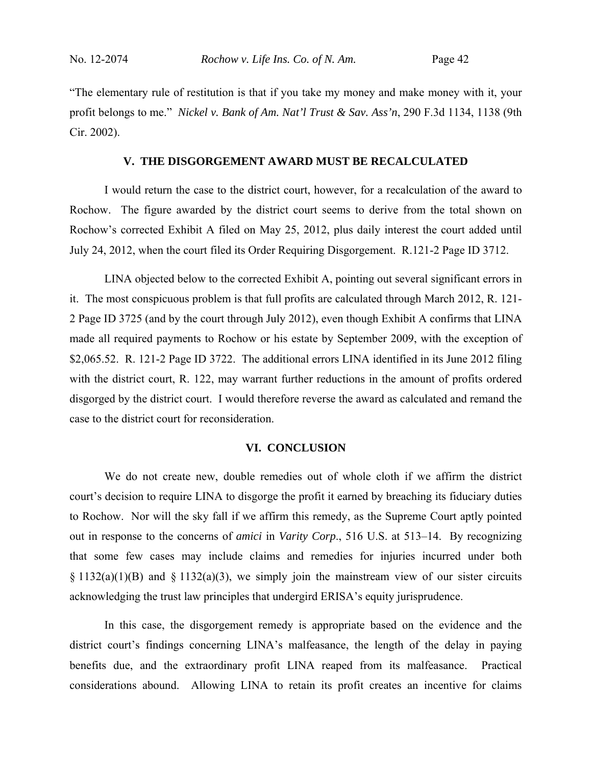"The elementary rule of restitution is that if you take my money and make money with it, your profit belongs to me." *Nickel v. Bank of Am. Nat'l Trust & Sav. Ass'n*, 290 F.3d 1134, 1138 (9th Cir. 2002).

## V. THE DISGORGEMENT AWARD MUST BE RECALCULATED

I would return the case to the district court, however, for a recalculation of the award to Rochow. The figure awarded by the district court seems to derive from the total shown on Rochow's corrected Exhibit A filed on May 25, 2012, plus daily interest the court added until July 24, 2012, when the court filed its Order Requiring Disgorgement. R.121-2 Page ID 3712.

LINA objected below to the corrected Exhibit A, pointing out several significant errors in it. The most conspicuous problem is that full profits are calculated through March 2012, R. 121-2 Page ID 3725 (and by the court through July 2012), even though Exhibit A confirms that LINA made all required payments to Rochow or his estate by September 2009, with the exception of $2,065.52. R. 121-2 Page ID 3722. The additional errors LINA identified in its June 2012 filing with the district court, R. 122, may warrant further reductions in the amount of profits ordered disgorged by the district court. I would therefore reverse the award as calculated and remand the case to the district court for reconsideration.

## VI. CONCLUSION

We do not create new, double remedies out of whole cloth if we affirm the district court's decision to require LINA to disgorge the profit it earned by breaching its fiduciary duties to Rochow. Nor will the sky fall if we affirm this remedy, as the Supreme Court aptly pointed out in response to the concerns of *amici* in *Varity Corp*., 516 U.S. at 513–14. By recognizing that some few cases may include claims and remedies for injuries incurred under both § 1132(a)(1)(B) and § 1132(a)(3), we simply join the mainstream view of our sister circuits acknowledging the trust law principles that undergird ERISA's equity jurisprudence.

In this case, the disgorgement remedy is appropriate based on the evidence and the district court's findings concerning LINA's malfeasance, the length of the delay in paying benefits due, and the extraordinary profit LINA reaped from its malfeasance. Practical considerations abound. Allowing LINA to retain its profit creates an incentive for claims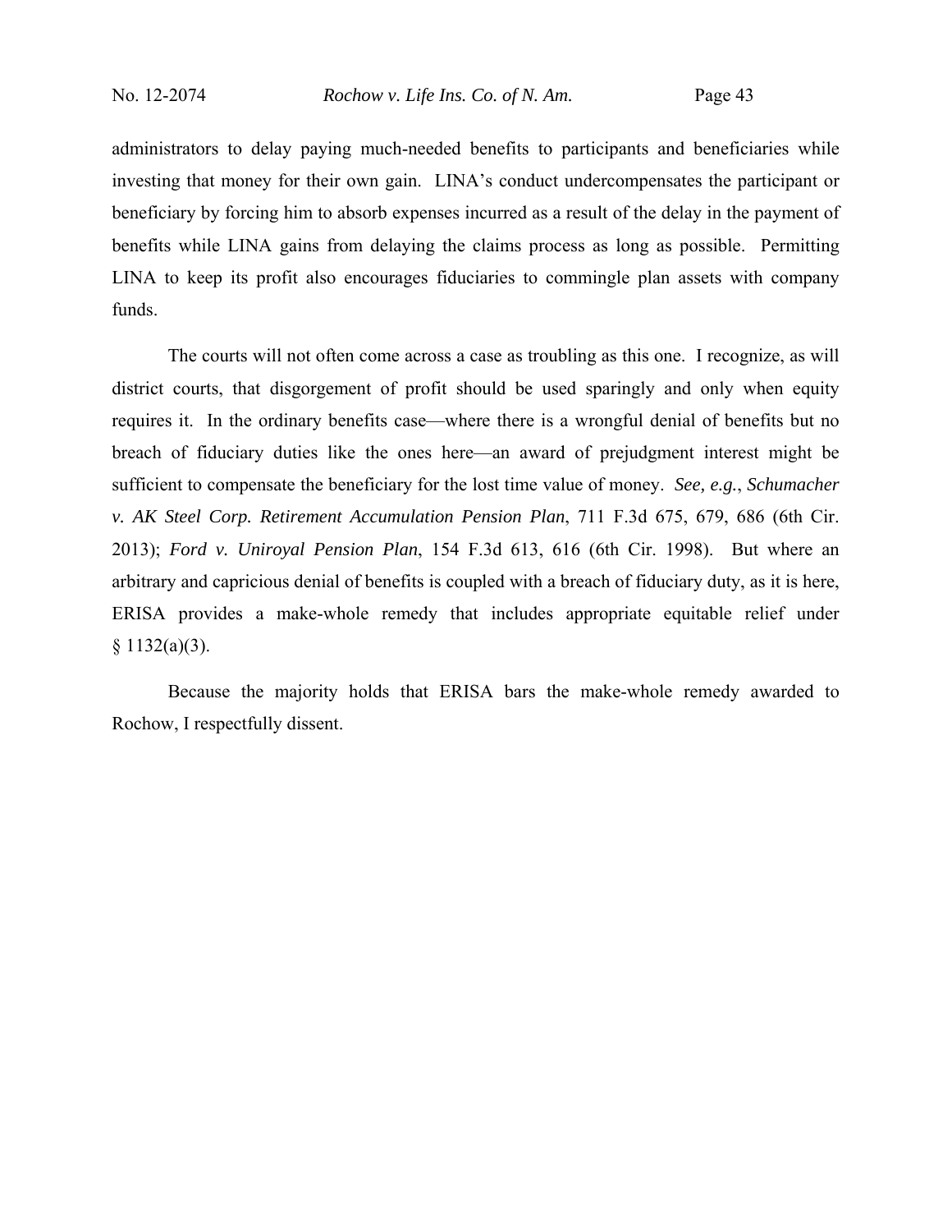administrators to delay paying much-needed benefits to participants and beneficiaries while investing that money for their own gain. LINA's conduct undercompensates the participant or beneficiary by forcing him to absorb expenses incurred as a result of the delay in the payment of benefits while LINA gains from delaying the claims process as long as possible. Permitting LINA to keep its profit also encourages fiduciaries to commingle plan assets with company funds.

The courts will not often come across a case as troubling as this one. I recognize, as will district courts, that disgorgement of profit should be used sparingly and only when equity requires it. In the ordinary benefits case—where there is a wrongful denial of benefits but no breach of fiduciary duties like the ones here—an award of prejudgment interest might be sufficient to compensate the beneficiary for the lost time value of money. *See, e.g.*, *Schumacher v. AK Steel Corp. Retirement Accumulation Pension Plan*, 711 F.3d 675, 679, 686 (6th Cir. 2013); *Ford v. Uniroyal Pension Plan*, 154 F.3d 613, 616 (6th Cir. 1998). But where an arbitrary and capricious denial of benefits is coupled with a breach of fiduciary duty, as it is here, ERISA provides a make-whole remedy that includes appropriate equitable relief under § 1132(a)(3).

Because the majority holds that ERISA bars the make-whole remedy awarded to Rochow, I respectfully dissent.